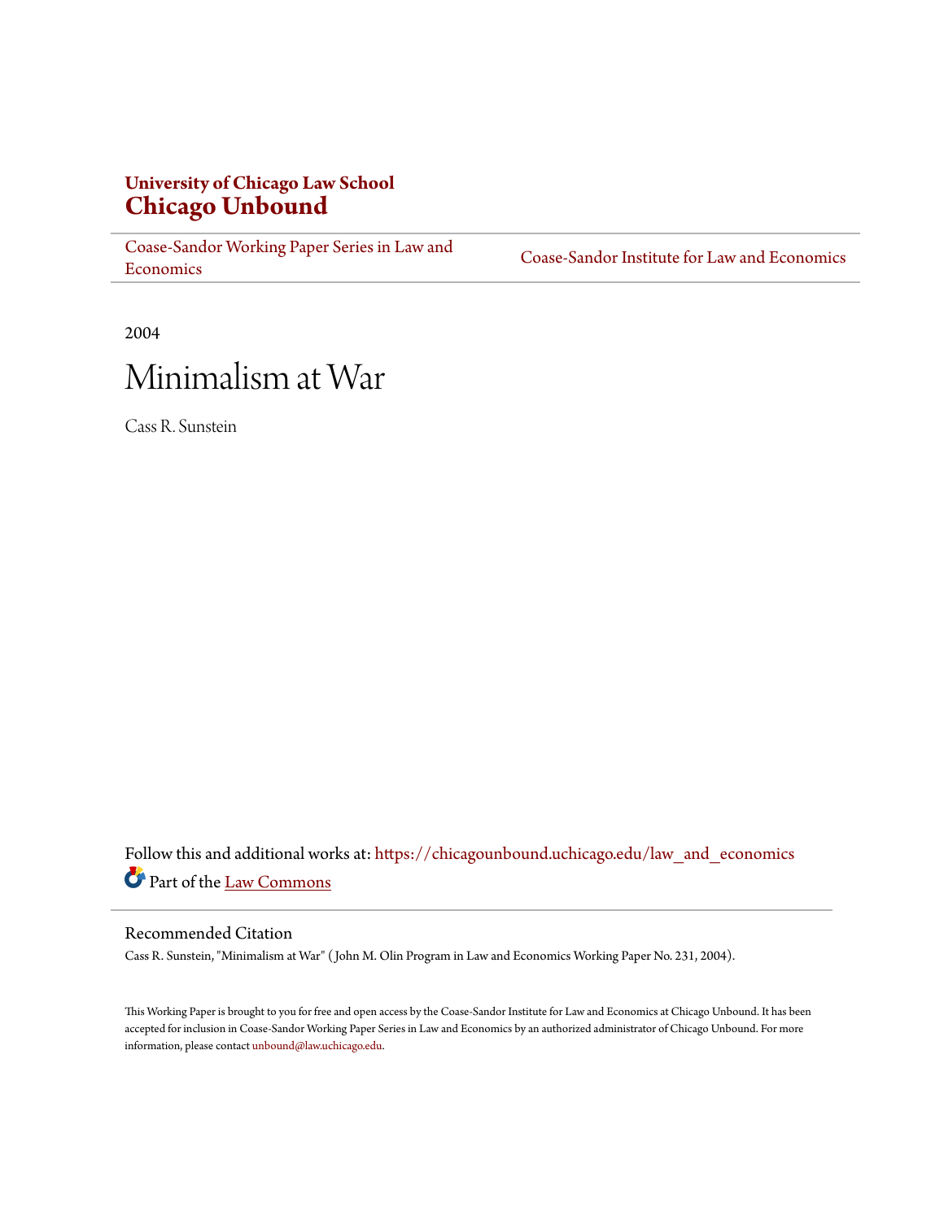**University of Chicago Law School**
# Chicago Unbound

Coase-Sandor Working Paper Series in Law and Economics | Coase-Sandor Institute for Law and Economics

2004

# Minimalism at War

Cass R. Sunstein

Follow this and additional works at: https://chicagounbound.uchicago.edu/law_and_economics

Part of the Law Commons

## Recommended Citation

Cass R. Sunstein, "Minimalism at War" ( John M. Olin Program in Law and Economics Working Paper No. 231, 2004).

This Working Paper is brought to you for free and open access by the Coase-Sandor Institute for Law and Economics at Chicago Unbound. It has been accepted for inclusion in Coase-Sandor Working Paper Series in Law and Economics by an authorized administrator of Chicago Unbound. For more information, please contact unbound@law.uchicago.edu.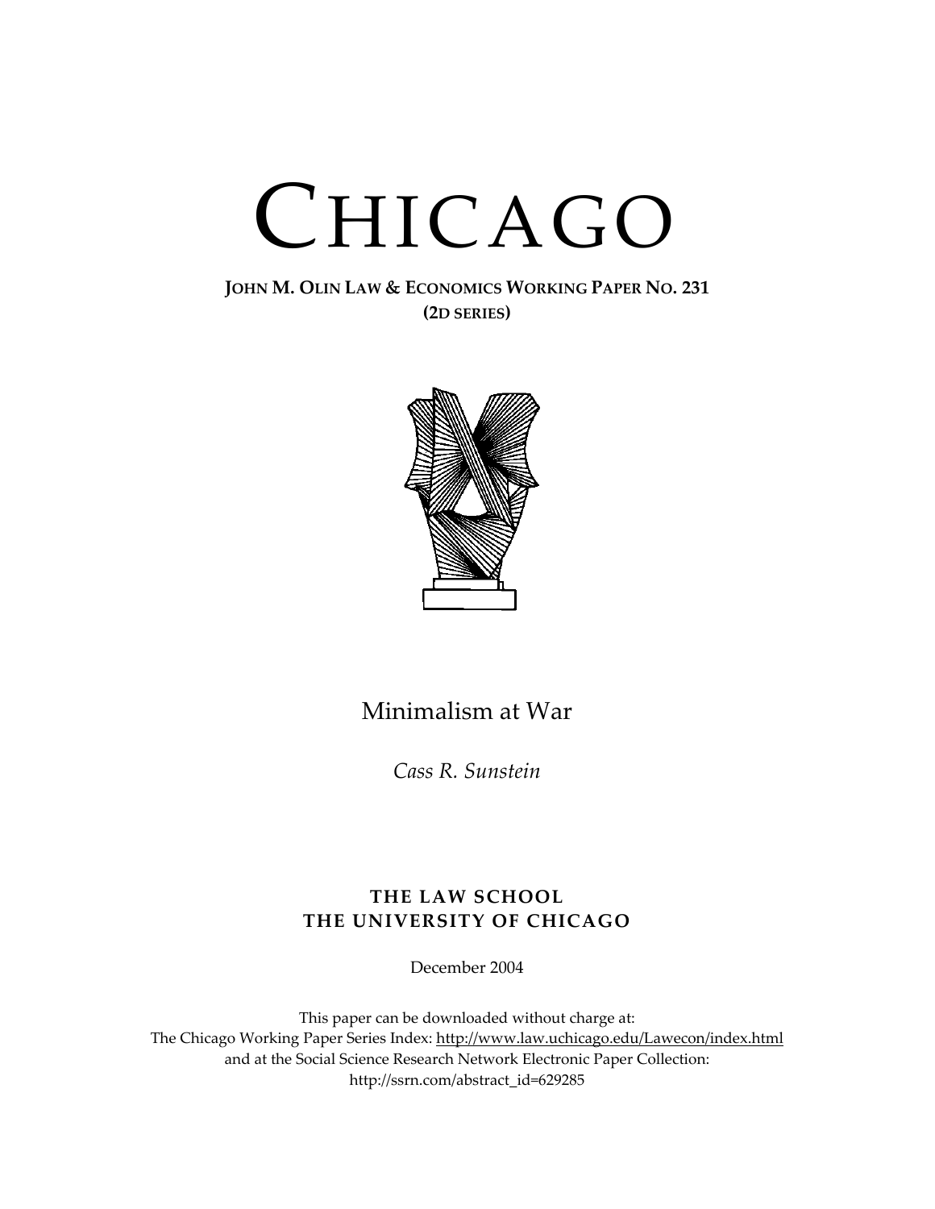# CHICAGO

**JOHN M. OLIN LAW & ECONOMICS WORKING PAPER NO. 231**
**(2D SERIES)**

Minimalism at War

*Cass R. Sunstein*

**THE LAW SCHOOL**
**THE UNIVERSITY OF CHICAGO**

December 2004

This paper can be downloaded without charge at:
The Chicago Working Paper Series Index: http://www.law.uchicago.edu/Lawecon/index.html
and at the Social Science Research Network Electronic Paper Collection:
http://ssrn.com/abstract_id=629285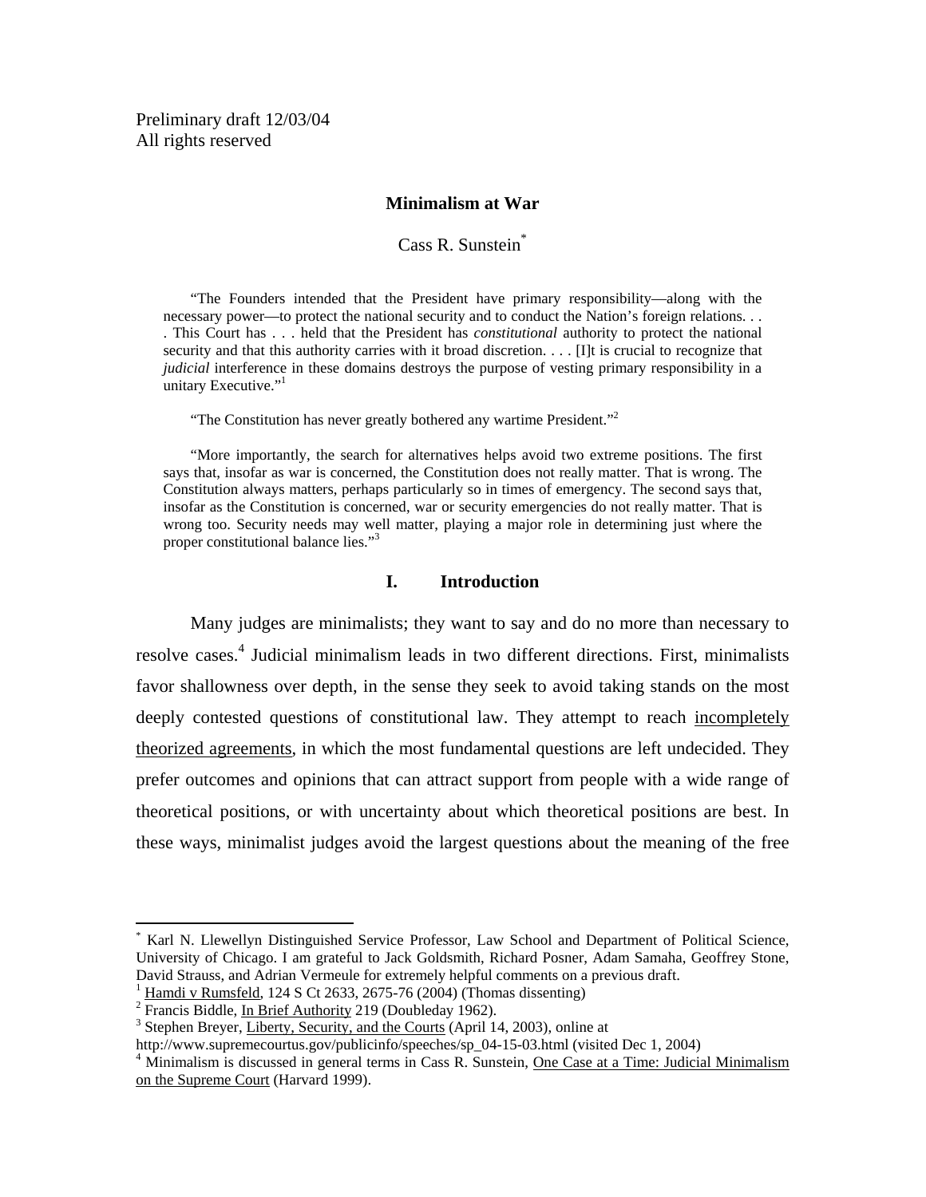Preliminary draft 12/03/04
All rights reserved

# Minimalism at War

Cass R. Sunstein[*]

> "The Founders intended that the President have primary responsibility—along with the necessary power—to protect the national security and to conduct the Nation's foreign relations. . . . This Court has . . . held that the President has *constitutional* authority to protect the national security and that this authority carries with it broad discretion. . . . [I]t is crucial to recognize that *judicial* interference in these domains destroys the purpose of vesting primary responsibility in a unitary Executive."[1]

> "The Constitution has never greatly bothered any wartime President."[2]

> "More importantly, the search for alternatives helps avoid two extreme positions. The first says that, insofar as war is concerned, the Constitution does not really matter. That is wrong. The Constitution always matters, perhaps particularly so in times of emergency. The second says that, insofar as the Constitution is concerned, war or security emergencies do not really matter. That is wrong too. Security needs may well matter, playing a major role in determining just where the proper constitutional balance lies."[3]

## I. Introduction

Many judges are minimalists; they want to say and do no more than necessary to resolve cases.[4] Judicial minimalism leads in two different directions. First, minimalists favor shallowness over depth, in the sense they seek to avoid taking stands on the most deeply contested questions of constitutional law. They attempt to reach incompletely theorized agreements, in which the most fundamental questions are left undecided. They prefer outcomes and opinions that can attract support from people with a wide range of theoretical positions, or with uncertainty about which theoretical positions are best. In these ways, minimalist judges avoid the largest questions about the meaning of the free

---

[*] Karl N. Llewellyn Distinguished Service Professor, Law School and Department of Political Science, University of Chicago. I am grateful to Jack Goldsmith, Richard Posner, Adam Samaha, Geoffrey Stone, David Strauss, and Adrian Vermeule for extremely helpful comments on a previous draft.

[1] Hamdi v Rumsfeld, 124 S Ct 2633, 2675-76 (2004) (Thomas dissenting)

[2] Francis Biddle, In Brief Authority 219 (Doubleday 1962).

[3] Stephen Breyer, Liberty, Security, and the Courts (April 14, 2003), online at http://www.supremecourtus.gov/publicinfo/speeches/sp_04-15-03.html (visited Dec 1, 2004)

[4] Minimalism is discussed in general terms in Cass R. Sunstein, One Case at a Time: Judicial Minimalism on the Supreme Court (Harvard 1999).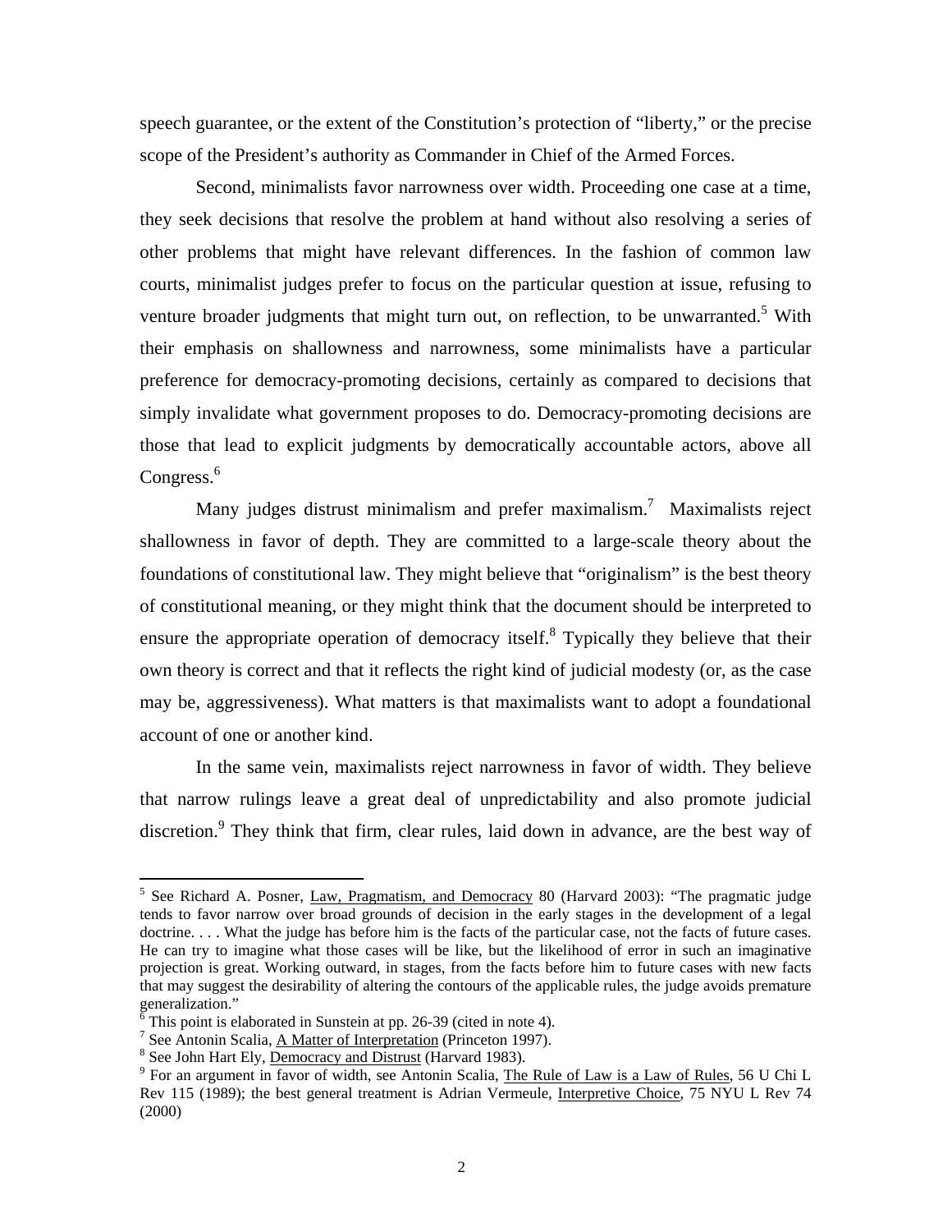speech guarantee, or the extent of the Constitution's protection of "liberty," or the precise scope of the President's authority as Commander in Chief of the Armed Forces.

Second, minimalists favor narrowness over width. Proceeding one case at a time, they seek decisions that resolve the problem at hand without also resolving a series of other problems that might have relevant differences. In the fashion of common law courts, minimalist judges prefer to focus on the particular question at issue, refusing to venture broader judgments that might turn out, on reflection, to be unwarranted.[5] With their emphasis on shallowness and narrowness, some minimalists have a particular preference for democracy-promoting decisions, certainly as compared to decisions that simply invalidate what government proposes to do. Democracy-promoting decisions are those that lead to explicit judgments by democratically accountable actors, above all Congress.[6]

Many judges distrust minimalism and prefer maximalism.[7] Maximalists reject shallowness in favor of depth. They are committed to a large-scale theory about the foundations of constitutional law. They might believe that "originalism" is the best theory of constitutional meaning, or they might think that the document should be interpreted to ensure the appropriate operation of democracy itself.[8] Typically they believe that their own theory is correct and that it reflects the right kind of judicial modesty (or, as the case may be, aggressiveness). What matters is that maximalists want to adopt a foundational account of one or another kind.

In the same vein, maximalists reject narrowness in favor of width. They believe that narrow rulings leave a great deal of unpredictability and also promote judicial discretion.[9] They think that firm, clear rules, laid down in advance, are the best way of

---

[5] See Richard A. Posner, Law, Pragmatism, and Democracy 80 (Harvard 2003): "The pragmatic judge tends to favor narrow over broad grounds of decision in the early stages in the development of a legal doctrine. . . . What the judge has before him is the facts of the particular case, not the facts of future cases. He can try to imagine what those cases will be like, but the likelihood of error in such an imaginative projection is great. Working outward, in stages, from the facts before him to future cases with new facts that may suggest the desirability of altering the contours of the applicable rules, the judge avoids premature generalization."

[6] This point is elaborated in Sunstein at pp. 26-39 (cited in note 4).

[7] See Antonin Scalia, A Matter of Interpretation (Princeton 1997).

[8] See John Hart Ely, Democracy and Distrust (Harvard 1983).

[9] For an argument in favor of width, see Antonin Scalia, The Rule of Law is a Law of Rules, 56 U Chi L Rev 115 (1989); the best general treatment is Adrian Vermeule, Interpretive Choice, 75 NYU L Rev 74 (2000)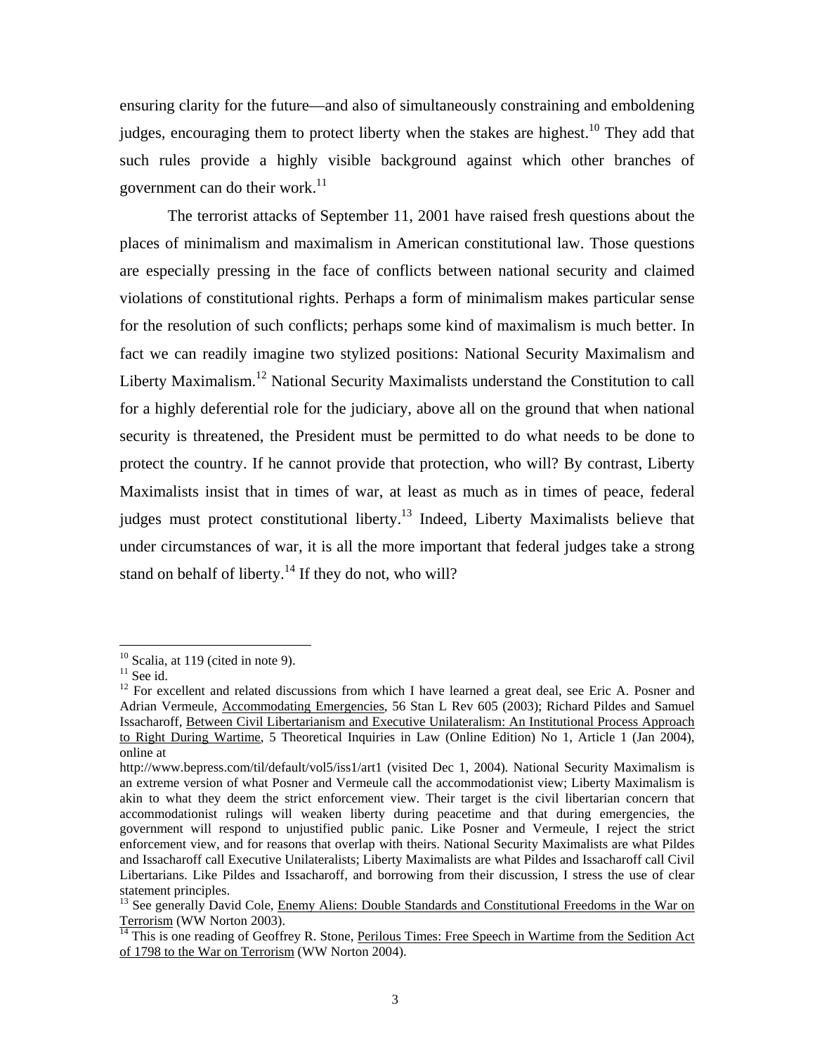ensuring clarity for the future—and also of simultaneously constraining and emboldening judges, encouraging them to protect liberty when the stakes are highest.[10] They add that such rules provide a highly visible background against which other branches of government can do their work.[11]

The terrorist attacks of September 11, 2001 have raised fresh questions about the places of minimalism and maximalism in American constitutional law. Those questions are especially pressing in the face of conflicts between national security and claimed violations of constitutional rights. Perhaps a form of minimalism makes particular sense for the resolution of such conflicts; perhaps some kind of maximalism is much better. In fact we can readily imagine two stylized positions: National Security Maximalism and Liberty Maximalism.[12] National Security Maximalists understand the Constitution to call for a highly deferential role for the judiciary, above all on the ground that when national security is threatened, the President must be permitted to do what needs to be done to protect the country. If he cannot provide that protection, who will? By contrast, Liberty Maximalists insist that in times of war, at least as much as in times of peace, federal judges must protect constitutional liberty.[13] Indeed, Liberty Maximalists believe that under circumstances of war, it is all the more important that federal judges take a strong stand on behalf of liberty.[14] If they do not, who will?

---

[10] Scalia, at 119 (cited in note 9).

[11] See id.

[12] For excellent and related discussions from which I have learned a great deal, see Eric A. Posner and Adrian Vermeule, Accommodating Emergencies, 56 Stan L Rev 605 (2003); Richard Pildes and Samuel Issacharoff, Between Civil Libertarianism and Executive Unilateralism: An Institutional Process Approach to Right During Wartime, 5 Theoretical Inquiries in Law (Online Edition) No 1, Article 1 (Jan 2004), online at
http://www.bepress.com/til/default/vol5/iss1/art1 (visited Dec 1, 2004). National Security Maximalism is an extreme version of what Posner and Vermeule call the accommodationist view; Liberty Maximalism is akin to what they deem the strict enforcement view. Their target is the civil libertarian concern that accommodationist rulings will weaken liberty during peacetime and that during emergencies, the government will respond to unjustified public panic. Like Posner and Vermeule, I reject the strict enforcement view, and for reasons that overlap with theirs. National Security Maximalists are what Pildes and Issacharoff call Executive Unilateralists; Liberty Maximalists are what Pildes and Issacharoff call Civil Libertarians. Like Pildes and Issacharoff, and borrowing from their discussion, I stress the use of clear statement principles.

[13] See generally David Cole, Enemy Aliens: Double Standards and Constitutional Freedoms in the War on Terrorism (WW Norton 2003).

[14] This is one reading of Geoffrey R. Stone, Perilous Times: Free Speech in Wartime from the Sedition Act of 1798 to the War on Terrorism (WW Norton 2004).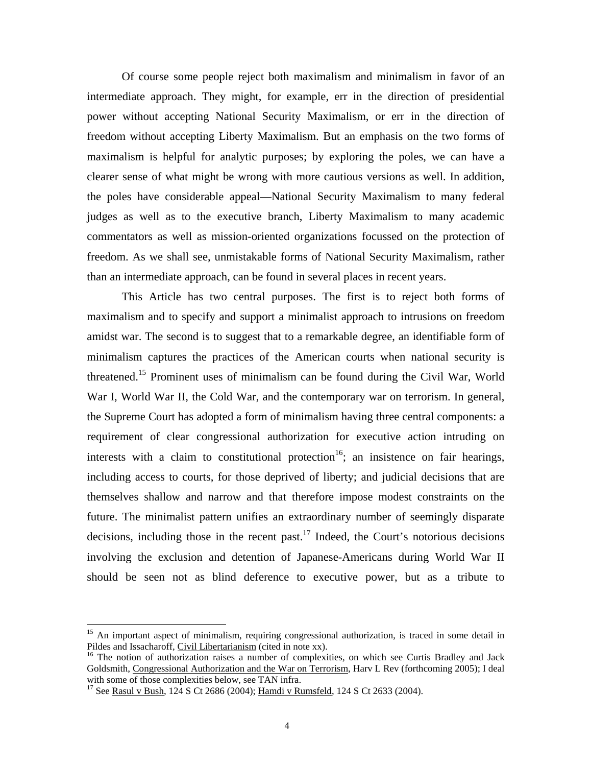Of course some people reject both maximalism and minimalism in favor of an intermediate approach. They might, for example, err in the direction of presidential power without accepting National Security Maximalism, or err in the direction of freedom without accepting Liberty Maximalism. But an emphasis on the two forms of maximalism is helpful for analytic purposes; by exploring the poles, we can have a clearer sense of what might be wrong with more cautious versions as well. In addition, the poles have considerable appeal—National Security Maximalism to many federal judges as well as to the executive branch, Liberty Maximalism to many academic commentators as well as mission-oriented organizations focussed on the protection of freedom. As we shall see, unmistakable forms of National Security Maximalism, rather than an intermediate approach, can be found in several places in recent years.

This Article has two central purposes. The first is to reject both forms of maximalism and to specify and support a minimalist approach to intrusions on freedom amidst war. The second is to suggest that to a remarkable degree, an identifiable form of minimalism captures the practices of the American courts when national security is threatened.[15] Prominent uses of minimalism can be found during the Civil War, World War I, World War II, the Cold War, and the contemporary war on terrorism. In general, the Supreme Court has adopted a form of minimalism having three central components: a requirement of clear congressional authorization for executive action intruding on interests with a claim to constitutional protection[16]; an insistence on fair hearings, including access to courts, for those deprived of liberty; and judicial decisions that are themselves shallow and narrow and that therefore impose modest constraints on the future. The minimalist pattern unifies an extraordinary number of seemingly disparate decisions, including those in the recent past.[17] Indeed, the Court's notorious decisions involving the exclusion and detention of Japanese-Americans during World War II should be seen not as blind deference to executive power, but as a tribute to

---

[15] An important aspect of minimalism, requiring congressional authorization, is traced in some detail in Pildes and Issacharoff, Civil Libertarianism (cited in note xx).

[16] The notion of authorization raises a number of complexities, on which see Curtis Bradley and Jack Goldsmith, Congressional Authorization and the War on Terrorism, Harv L Rev (forthcoming 2005); I deal with some of those complexities below, see TAN infra.

[17] See Rasul v Bush, 124 S Ct 2686 (2004); Hamdi v Rumsfeld, 124 S Ct 2633 (2004).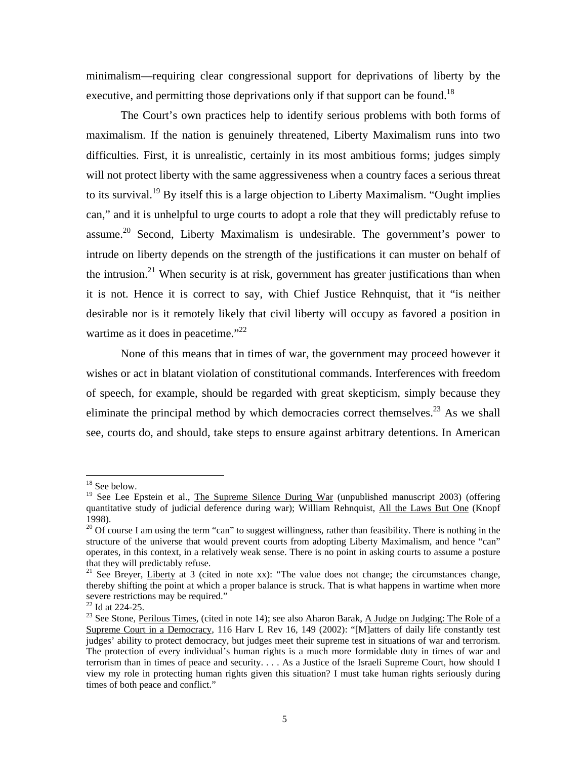minimalism—requiring clear congressional support for deprivations of liberty by the executive, and permitting those deprivations only if that support can be found.[18]

The Court's own practices help to identify serious problems with both forms of maximalism. If the nation is genuinely threatened, Liberty Maximalism runs into two difficulties. First, it is unrealistic, certainly in its most ambitious forms; judges simply will not protect liberty with the same aggressiveness when a country faces a serious threat to its survival.[19] By itself this is a large objection to Liberty Maximalism. "Ought implies can," and it is unhelpful to urge courts to adopt a role that they will predictably refuse to assume.[20] Second, Liberty Maximalism is undesirable. The government's power to intrude on liberty depends on the strength of the justifications it can muster on behalf of the intrusion.[21] When security is at risk, government has greater justifications than when it is not. Hence it is correct to say, with Chief Justice Rehnquist, that it "is neither desirable nor is it remotely likely that civil liberty will occupy as favored a position in wartime as it does in peacetime."[22]

None of this means that in times of war, the government may proceed however it wishes or act in blatant violation of constitutional commands. Interferences with freedom of speech, for example, should be regarded with great skepticism, simply because they eliminate the principal method by which democracies correct themselves.[23] As we shall see, courts do, and should, take steps to ensure against arbitrary detentions. In American

---

[18] See below.

[19] See Lee Epstein et al., The Supreme Silence During War (unpublished manuscript 2003) (offering quantitative study of judicial deference during war); William Rehnquist, All the Laws But One (Knopf 1998).

[20] Of course I am using the term "can" to suggest willingness, rather than feasibility. There is nothing in the structure of the universe that would prevent courts from adopting Liberty Maximalism, and hence "can" operates, in this context, in a relatively weak sense. There is no point in asking courts to assume a posture that they will predictably refuse.

[21] See Breyer, Liberty at 3 (cited in note xx): "The value does not change; the circumstances change, thereby shifting the point at which a proper balance is struck. That is what happens in wartime when more severe restrictions may be required."

[22] Id at 224-25.

[23] See Stone, Perilous Times, (cited in note 14); see also Aharon Barak, A Judge on Judging: The Role of a Supreme Court in a Democracy, 116 Harv L Rev 16, 149 (2002): "[M]atters of daily life constantly test judges' ability to protect democracy, but judges meet their supreme test in situations of war and terrorism. The protection of every individual's human rights is a much more formidable duty in times of war and terrorism than in times of peace and security. . . . As a Justice of the Israeli Supreme Court, how should I view my role in protecting human rights given this situation? I must take human rights seriously during times of both peace and conflict."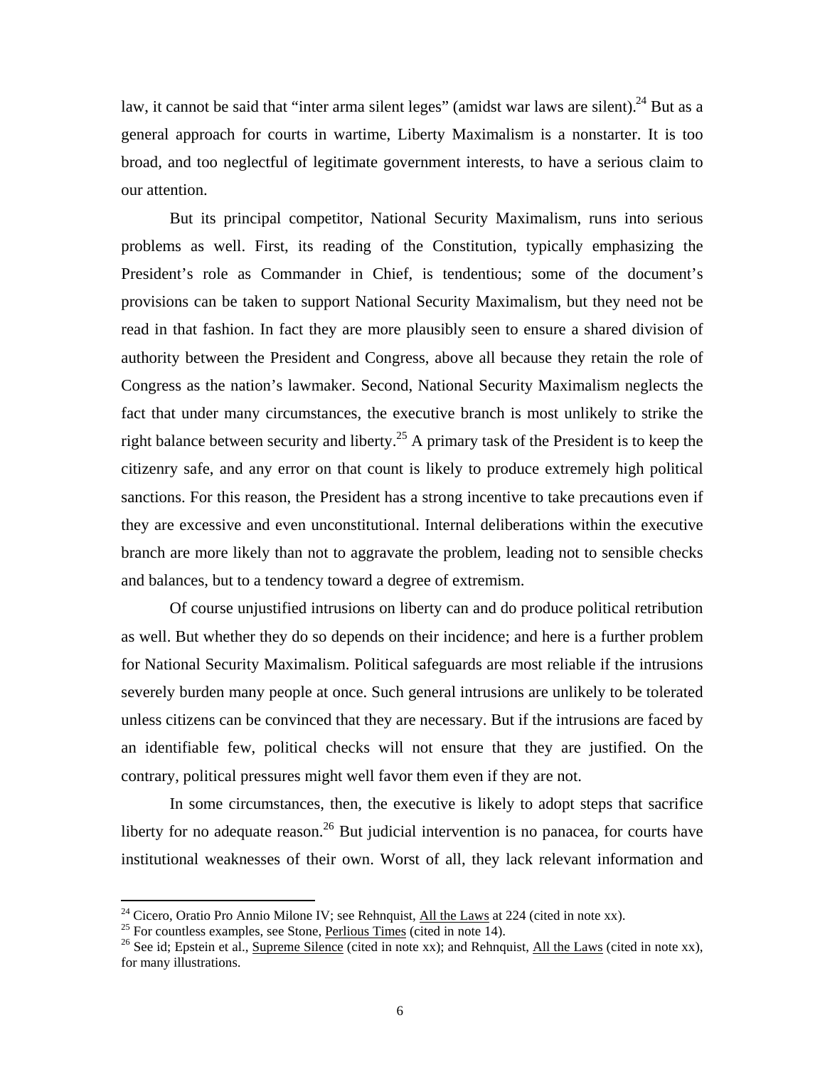law, it cannot be said that "inter arma silent leges" (amidst war laws are silent).[24] But as a general approach for courts in wartime, Liberty Maximalism is a nonstarter. It is too broad, and too neglectful of legitimate government interests, to have a serious claim to our attention.

But its principal competitor, National Security Maximalism, runs into serious problems as well. First, its reading of the Constitution, typically emphasizing the President's role as Commander in Chief, is tendentious; some of the document's provisions can be taken to support National Security Maximalism, but they need not be read in that fashion. In fact they are more plausibly seen to ensure a shared division of authority between the President and Congress, above all because they retain the role of Congress as the nation's lawmaker. Second, National Security Maximalism neglects the fact that under many circumstances, the executive branch is most unlikely to strike the right balance between security and liberty.[25] A primary task of the President is to keep the citizenry safe, and any error on that count is likely to produce extremely high political sanctions. For this reason, the President has a strong incentive to take precautions even if they are excessive and even unconstitutional. Internal deliberations within the executive branch are more likely than not to aggravate the problem, leading not to sensible checks and balances, but to a tendency toward a degree of extremism.

Of course unjustified intrusions on liberty can and do produce political retribution as well. But whether they do so depends on their incidence; and here is a further problem for National Security Maximalism. Political safeguards are most reliable if the intrusions severely burden many people at once. Such general intrusions are unlikely to be tolerated unless citizens can be convinced that they are necessary. But if the intrusions are faced by an identifiable few, political checks will not ensure that they are justified. On the contrary, political pressures might well favor them even if they are not.

In some circumstances, then, the executive is likely to adopt steps that sacrifice liberty for no adequate reason.[26] But judicial intervention is no panacea, for courts have institutional weaknesses of their own. Worst of all, they lack relevant information and

---

[24] Cicero, Oratio Pro Annio Milone IV; see Rehnquist, All the Laws at 224 (cited in note xx).

[25] For countless examples, see Stone, Perlious Times (cited in note 14).

[26] See id; Epstein et al., Supreme Silence (cited in note xx); and Rehnquist, All the Laws (cited in note xx), for many illustrations.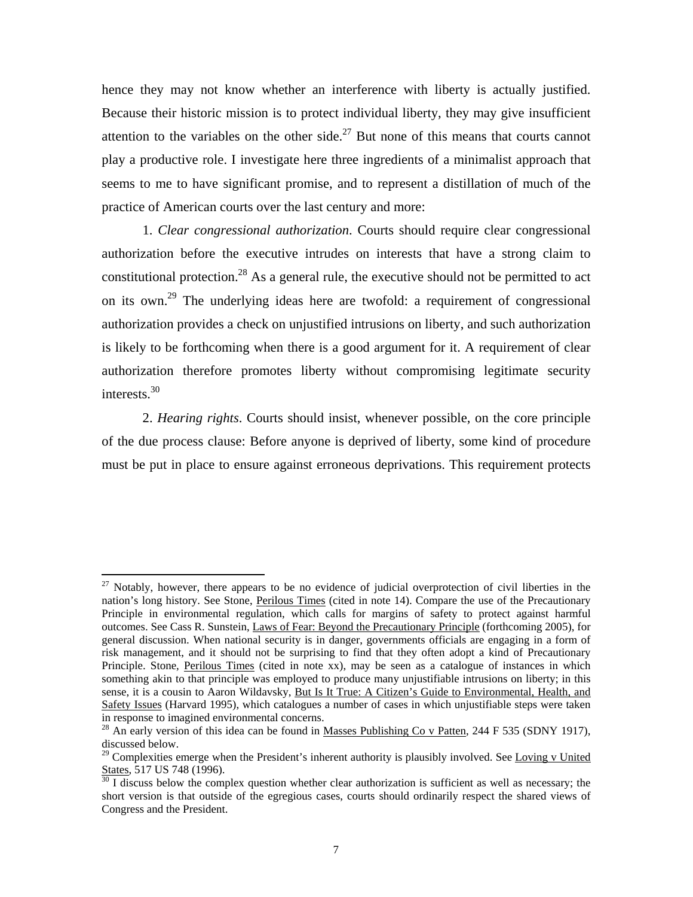hence they may not know whether an interference with liberty is actually justified. Because their historic mission is to protect individual liberty, they may give insufficient attention to the variables on the other side.[27] But none of this means that courts cannot play a productive role. I investigate here three ingredients of a minimalist approach that seems to me to have significant promise, and to represent a distillation of much of the practice of American courts over the last century and more:

1. *Clear congressional authorization*. Courts should require clear congressional authorization before the executive intrudes on interests that have a strong claim to constitutional protection.[28] As a general rule, the executive should not be permitted to act on its own.[29] The underlying ideas here are twofold: a requirement of congressional authorization provides a check on unjustified intrusions on liberty, and such authorization is likely to be forthcoming when there is a good argument for it. A requirement of clear authorization therefore promotes liberty without compromising legitimate security interests.[30]

2. *Hearing rights*. Courts should insist, whenever possible, on the core principle of the due process clause: Before anyone is deprived of liberty, some kind of procedure must be put in place to ensure against erroneous deprivations. This requirement protects

---

[27] Notably, however, there appears to be no evidence of judicial overprotection of civil liberties in the nation's long history. See Stone, Perilous Times (cited in note 14). Compare the use of the Precautionary Principle in environmental regulation, which calls for margins of safety to protect against harmful outcomes. See Cass R. Sunstein, Laws of Fear: Beyond the Precautionary Principle (forthcoming 2005), for general discussion. When national security is in danger, governments officials are engaging in a form of risk management, and it should not be surprising to find that they often adopt a kind of Precautionary Principle. Stone, Perilous Times (cited in note xx), may be seen as a catalogue of instances in which something akin to that principle was employed to produce many unjustifiable intrusions on liberty; in this sense, it is a cousin to Aaron Wildavsky, But Is It True: A Citizen's Guide to Environmental, Health, and Safety Issues (Harvard 1995), which catalogues a number of cases in which unjustifiable steps were taken in response to imagined environmental concerns.

[28] An early version of this idea can be found in Masses Publishing Co v Patten, 244 F 535 (SDNY 1917), discussed below.

[29] Complexities emerge when the President's inherent authority is plausibly involved. See Loving v United States, 517 US 748 (1996).

[30] I discuss below the complex question whether clear authorization is sufficient as well as necessary; the short version is that outside of the egregious cases, courts should ordinarily respect the shared views of Congress and the President.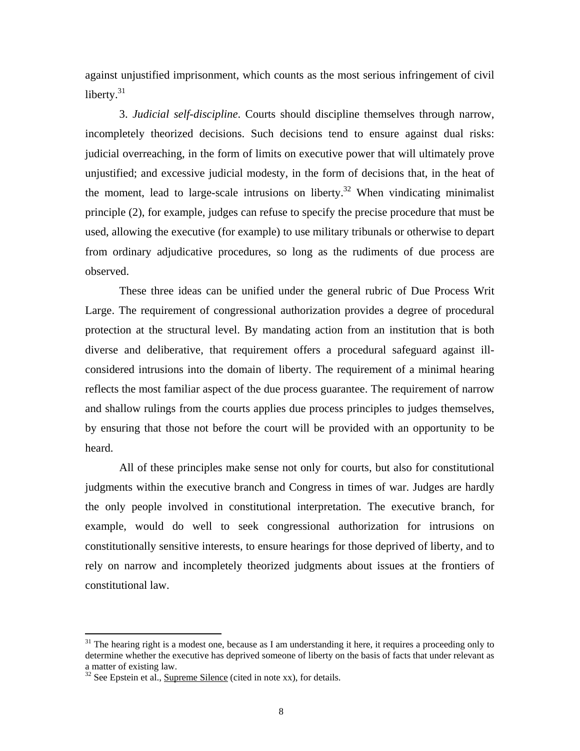against unjustified imprisonment, which counts as the most serious infringement of civil liberty.[31]

3. *Judicial self-discipline*. Courts should discipline themselves through narrow, incompletely theorized decisions. Such decisions tend to ensure against dual risks: judicial overreaching, in the form of limits on executive power that will ultimately prove unjustified; and excessive judicial modesty, in the form of decisions that, in the heat of the moment, lead to large-scale intrusions on liberty.[32] When vindicating minimalist principle (2), for example, judges can refuse to specify the precise procedure that must be used, allowing the executive (for example) to use military tribunals or otherwise to depart from ordinary adjudicative procedures, so long as the rudiments of due process are observed.

These three ideas can be unified under the general rubric of Due Process Writ Large. The requirement of congressional authorization provides a degree of procedural protection at the structural level. By mandating action from an institution that is both diverse and deliberative, that requirement offers a procedural safeguard against ill-considered intrusions into the domain of liberty. The requirement of a minimal hearing reflects the most familiar aspect of the due process guarantee. The requirement of narrow and shallow rulings from the courts applies due process principles to judges themselves, by ensuring that those not before the court will be provided with an opportunity to be heard.

All of these principles make sense not only for courts, but also for constitutional judgments within the executive branch and Congress in times of war. Judges are hardly the only people involved in constitutional interpretation. The executive branch, for example, would do well to seek congressional authorization for intrusions on constitutionally sensitive interests, to ensure hearings for those deprived of liberty, and to rely on narrow and incompletely theorized judgments about issues at the frontiers of constitutional law.

---

[31] The hearing right is a modest one, because as I am understanding it here, it requires a proceeding only to determine whether the executive has deprived someone of liberty on the basis of facts that under relevant as a matter of existing law.

[32] See Epstein et al., Supreme Silence (cited in note xx), for details.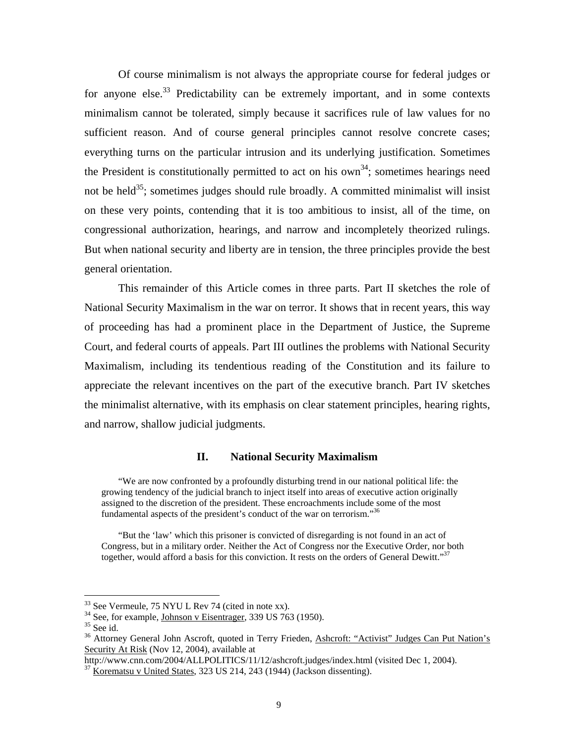Of course minimalism is not always the appropriate course for federal judges or for anyone else.[33] Predictability can be extremely important, and in some contexts minimalism cannot be tolerated, simply because it sacrifices rule of law values for no sufficient reason. And of course general principles cannot resolve concrete cases; everything turns on the particular intrusion and its underlying justification. Sometimes the President is constitutionally permitted to act on his own[34]; sometimes hearings need not be held[35]; sometimes judges should rule broadly. A committed minimalist will insist on these very points, contending that it is too ambitious to insist, all of the time, on congressional authorization, hearings, and narrow and incompletely theorized rulings. But when national security and liberty are in tension, the three principles provide the best general orientation.

This remainder of this Article comes in three parts. Part II sketches the role of National Security Maximalism in the war on terror. It shows that in recent years, this way of proceeding has had a prominent place in the Department of Justice, the Supreme Court, and federal courts of appeals. Part III outlines the problems with National Security Maximalism, including its tendentious reading of the Constitution and its failure to appreciate the relevant incentives on the part of the executive branch. Part IV sketches the minimalist alternative, with its emphasis on clear statement principles, hearing rights, and narrow, shallow judicial judgments.

## II. National Security Maximalism

> "We are now confronted by a profoundly disturbing trend in our national political life: the growing tendency of the judicial branch to inject itself into areas of executive action originally assigned to the discretion of the president. These encroachments include some of the most fundamental aspects of the president's conduct of the war on terrorism."[36]

> "But the 'law' which this prisoner is convicted of disregarding is not found in an act of Congress, but in a military order. Neither the Act of Congress nor the Executive Order, nor both together, would afford a basis for this conviction. It rests on the orders of General Dewitt."[37]

---

[33] See Vermeule, 75 NYU L Rev 74 (cited in note xx).

[34] See, for example, Johnson v Eisentrager, 339 US 763 (1950).

[35] See id.

[36] Attorney General John Ascroft, quoted in Terry Frieden, Ashcroft: "Activist" Judges Can Put Nation's Security At Risk (Nov 12, 2004), available at http://www.cnn.com/2004/ALLPOLITICS/11/12/ashcroft.judges/index.html (visited Dec 1, 2004).

[37] Korematsu v United States, 323 US 214, 243 (1944) (Jackson dissenting).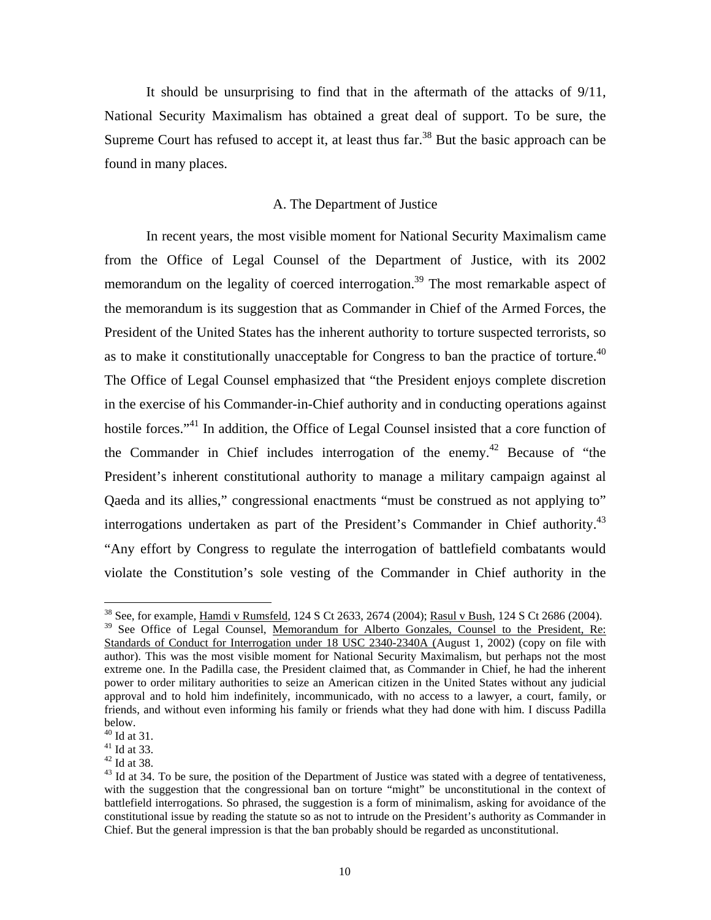It should be unsurprising to find that in the aftermath of the attacks of 9/11, National Security Maximalism has obtained a great deal of support. To be sure, the Supreme Court has refused to accept it, at least thus far.[38] But the basic approach can be found in many places.

### A. The Department of Justice

In recent years, the most visible moment for National Security Maximalism came from the Office of Legal Counsel of the Department of Justice, with its 2002 memorandum on the legality of coerced interrogation.[39] The most remarkable aspect of the memorandum is its suggestion that as Commander in Chief of the Armed Forces, the President of the United States has the inherent authority to torture suspected terrorists, so as to make it constitutionally unacceptable for Congress to ban the practice of torture.[40] The Office of Legal Counsel emphasized that "the President enjoys complete discretion in the exercise of his Commander-in-Chief authority and in conducting operations against hostile forces."[41] In addition, the Office of Legal Counsel insisted that a core function of the Commander in Chief includes interrogation of the enemy.[42] Because of "the President's inherent constitutional authority to manage a military campaign against al Qaeda and its allies," congressional enactments "must be construed as not applying to" interrogations undertaken as part of the President's Commander in Chief authority.[43] "Any effort by Congress to regulate the interrogation of battlefield combatants would violate the Constitution's sole vesting of the Commander in Chief authority in the

---

[38] See, for example, Hamdi v Rumsfeld, 124 S Ct 2633, 2674 (2004); Rasul v Bush, 124 S Ct 2686 (2004).

[39] See Office of Legal Counsel, Memorandum for Alberto Gonzales, Counsel to the President, Re: Standards of Conduct for Interrogation under 18 USC 2340-2340A (August 1, 2002) (copy on file with author). This was the most visible moment for National Security Maximalism, but perhaps not the most extreme one. In the Padilla case, the President claimed that, as Commander in Chief, he had the inherent power to order military authorities to seize an American citizen in the United States without any judicial approval and to hold him indefinitely, incommunicado, with no access to a lawyer, a court, family, or friends, and without even informing his family or friends what they had done with him. I discuss Padilla below.

[40] Id at 31.

[41] Id at 33.

[42] Id at 38.

[43] Id at 34. To be sure, the position of the Department of Justice was stated with a degree of tentativeness, with the suggestion that the congressional ban on torture "might" be unconstitutional in the context of battlefield interrogations. So phrased, the suggestion is a form of minimalism, asking for avoidance of the constitutional issue by reading the statute so as not to intrude on the President's authority as Commander in Chief. But the general impression is that the ban probably should be regarded as unconstitutional.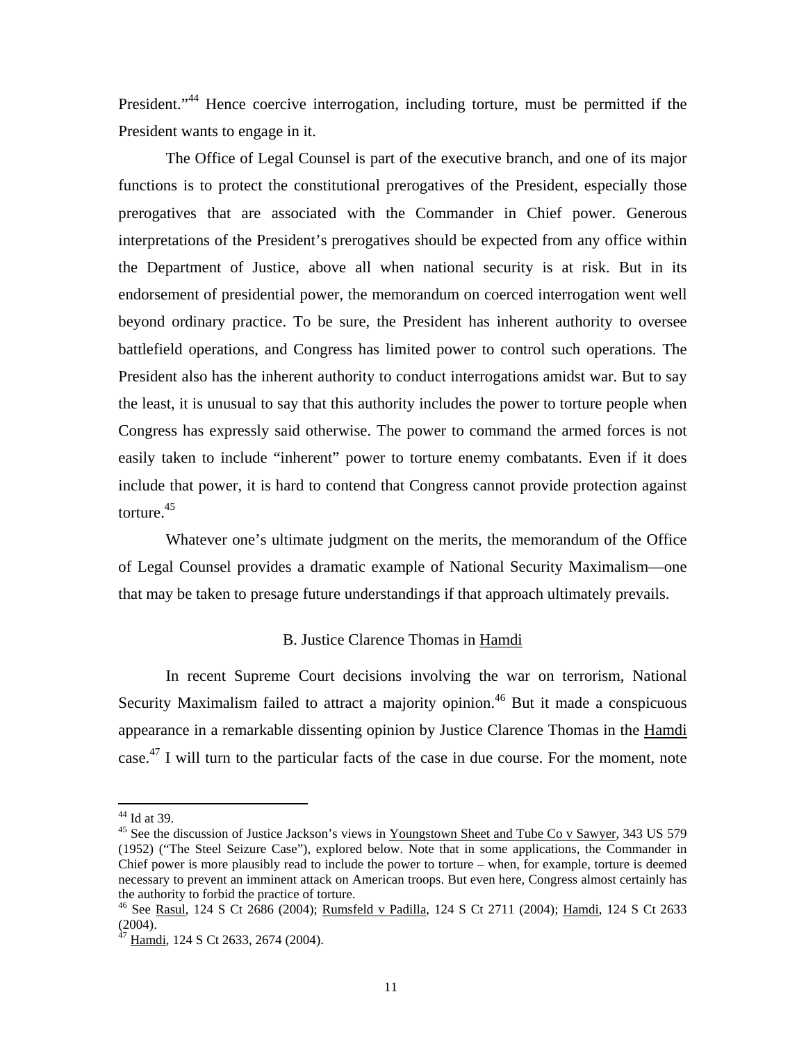President."[44] Hence coercive interrogation, including torture, must be permitted if the President wants to engage in it.

The Office of Legal Counsel is part of the executive branch, and one of its major functions is to protect the constitutional prerogatives of the President, especially those prerogatives that are associated with the Commander in Chief power. Generous interpretations of the President's prerogatives should be expected from any office within the Department of Justice, above all when national security is at risk. But in its endorsement of presidential power, the memorandum on coerced interrogation went well beyond ordinary practice. To be sure, the President has inherent authority to oversee battlefield operations, and Congress has limited power to control such operations. The President also has the inherent authority to conduct interrogations amidst war. But to say the least, it is unusual to say that this authority includes the power to torture people when Congress has expressly said otherwise. The power to command the armed forces is not easily taken to include "inherent" power to torture enemy combatants. Even if it does include that power, it is hard to contend that Congress cannot provide protection against torture.[45]

Whatever one's ultimate judgment on the merits, the memorandum of the Office of Legal Counsel provides a dramatic example of National Security Maximalism—one that may be taken to presage future understandings if that approach ultimately prevails.

### B. Justice Clarence Thomas in Hamdi

In recent Supreme Court decisions involving the war on terrorism, National Security Maximalism failed to attract a majority opinion.[46] But it made a conspicuous appearance in a remarkable dissenting opinion by Justice Clarence Thomas in the Hamdi case.[47] I will turn to the particular facts of the case in due course. For the moment, note

---

[44] Id at 39.

[45] See the discussion of Justice Jackson's views in Youngstown Sheet and Tube Co v Sawyer, 343 US 579 (1952) ("The Steel Seizure Case"), explored below. Note that in some applications, the Commander in Chief power is more plausibly read to include the power to torture – when, for example, torture is deemed necessary to prevent an imminent attack on American troops. But even here, Congress almost certainly has the authority to forbid the practice of torture.

[46] See Rasul, 124 S Ct 2686 (2004); Rumsfeld v Padilla, 124 S Ct 2711 (2004); Hamdi, 124 S Ct 2633 (2004).

[47] Hamdi, 124 S Ct 2633, 2674 (2004).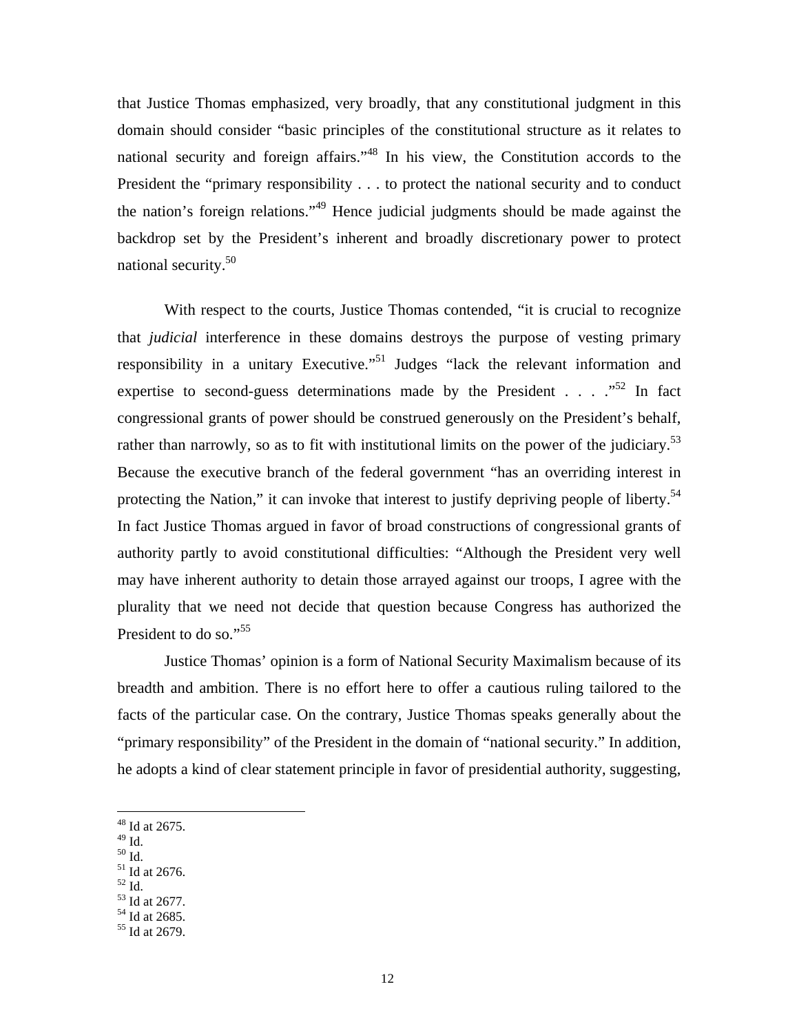that Justice Thomas emphasized, very broadly, that any constitutional judgment in this domain should consider "basic principles of the constitutional structure as it relates to national security and foreign affairs."[48] In his view, the Constitution accords to the President the "primary responsibility . . . to protect the national security and to conduct the nation's foreign relations."[49] Hence judicial judgments should be made against the backdrop set by the President's inherent and broadly discretionary power to protect national security.[50]

With respect to the courts, Justice Thomas contended, "it is crucial to recognize that *judicial* interference in these domains destroys the purpose of vesting primary responsibility in a unitary Executive."[51] Judges "lack the relevant information and expertise to second-guess determinations made by the President . . . ."[52] In fact congressional grants of power should be construed generously on the President's behalf, rather than narrowly, so as to fit with institutional limits on the power of the judiciary.[53] Because the executive branch of the federal government "has an overriding interest in protecting the Nation," it can invoke that interest to justify depriving people of liberty.[54] In fact Justice Thomas argued in favor of broad constructions of congressional grants of authority partly to avoid constitutional difficulties: "Although the President very well may have inherent authority to detain those arrayed against our troops, I agree with the plurality that we need not decide that question because Congress has authorized the President to do so."[55]

Justice Thomas' opinion is a form of National Security Maximalism because of its breadth and ambition. There is no effort here to offer a cautious ruling tailored to the facts of the particular case. On the contrary, Justice Thomas speaks generally about the "primary responsibility" of the President in the domain of "national security." In addition, he adopts a kind of clear statement principle in favor of presidential authority, suggesting,

---

[48] Id at 2675.
[49] Id.
[50] Id.
[51] Id at 2676.
[52] Id.
[53] Id at 2677.
[54] Id at 2685.
[55] Id at 2679.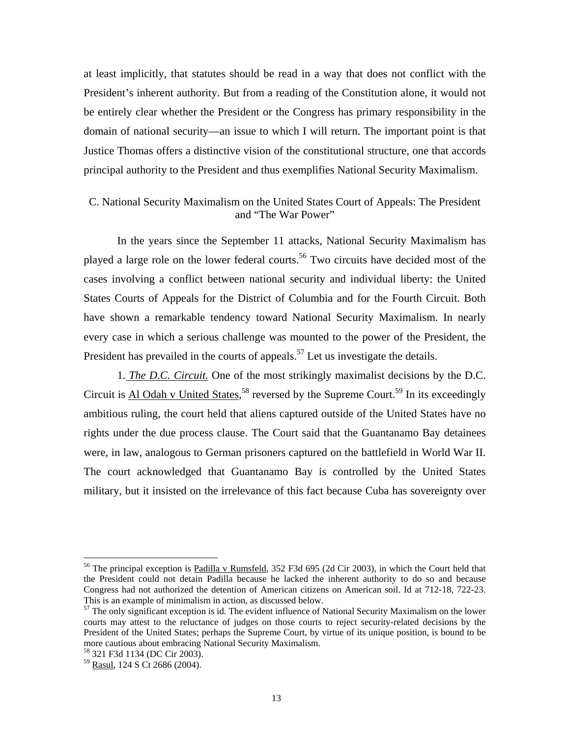at least implicitly, that statutes should be read in a way that does not conflict with the President's inherent authority. But from a reading of the Constitution alone, it would not be entirely clear whether the President or the Congress has primary responsibility in the domain of national security—an issue to which I will return. The important point is that Justice Thomas offers a distinctive vision of the constitutional structure, one that accords principal authority to the President and thus exemplifies National Security Maximalism.

### C. National Security Maximalism on the United States Court of Appeals: The President and "The War Power"

In the years since the September 11 attacks, National Security Maximalism has played a large role on the lower federal courts.[56] Two circuits have decided most of the cases involving a conflict between national security and individual liberty: the United States Courts of Appeals for the District of Columbia and for the Fourth Circuit. Both have shown a remarkable tendency toward National Security Maximalism. In nearly every case in which a serious challenge was mounted to the power of the President, the President has prevailed in the courts of appeals.[57] Let us investigate the details.

1. *The D.C. Circuit.* One of the most strikingly maximalist decisions by the D.C. Circuit is Al Odah v United States,[58] reversed by the Supreme Court.[59] In its exceedingly ambitious ruling, the court held that aliens captured outside of the United States have no rights under the due process clause. The Court said that the Guantanamo Bay detainees were, in law, analogous to German prisoners captured on the battlefield in World War II. The court acknowledged that Guantanamo Bay is controlled by the United States military, but it insisted on the irrelevance of this fact because Cuba has sovereignty over

---

[56] The principal exception is Padilla v Rumsfeld, 352 F3d 695 (2d Cir 2003), in which the Court held that the President could not detain Padilla because he lacked the inherent authority to do so and because Congress had not authorized the detention of American citizens on American soil. Id at 712-18, 722-23. This is an example of minimalism in action, as discussed below.

[57] The only significant exception is id. The evident influence of National Security Maximalism on the lower courts may attest to the reluctance of judges on those courts to reject security-related decisions by the President of the United States; perhaps the Supreme Court, by virtue of its unique position, is bound to be more cautious about embracing National Security Maximalism.

[58] 321 F3d 1134 (DC Cir 2003).

[59] Rasul, 124 S Ct 2686 (2004).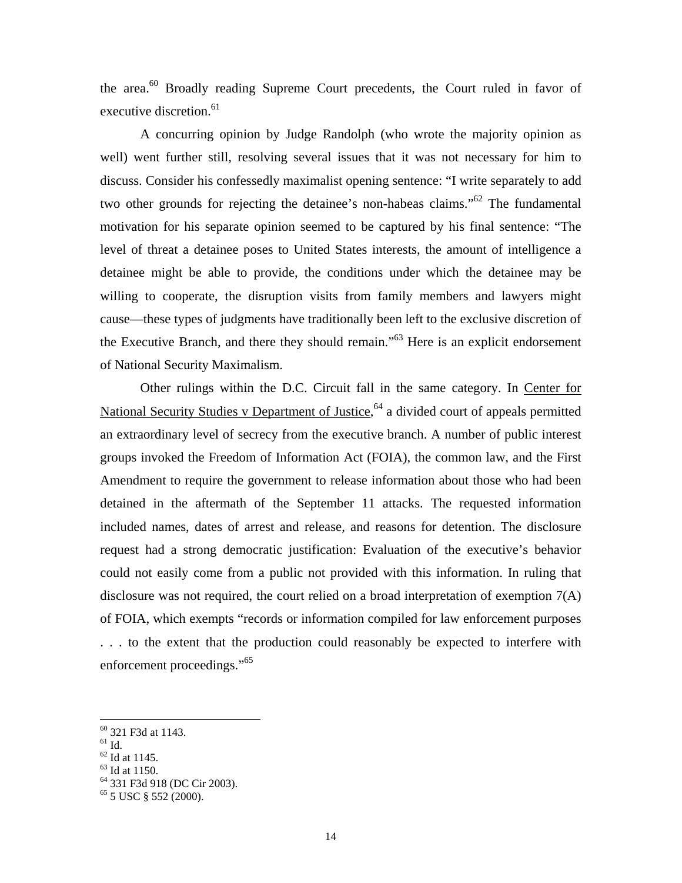the area.[60] Broadly reading Supreme Court precedents, the Court ruled in favor of executive discretion.[61]

A concurring opinion by Judge Randolph (who wrote the majority opinion as well) went further still, resolving several issues that it was not necessary for him to discuss. Consider his confessedly maximalist opening sentence: "I write separately to add two other grounds for rejecting the detainee's non-habeas claims."[62] The fundamental motivation for his separate opinion seemed to be captured by his final sentence: "The level of threat a detainee poses to United States interests, the amount of intelligence a detainee might be able to provide, the conditions under which the detainee may be willing to cooperate, the disruption visits from family members and lawyers might cause—these types of judgments have traditionally been left to the exclusive discretion of the Executive Branch, and there they should remain."[63] Here is an explicit endorsement of National Security Maximalism.

Other rulings within the D.C. Circuit fall in the same category. In Center for National Security Studies v Department of Justice,[64] a divided court of appeals permitted an extraordinary level of secrecy from the executive branch. A number of public interest groups invoked the Freedom of Information Act (FOIA), the common law, and the First Amendment to require the government to release information about those who had been detained in the aftermath of the September 11 attacks. The requested information included names, dates of arrest and release, and reasons for detention. The disclosure request had a strong democratic justification: Evaluation of the executive's behavior could not easily come from a public not provided with this information. In ruling that disclosure was not required, the court relied on a broad interpretation of exemption 7(A) of FOIA, which exempts "records or information compiled for law enforcement purposes . . . to the extent that the production could reasonably be expected to interfere with enforcement proceedings."[65]

---

[60] 321 F3d at 1143.
[61] Id.
[62] Id at 1145.
[63] Id at 1150.
[64] 331 F3d 918 (DC Cir 2003).
[65] 5 USC § 552 (2000).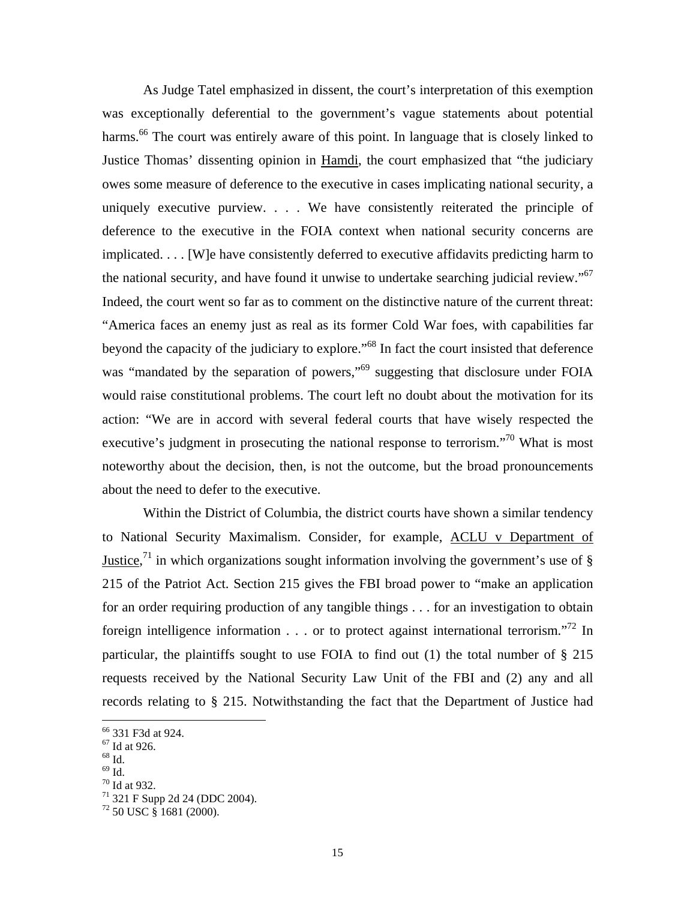As Judge Tatel emphasized in dissent, the court's interpretation of this exemption was exceptionally deferential to the government's vague statements about potential harms.[66] The court was entirely aware of this point. In language that is closely linked to Justice Thomas' dissenting opinion in Hamdi, the court emphasized that "the judiciary owes some measure of deference to the executive in cases implicating national security, a uniquely executive purview. . . . We have consistently reiterated the principle of deference to the executive in the FOIA context when national security concerns are implicated. . . . [W]e have consistently deferred to executive affidavits predicting harm to the national security, and have found it unwise to undertake searching judicial review."[67] Indeed, the court went so far as to comment on the distinctive nature of the current threat: "America faces an enemy just as real as its former Cold War foes, with capabilities far beyond the capacity of the judiciary to explore."[68] In fact the court insisted that deference was "mandated by the separation of powers,"[69] suggesting that disclosure under FOIA would raise constitutional problems. The court left no doubt about the motivation for its action: "We are in accord with several federal courts that have wisely respected the executive's judgment in prosecuting the national response to terrorism."[70] What is most noteworthy about the decision, then, is not the outcome, but the broad pronouncements about the need to defer to the executive.

Within the District of Columbia, the district courts have shown a similar tendency to National Security Maximalism. Consider, for example, ACLU v Department of Justice,[71] in which organizations sought information involving the government's use of § 215 of the Patriot Act. Section 215 gives the FBI broad power to "make an application for an order requiring production of any tangible things . . . for an investigation to obtain foreign intelligence information . . . or to protect against international terrorism."[72] In particular, the plaintiffs sought to use FOIA to find out (1) the total number of § 215 requests received by the National Security Law Unit of the FBI and (2) any and all records relating to § 215. Notwithstanding the fact that the Department of Justice had

---

[66] 331 F3d at 924.

[67] Id at 926.

[68] Id.

[69] Id.

[70] Id at 932.

[71] 321 F Supp 2d 24 (DDC 2004).

[72] 50 USC § 1681 (2000).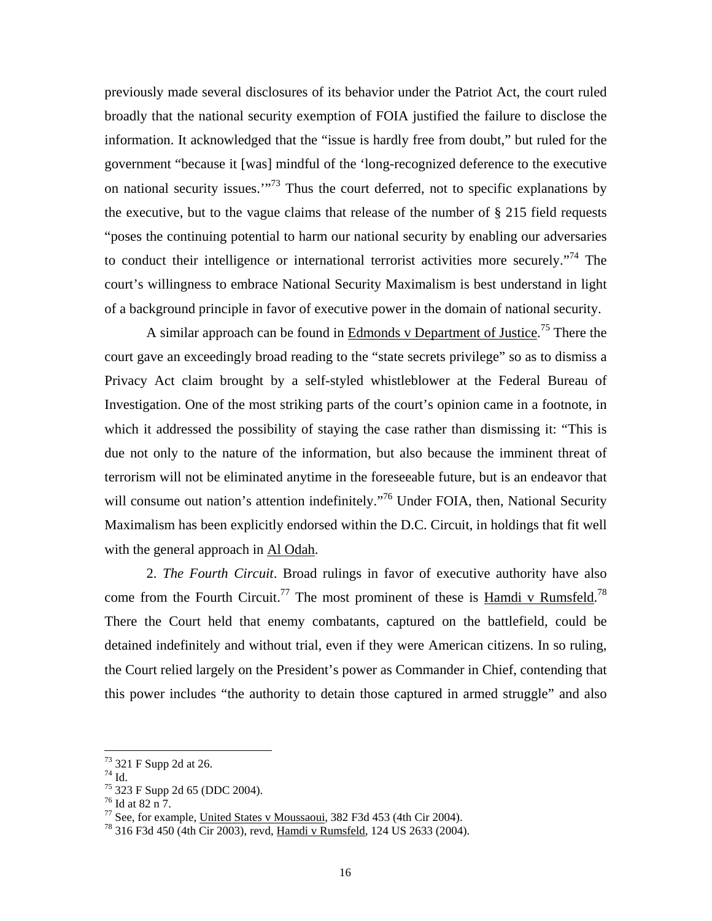previously made several disclosures of its behavior under the Patriot Act, the court ruled broadly that the national security exemption of FOIA justified the failure to disclose the information. It acknowledged that the "issue is hardly free from doubt," but ruled for the government "because it [was] mindful of the 'long-recognized deference to the executive on national security issues.'"[73] Thus the court deferred, not to specific explanations by the executive, but to the vague claims that release of the number of § 215 field requests "poses the continuing potential to harm our national security by enabling our adversaries to conduct their intelligence or international terrorist activities more securely."[74] The court's willingness to embrace National Security Maximalism is best understand in light of a background principle in favor of executive power in the domain of national security.

A similar approach can be found in Edmonds v Department of Justice.[75] There the court gave an exceedingly broad reading to the "state secrets privilege" so as to dismiss a Privacy Act claim brought by a self-styled whistleblower at the Federal Bureau of Investigation. One of the most striking parts of the court's opinion came in a footnote, in which it addressed the possibility of staying the case rather than dismissing it: "This is due not only to the nature of the information, but also because the imminent threat of terrorism will not be eliminated anytime in the foreseeable future, but is an endeavor that will consume out nation's attention indefinitely."[76] Under FOIA, then, National Security Maximalism has been explicitly endorsed within the D.C. Circuit, in holdings that fit well with the general approach in Al Odah.

2. *The Fourth Circuit*. Broad rulings in favor of executive authority have also come from the Fourth Circuit.[77] The most prominent of these is Hamdi v Rumsfeld.[78] There the Court held that enemy combatants, captured on the battlefield, could be detained indefinitely and without trial, even if they were American citizens. In so ruling, the Court relied largely on the President's power as Commander in Chief, contending that this power includes "the authority to detain those captured in armed struggle" and also

---

[73] 321 F Supp 2d at 26.

[74] Id.

[75] 323 F Supp 2d 65 (DDC 2004).

[76] Id at 82 n 7.

[77] See, for example, United States v Moussaoui, 382 F3d 453 (4th Cir 2004).

[78] 316 F3d 450 (4th Cir 2003), revd, Hamdi v Rumsfeld, 124 US 2633 (2004).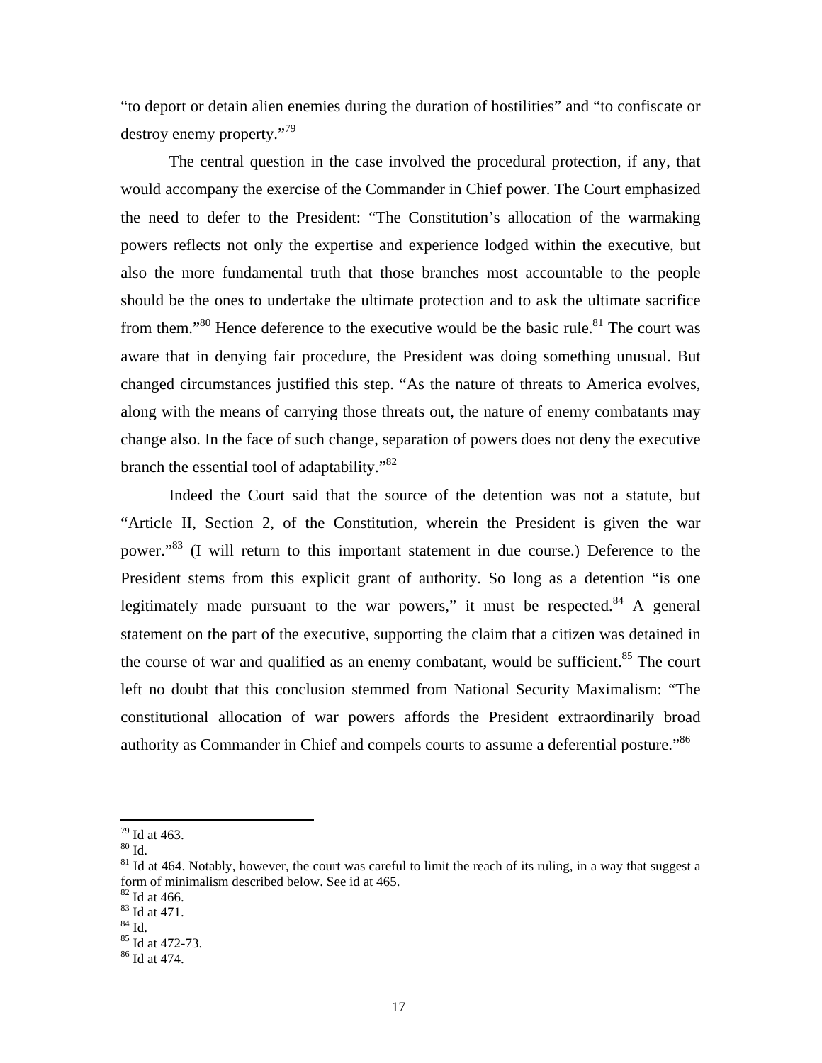"to deport or detain alien enemies during the duration of hostilities" and "to confiscate or destroy enemy property."[79]

The central question in the case involved the procedural protection, if any, that would accompany the exercise of the Commander in Chief power. The Court emphasized the need to defer to the President: "The Constitution's allocation of the warmaking powers reflects not only the expertise and experience lodged within the executive, but also the more fundamental truth that those branches most accountable to the people should be the ones to undertake the ultimate protection and to ask the ultimate sacrifice from them."[80] Hence deference to the executive would be the basic rule.[81] The court was aware that in denying fair procedure, the President was doing something unusual. But changed circumstances justified this step. "As the nature of threats to America evolves, along with the means of carrying those threats out, the nature of enemy combatants may change also. In the face of such change, separation of powers does not deny the executive branch the essential tool of adaptability."[82]

Indeed the Court said that the source of the detention was not a statute, but "Article II, Section 2, of the Constitution, wherein the President is given the war power."[83] (I will return to this important statement in due course.) Deference to the President stems from this explicit grant of authority. So long as a detention "is one legitimately made pursuant to the war powers," it must be respected.[84] A general statement on the part of the executive, supporting the claim that a citizen was detained in the course of war and qualified as an enemy combatant, would be sufficient.[85] The court left no doubt that this conclusion stemmed from National Security Maximalism: "The constitutional allocation of war powers affords the President extraordinarily broad authority as Commander in Chief and compels courts to assume a deferential posture."[86]

---

[79] Id at 463.
[80] Id.
[81] Id at 464. Notably, however, the court was careful to limit the reach of its ruling, in a way that suggest a form of minimalism described below. See id at 465.
[82] Id at 466.
[83] Id at 471.
[84] Id.
[85] Id at 472-73.
[86] Id at 474.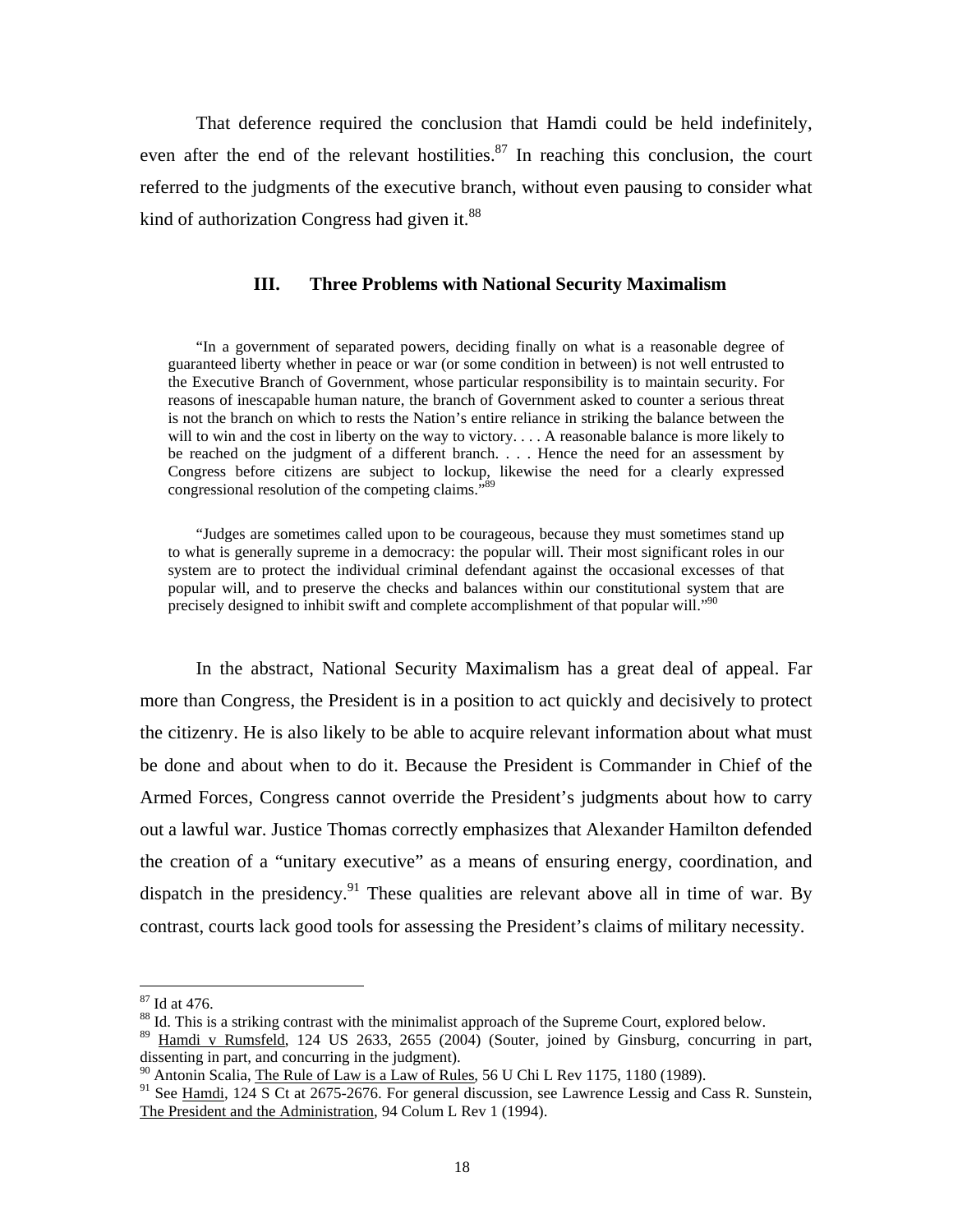That deference required the conclusion that Hamdi could be held indefinitely, even after the end of the relevant hostilities.[87] In reaching this conclusion, the court referred to the judgments of the executive branch, without even pausing to consider what kind of authorization Congress had given it.[88]

### III. Three Problems with National Security Maximalism

> "In a government of separated powers, deciding finally on what is a reasonable degree of guaranteed liberty whether in peace or war (or some condition in between) is not well entrusted to the Executive Branch of Government, whose particular responsibility is to maintain security. For reasons of inescapable human nature, the branch of Government asked to counter a serious threat is not the branch on which to rests the Nation's entire reliance in striking the balance between the will to win and the cost in liberty on the way to victory. . . . A reasonable balance is more likely to be reached on the judgment of a different branch. . . . Hence the need for an assessment by Congress before citizens are subject to lockup, likewise the need for a clearly expressed congressional resolution of the competing claims."[89]

> "Judges are sometimes called upon to be courageous, because they must sometimes stand up to what is generally supreme in a democracy: the popular will. Their most significant roles in our system are to protect the individual criminal defendant against the occasional excesses of that popular will, and to preserve the checks and balances within our constitutional system that are precisely designed to inhibit swift and complete accomplishment of that popular will."[90]

In the abstract, National Security Maximalism has a great deal of appeal. Far more than Congress, the President is in a position to act quickly and decisively to protect the citizenry. He is also likely to be able to acquire relevant information about what must be done and about when to do it. Because the President is Commander in Chief of the Armed Forces, Congress cannot override the President's judgments about how to carry out a lawful war. Justice Thomas correctly emphasizes that Alexander Hamilton defended the creation of a "unitary executive" as a means of ensuring energy, coordination, and dispatch in the presidency.[91] These qualities are relevant above all in time of war. By contrast, courts lack good tools for assessing the President's claims of military necessity.

---

[87] Id at 476.

[88] Id. This is a striking contrast with the minimalist approach of the Supreme Court, explored below.

[89] Hamdi v Rumsfeld, 124 US 2633, 2655 (2004) (Souter, joined by Ginsburg, concurring in part, dissenting in part, and concurring in the judgment).

[90] Antonin Scalia, The Rule of Law is a Law of Rules, 56 U Chi L Rev 1175, 1180 (1989).

[91] See Hamdi, 124 S Ct at 2675-2676. For general discussion, see Lawrence Lessig and Cass R. Sunstein, The President and the Administration, 94 Colum L Rev 1 (1994).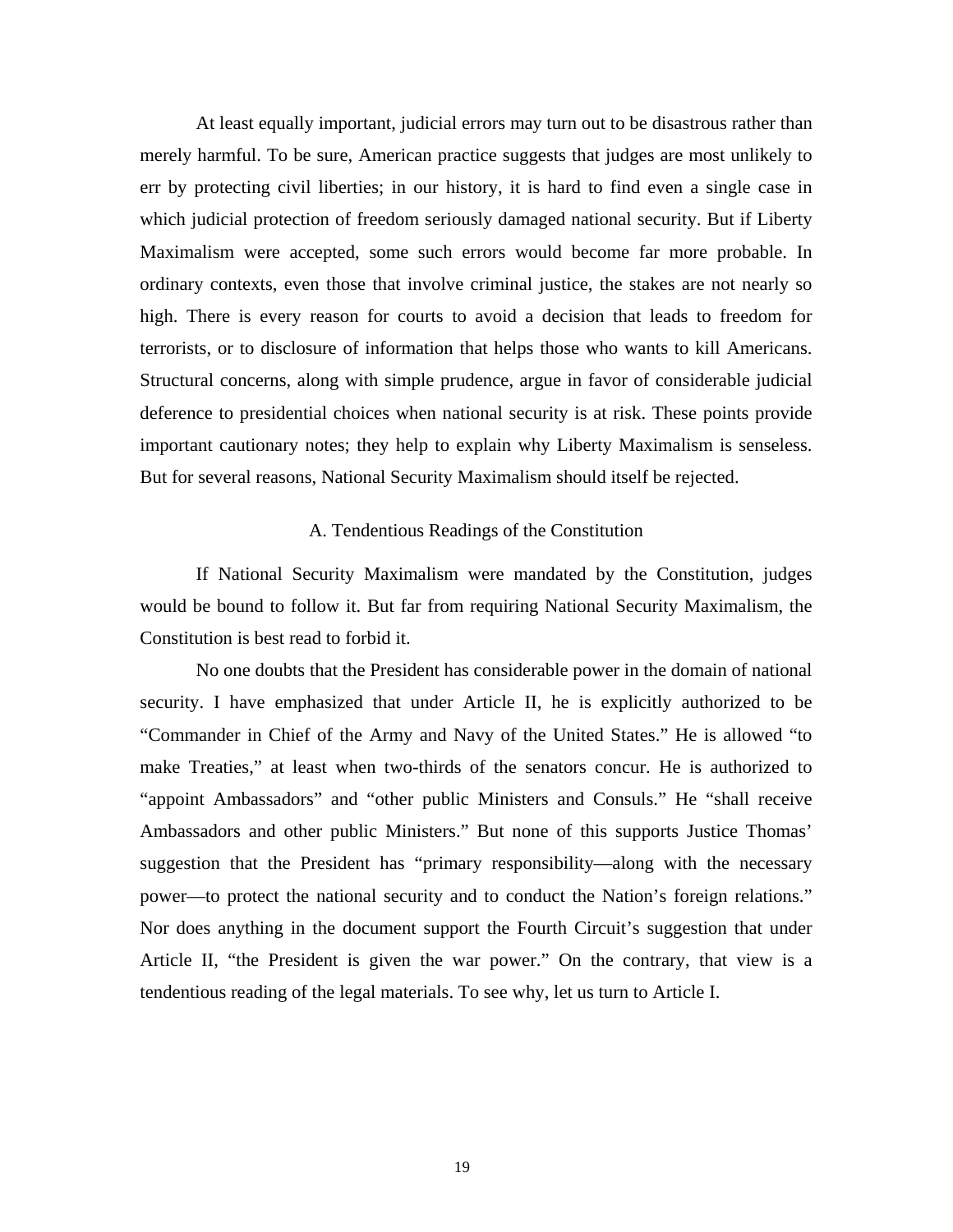At least equally important, judicial errors may turn out to be disastrous rather than merely harmful. To be sure, American practice suggests that judges are most unlikely to err by protecting civil liberties; in our history, it is hard to find even a single case in which judicial protection of freedom seriously damaged national security. But if Liberty Maximalism were accepted, some such errors would become far more probable. In ordinary contexts, even those that involve criminal justice, the stakes are not nearly so high. There is every reason for courts to avoid a decision that leads to freedom for terrorists, or to disclosure of information that helps those who wants to kill Americans. Structural concerns, along with simple prudence, argue in favor of considerable judicial deference to presidential choices when national security is at risk. These points provide important cautionary notes; they help to explain why Liberty Maximalism is senseless. But for several reasons, National Security Maximalism should itself be rejected.

## A. Tendentious Readings of the Constitution

If National Security Maximalism were mandated by the Constitution, judges would be bound to follow it. But far from requiring National Security Maximalism, the Constitution is best read to forbid it.

No one doubts that the President has considerable power in the domain of national security. I have emphasized that under Article II, he is explicitly authorized to be "Commander in Chief of the Army and Navy of the United States." He is allowed "to make Treaties," at least when two-thirds of the senators concur. He is authorized to "appoint Ambassadors" and "other public Ministers and Consuls." He "shall receive Ambassadors and other public Ministers." But none of this supports Justice Thomas' suggestion that the President has "primary responsibility—along with the necessary power—to protect the national security and to conduct the Nation's foreign relations." Nor does anything in the document support the Fourth Circuit's suggestion that under Article II, "the President is given the war power." On the contrary, that view is a tendentious reading of the legal materials. To see why, let us turn to Article I.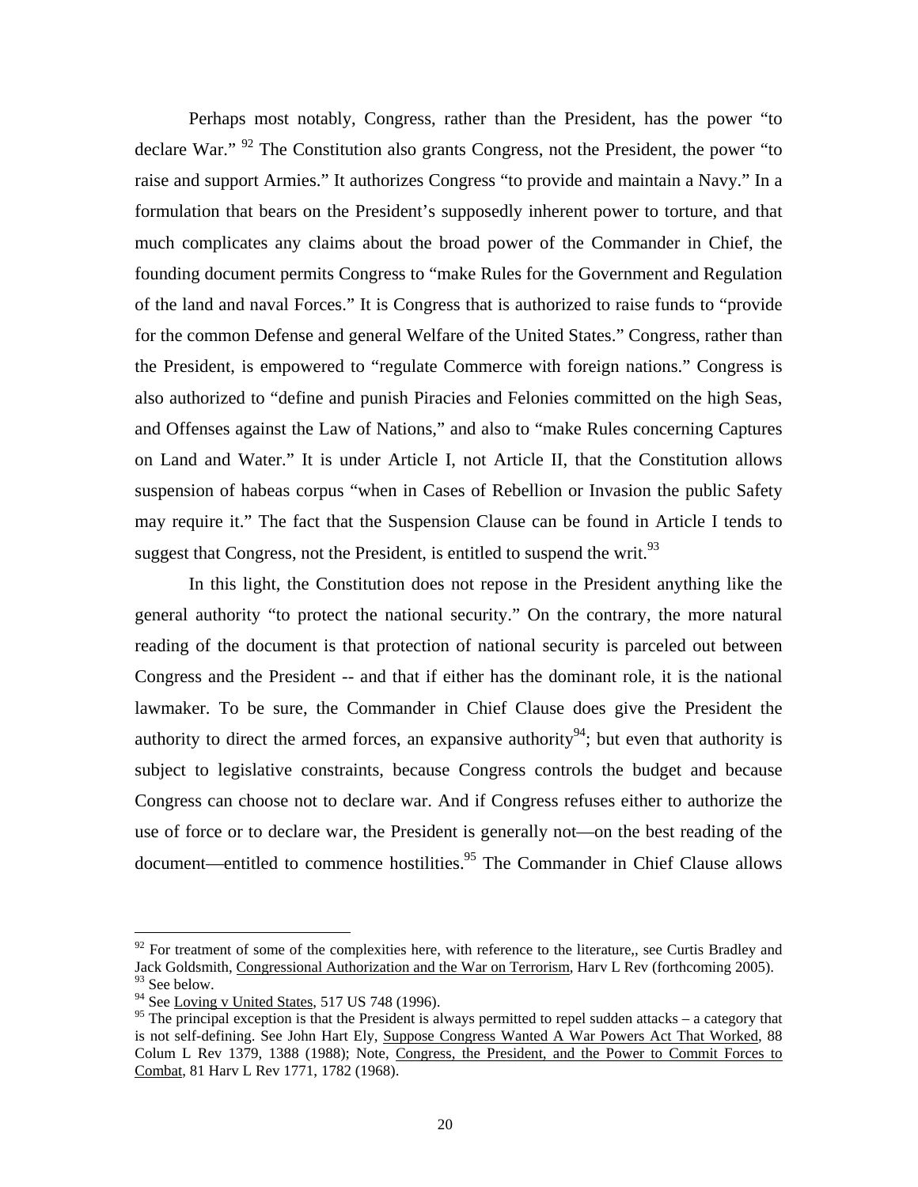Perhaps most notably, Congress, rather than the President, has the power "to declare War." [92] The Constitution also grants Congress, not the President, the power "to raise and support Armies." It authorizes Congress "to provide and maintain a Navy." In a formulation that bears on the President's supposedly inherent power to torture, and that much complicates any claims about the broad power of the Commander in Chief, the founding document permits Congress to "make Rules for the Government and Regulation of the land and naval Forces." It is Congress that is authorized to raise funds to "provide for the common Defense and general Welfare of the United States." Congress, rather than the President, is empowered to "regulate Commerce with foreign nations." Congress is also authorized to "define and punish Piracies and Felonies committed on the high Seas, and Offenses against the Law of Nations," and also to "make Rules concerning Captures on Land and Water." It is under Article I, not Article II, that the Constitution allows suspension of habeas corpus "when in Cases of Rebellion or Invasion the public Safety may require it." The fact that the Suspension Clause can be found in Article I tends to suggest that Congress, not the President, is entitled to suspend the writ.[93]

In this light, the Constitution does not repose in the President anything like the general authority "to protect the national security." On the contrary, the more natural reading of the document is that protection of national security is parceled out between Congress and the President -- and that if either has the dominant role, it is the national lawmaker. To be sure, the Commander in Chief Clause does give the President the authority to direct the armed forces, an expansive authority[94]; but even that authority is subject to legislative constraints, because Congress controls the budget and because Congress can choose not to declare war. And if Congress refuses either to authorize the use of force or to declare war, the President is generally not—on the best reading of the document—entitled to commence hostilities.[95] The Commander in Chief Clause allows

---

[92] For treatment of some of the complexities here, with reference to the literature,, see Curtis Bradley and Jack Goldsmith, Congressional Authorization and the War on Terrorism, Harv L Rev (forthcoming 2005).

[93] See below.

[94] See Loving v United States, 517 US 748 (1996).

[95] The principal exception is that the President is always permitted to repel sudden attacks – a category that is not self-defining. See John Hart Ely, Suppose Congress Wanted A War Powers Act That Worked, 88 Colum L Rev 1379, 1388 (1988); Note, Congress, the President, and the Power to Commit Forces to Combat, 81 Harv L Rev 1771, 1782 (1968).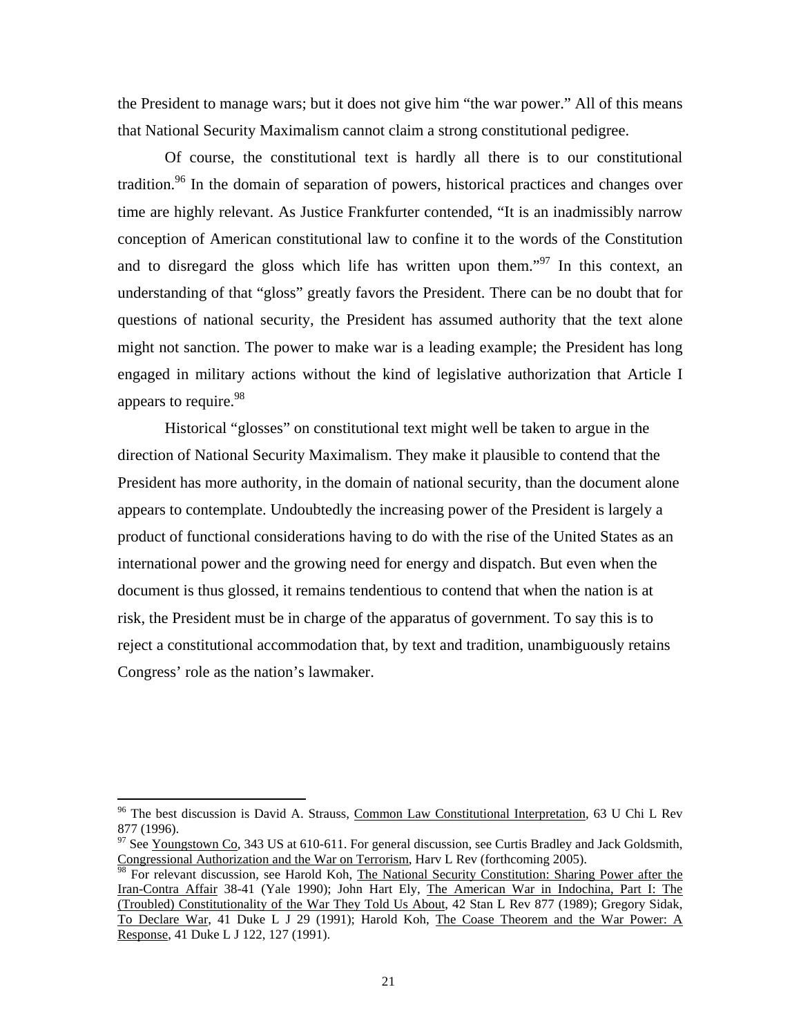the President to manage wars; but it does not give him "the war power." All of this means that National Security Maximalism cannot claim a strong constitutional pedigree.

Of course, the constitutional text is hardly all there is to our constitutional tradition.[96] In the domain of separation of powers, historical practices and changes over time are highly relevant. As Justice Frankfurter contended, "It is an inadmissibly narrow conception of American constitutional law to confine it to the words of the Constitution and to disregard the gloss which life has written upon them."[97] In this context, an understanding of that "gloss" greatly favors the President. There can be no doubt that for questions of national security, the President has assumed authority that the text alone might not sanction. The power to make war is a leading example; the President has long engaged in military actions without the kind of legislative authorization that Article I appears to require.[98]

Historical "glosses" on constitutional text might well be taken to argue in the direction of National Security Maximalism. They make it plausible to contend that the President has more authority, in the domain of national security, than the document alone appears to contemplate. Undoubtedly the increasing power of the President is largely a product of functional considerations having to do with the rise of the United States as an international power and the growing need for energy and dispatch. But even when the document is thus glossed, it remains tendentious to contend that when the nation is at risk, the President must be in charge of the apparatus of government. To say this is to reject a constitutional accommodation that, by text and tradition, unambiguously retains Congress' role as the nation's lawmaker.

---

[96] The best discussion is David A. Strauss, Common Law Constitutional Interpretation, 63 U Chi L Rev 877 (1996).

[97] See Youngstown Co, 343 US at 610-611. For general discussion, see Curtis Bradley and Jack Goldsmith, Congressional Authorization and the War on Terrorism, Harv L Rev (forthcoming 2005).

[98] For relevant discussion, see Harold Koh, The National Security Constitution: Sharing Power after the Iran-Contra Affair 38-41 (Yale 1990); John Hart Ely, The American War in Indochina, Part I: The (Troubled) Constitutionality of the War They Told Us About, 42 Stan L Rev 877 (1989); Gregory Sidak, To Declare War, 41 Duke L J 29 (1991); Harold Koh, The Coase Theorem and the War Power: A Response, 41 Duke L J 122, 127 (1991).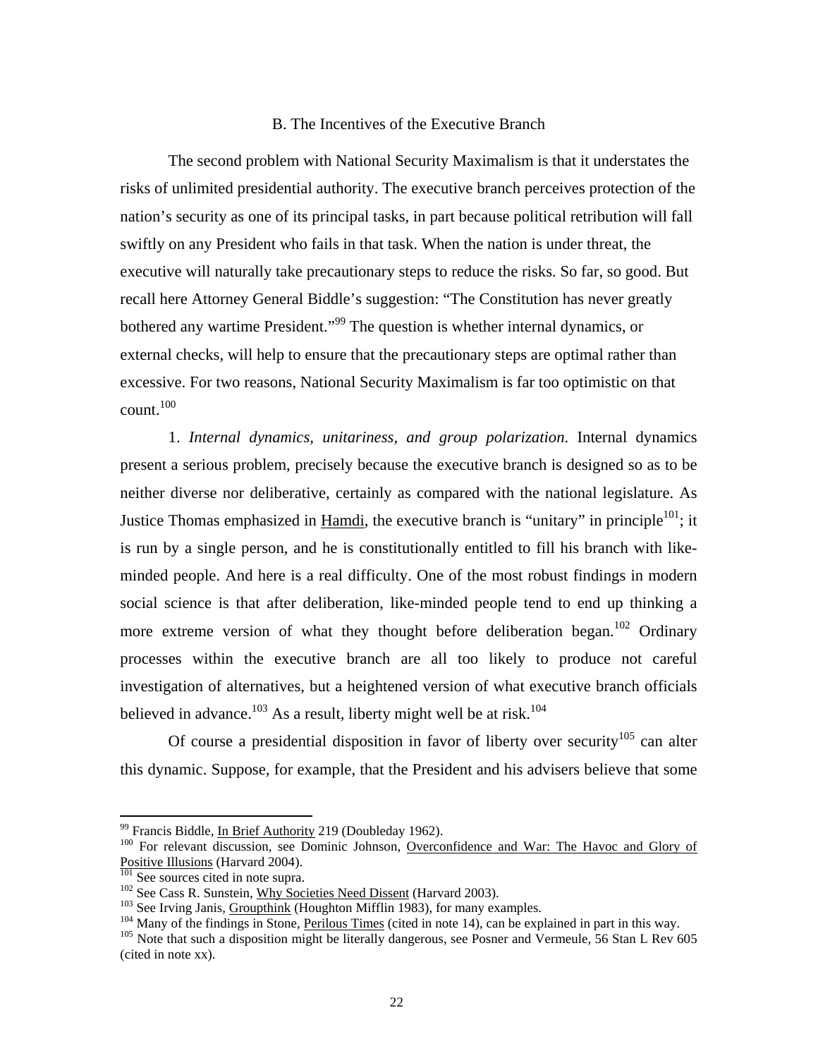### B. The Incentives of the Executive Branch

The second problem with National Security Maximalism is that it understates the risks of unlimited presidential authority. The executive branch perceives protection of the nation's security as one of its principal tasks, in part because political retribution will fall swiftly on any President who fails in that task. When the nation is under threat, the executive will naturally take precautionary steps to reduce the risks. So far, so good. But recall here Attorney General Biddle's suggestion: "The Constitution has never greatly bothered any wartime President."[99] The question is whether internal dynamics, or external checks, will help to ensure that the precautionary steps are optimal rather than excessive. For two reasons, National Security Maximalism is far too optimistic on that count.[100]

1. *Internal dynamics, unitariness, and group polarization.* Internal dynamics present a serious problem, precisely because the executive branch is designed so as to be neither diverse nor deliberative, certainly as compared with the national legislature. As Justice Thomas emphasized in Hamdi, the executive branch is "unitary" in principle[101]; it is run by a single person, and he is constitutionally entitled to fill his branch with like-minded people. And here is a real difficulty. One of the most robust findings in modern social science is that after deliberation, like-minded people tend to end up thinking a more extreme version of what they thought before deliberation began.[102] Ordinary processes within the executive branch are all too likely to produce not careful investigation of alternatives, but a heightened version of what executive branch officials believed in advance.[103] As a result, liberty might well be at risk.[104]

Of course a presidential disposition in favor of liberty over security[105] can alter this dynamic. Suppose, for example, that the President and his advisers believe that some

---

[99] Francis Biddle, In Brief Authority 219 (Doubleday 1962).

[100] For relevant discussion, see Dominic Johnson, Overconfidence and War: The Havoc and Glory of Positive Illusions (Harvard 2004).

[101] See sources cited in note supra.

[102] See Cass R. Sunstein, Why Societies Need Dissent (Harvard 2003).

[103] See Irving Janis, Groupthink (Houghton Mifflin 1983), for many examples.

[104] Many of the findings in Stone, Perilous Times (cited in note 14), can be explained in part in this way.

[105] Note that such a disposition might be literally dangerous, see Posner and Vermeule, 56 Stan L Rev 605 (cited in note xx).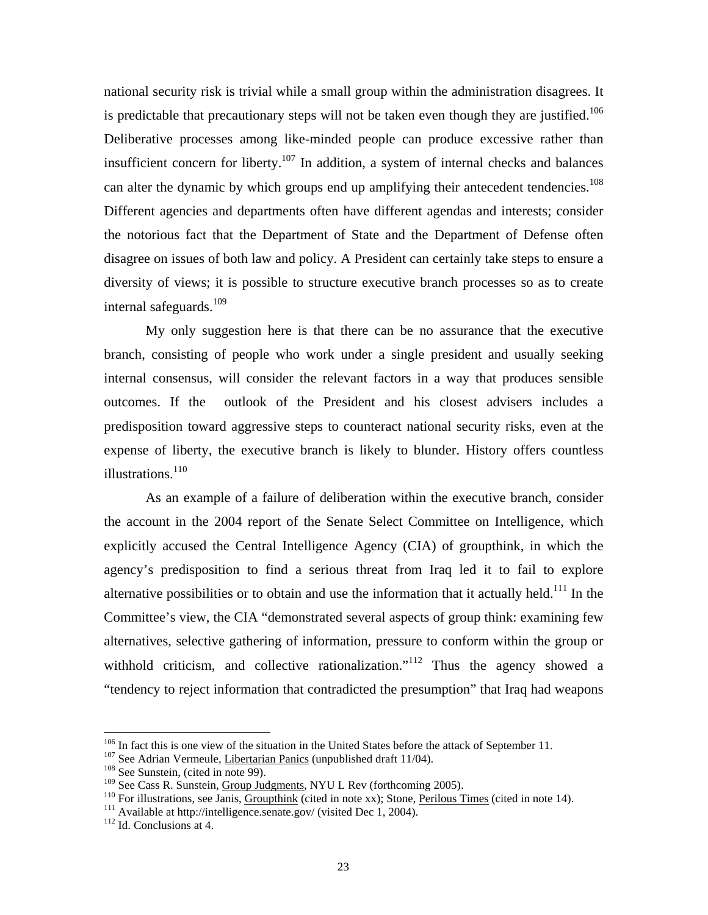national security risk is trivial while a small group within the administration disagrees. It is predictable that precautionary steps will not be taken even though they are justified.[106] Deliberative processes among like-minded people can produce excessive rather than insufficient concern for liberty.[107] In addition, a system of internal checks and balances can alter the dynamic by which groups end up amplifying their antecedent tendencies.[108] Different agencies and departments often have different agendas and interests; consider the notorious fact that the Department of State and the Department of Defense often disagree on issues of both law and policy. A President can certainly take steps to ensure a diversity of views; it is possible to structure executive branch processes so as to create internal safeguards.[109]

My only suggestion here is that there can be no assurance that the executive branch, consisting of people who work under a single president and usually seeking internal consensus, will consider the relevant factors in a way that produces sensible outcomes. If the outlook of the President and his closest advisers includes a predisposition toward aggressive steps to counteract national security risks, even at the expense of liberty, the executive branch is likely to blunder. History offers countless illustrations.[110]

As an example of a failure of deliberation within the executive branch, consider the account in the 2004 report of the Senate Select Committee on Intelligence, which explicitly accused the Central Intelligence Agency (CIA) of groupthink, in which the agency's predisposition to find a serious threat from Iraq led it to fail to explore alternative possibilities or to obtain and use the information that it actually held.[111] In the Committee's view, the CIA "demonstrated several aspects of group think: examining few alternatives, selective gathering of information, pressure to conform within the group or withhold criticism, and collective rationalization."[112] Thus the agency showed a "tendency to reject information that contradicted the presumption" that Iraq had weapons

---

[106] In fact this is one view of the situation in the United States before the attack of September 11.
[107] See Adrian Vermeule, Libertarian Panics (unpublished draft 11/04).
[108] See Sunstein, (cited in note 99).
[109] See Cass R. Sunstein, Group Judgments, NYU L Rev (forthcoming 2005).
[110] For illustrations, see Janis, Groupthink (cited in note xx); Stone, Perilous Times (cited in note 14).
[111] Available at http://intelligence.senate.gov/ (visited Dec 1, 2004).
[112] Id. Conclusions at 4.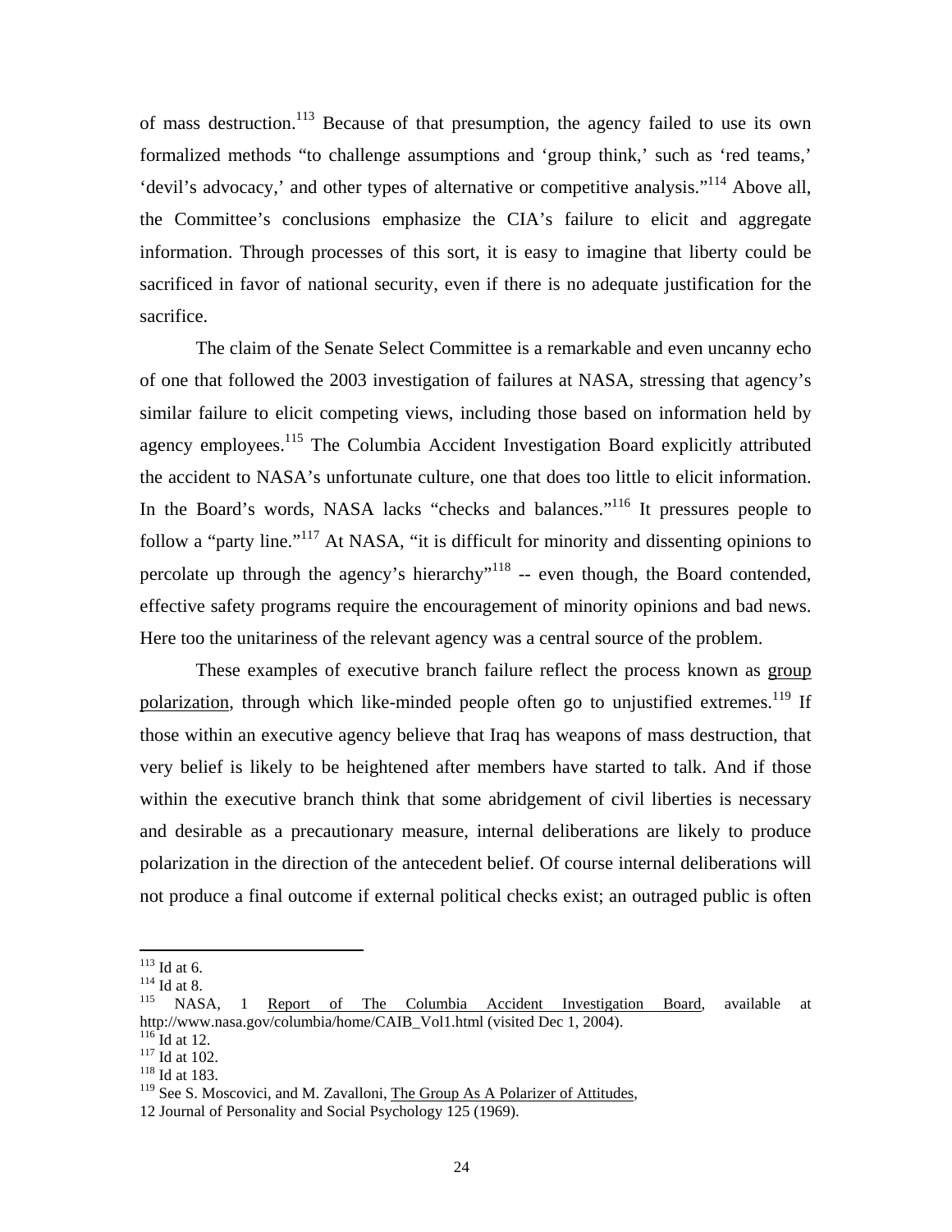of mass destruction.[113] Because of that presumption, the agency failed to use its own formalized methods "to challenge assumptions and 'group think,' such as 'red teams,' 'devil's advocacy,' and other types of alternative or competitive analysis."[114] Above all, the Committee's conclusions emphasize the CIA's failure to elicit and aggregate information. Through processes of this sort, it is easy to imagine that liberty could be sacrificed in favor of national security, even if there is no adequate justification for the sacrifice.

The claim of the Senate Select Committee is a remarkable and even uncanny echo of one that followed the 2003 investigation of failures at NASA, stressing that agency's similar failure to elicit competing views, including those based on information held by agency employees.[115] The Columbia Accident Investigation Board explicitly attributed the accident to NASA's unfortunate culture, one that does too little to elicit information. In the Board's words, NASA lacks "checks and balances."[116] It pressures people to follow a "party line."[117] At NASA, "it is difficult for minority and dissenting opinions to percolate up through the agency's hierarchy"[118] -- even though, the Board contended, effective safety programs require the encouragement of minority opinions and bad news. Here too the unitariness of the relevant agency was a central source of the problem.

These examples of executive branch failure reflect the process known as group polarization, through which like-minded people often go to unjustified extremes.[119] If those within an executive agency believe that Iraq has weapons of mass destruction, that very belief is likely to be heightened after members have started to talk. And if those within the executive branch think that some abridgement of civil liberties is necessary and desirable as a precautionary measure, internal deliberations are likely to produce polarization in the direction of the antecedent belief. Of course internal deliberations will not produce a final outcome if external political checks exist; an outraged public is often

---

[113] Id at 6.

[114] Id at 8.

[115] NASA, 1 Report of The Columbia Accident Investigation Board, available at http://www.nasa.gov/columbia/home/CAIB_Vol1.html (visited Dec 1, 2004).

[116] Id at 12.

[117] Id at 102.

[118] Id at 183.

[119] See S. Moscovici, and M. Zavalloni, The Group As A Polarizer of Attitudes, 12 Journal of Personality and Social Psychology 125 (1969).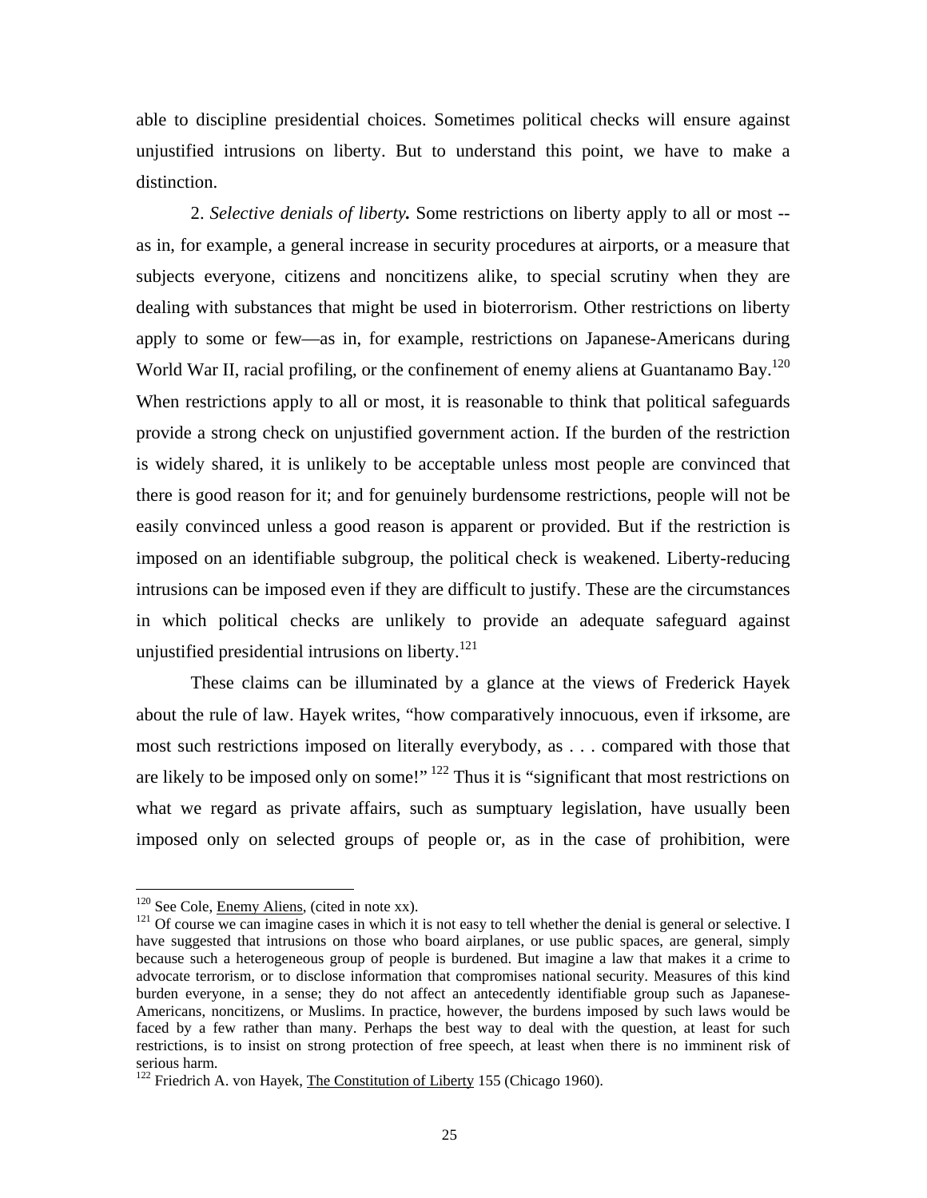able to discipline presidential choices. Sometimes political checks will ensure against unjustified intrusions on liberty. But to understand this point, we have to make a distinction.

2. *Selective denials of liberty.* Some restrictions on liberty apply to all or most -- as in, for example, a general increase in security procedures at airports, or a measure that subjects everyone, citizens and noncitizens alike, to special scrutiny when they are dealing with substances that might be used in bioterrorism. Other restrictions on liberty apply to some or few—as in, for example, restrictions on Japanese-Americans during World War II, racial profiling, or the confinement of enemy aliens at Guantanamo Bay.[120] When restrictions apply to all or most, it is reasonable to think that political safeguards provide a strong check on unjustified government action. If the burden of the restriction is widely shared, it is unlikely to be acceptable unless most people are convinced that there is good reason for it; and for genuinely burdensome restrictions, people will not be easily convinced unless a good reason is apparent or provided. But if the restriction is imposed on an identifiable subgroup, the political check is weakened. Liberty-reducing intrusions can be imposed even if they are difficult to justify. These are the circumstances in which political checks are unlikely to provide an adequate safeguard against unjustified presidential intrusions on liberty.[121]

These claims can be illuminated by a glance at the views of Frederick Hayek about the rule of law. Hayek writes, "how comparatively innocuous, even if irksome, are most such restrictions imposed on literally everybody, as . . . compared with those that are likely to be imposed only on some!"[122] Thus it is "significant that most restrictions on what we regard as private affairs, such as sumptuary legislation, have usually been imposed only on selected groups of people or, as in the case of prohibition, were

---

[120] See Cole, Enemy Aliens, (cited in note xx).

[121] Of course we can imagine cases in which it is not easy to tell whether the denial is general or selective. I have suggested that intrusions on those who board airplanes, or use public spaces, are general, simply because such a heterogeneous group of people is burdened. But imagine a law that makes it a crime to advocate terrorism, or to disclose information that compromises national security. Measures of this kind burden everyone, in a sense; they do not affect an antecedently identifiable group such as Japanese-Americans, noncitizens, or Muslims. In practice, however, the burdens imposed by such laws would be faced by a few rather than many. Perhaps the best way to deal with the question, at least for such restrictions, is to insist on strong protection of free speech, at least when there is no imminent risk of serious harm.

[122] Friedrich A. von Hayek, The Constitution of Liberty 155 (Chicago 1960).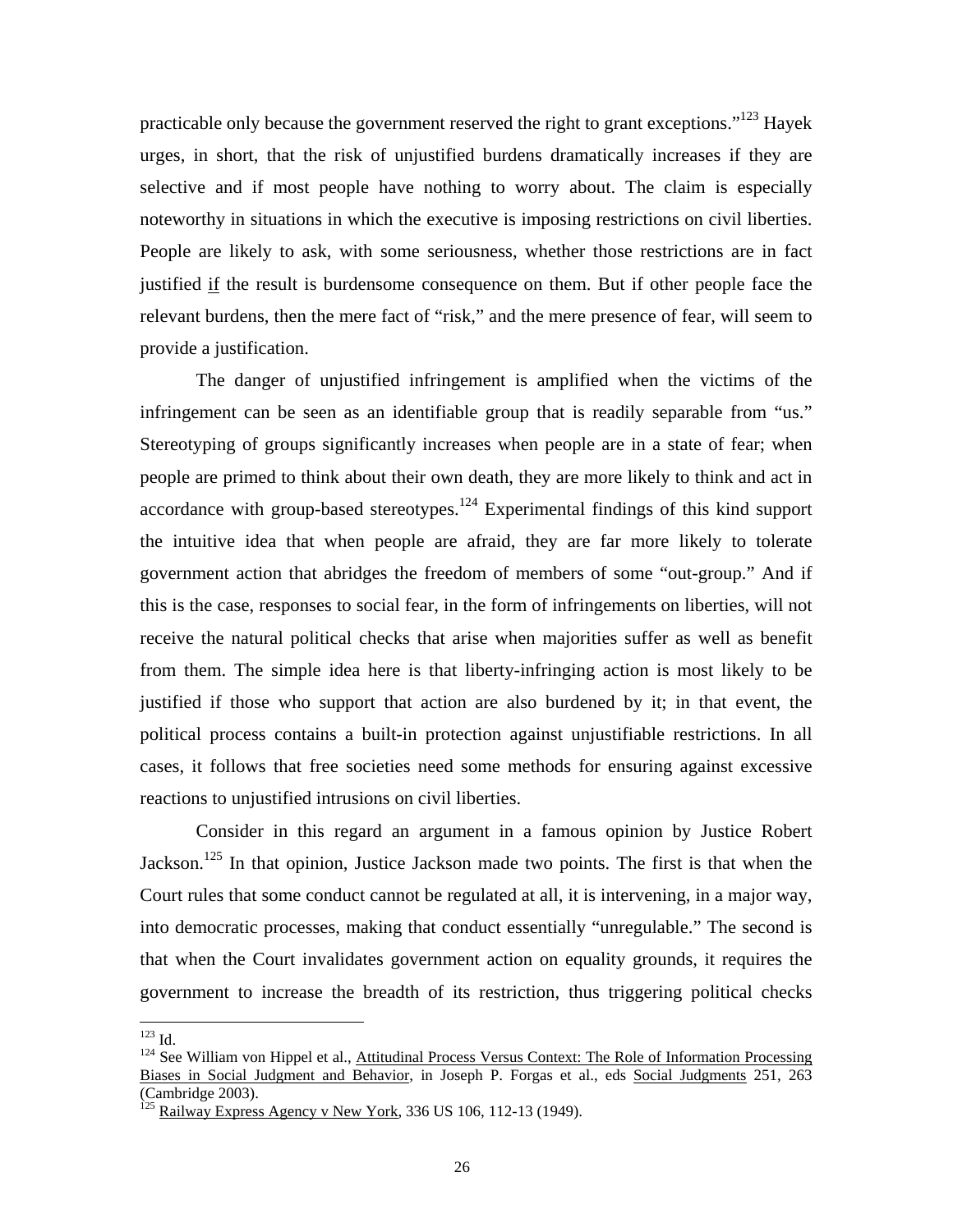practicable only because the government reserved the right to grant exceptions."[123] Hayek urges, in short, that the risk of unjustified burdens dramatically increases if they are selective and if most people have nothing to worry about. The claim is especially noteworthy in situations in which the executive is imposing restrictions on civil liberties. People are likely to ask, with some seriousness, whether those restrictions are in fact justified <u>if</u> the result is burdensome consequence on them. But if other people face the relevant burdens, then the mere fact of "risk," and the mere presence of fear, will seem to provide a justification.

The danger of unjustified infringement is amplified when the victims of the infringement can be seen as an identifiable group that is readily separable from "us." Stereotyping of groups significantly increases when people are in a state of fear; when people are primed to think about their own death, they are more likely to think and act in accordance with group-based stereotypes.[124] Experimental findings of this kind support the intuitive idea that when people are afraid, they are far more likely to tolerate government action that abridges the freedom of members of some "out-group." And if this is the case, responses to social fear, in the form of infringements on liberties, will not receive the natural political checks that arise when majorities suffer as well as benefit from them. The simple idea here is that liberty-infringing action is most likely to be justified if those who support that action are also burdened by it; in that event, the political process contains a built-in protection against unjustifiable restrictions. In all cases, it follows that free societies need some methods for ensuring against excessive reactions to unjustified intrusions on civil liberties.

Consider in this regard an argument in a famous opinion by Justice Robert Jackson.[125] In that opinion, Justice Jackson made two points. The first is that when the Court rules that some conduct cannot be regulated at all, it is intervening, in a major way, into democratic processes, making that conduct essentially "unregulable." The second is that when the Court invalidates government action on equality grounds, it requires the government to increase the breadth of its restriction, thus triggering political checks

---

[123] Id.

[124] See William von Hippel et al., <u>Attitudinal Process Versus Context: The Role of Information Processing Biases in Social Judgment and Behavior</u>, in Joseph P. Forgas et al., eds <u>Social Judgments</u> 251, 263 (Cambridge 2003).

[125] <u>Railway Express Agency v New York</u>, 336 US 106, 112-13 (1949).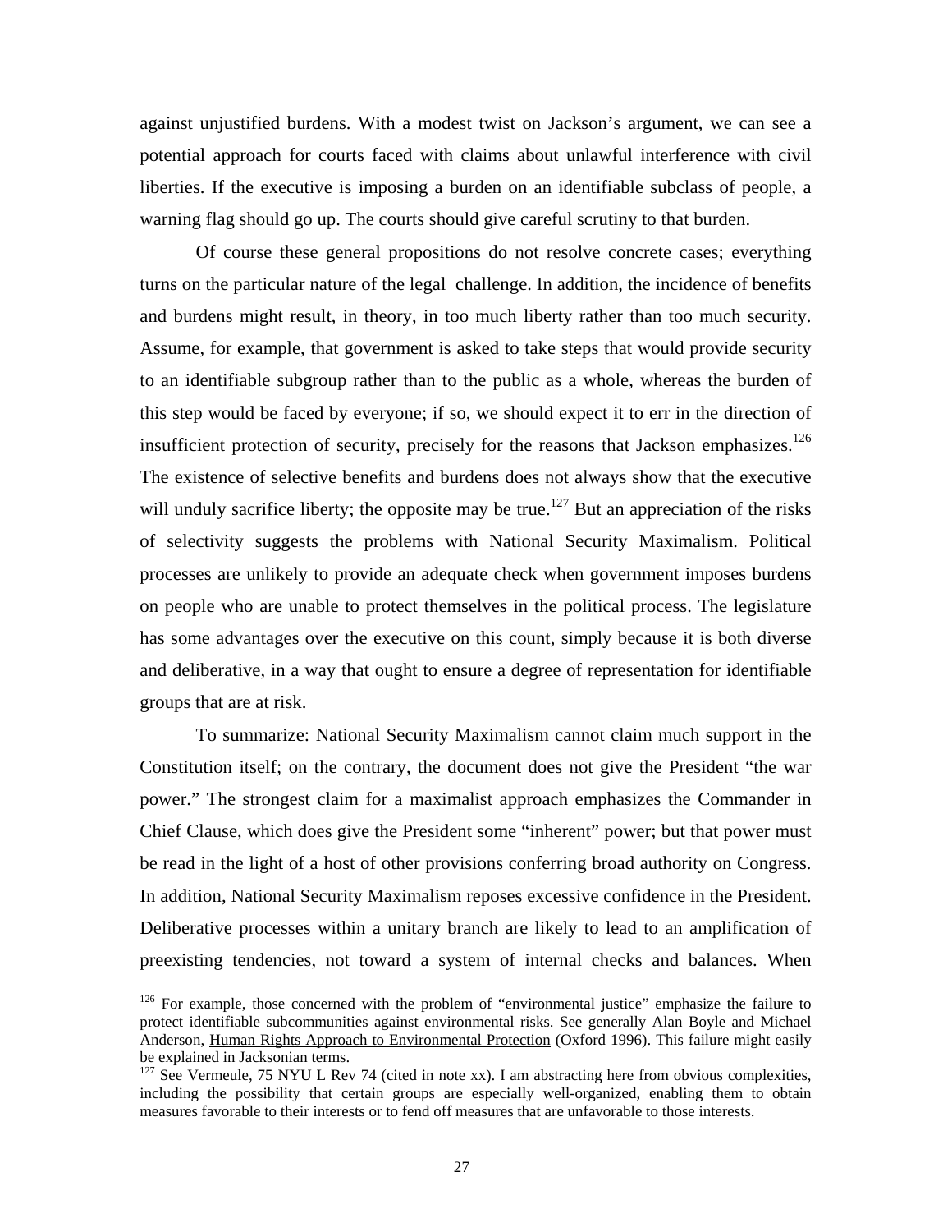against unjustified burdens. With a modest twist on Jackson's argument, we can see a potential approach for courts faced with claims about unlawful interference with civil liberties. If the executive is imposing a burden on an identifiable subclass of people, a warning flag should go up. The courts should give careful scrutiny to that burden.

Of course these general propositions do not resolve concrete cases; everything turns on the particular nature of the legal challenge. In addition, the incidence of benefits and burdens might result, in theory, in too much liberty rather than too much security. Assume, for example, that government is asked to take steps that would provide security to an identifiable subgroup rather than to the public as a whole, whereas the burden of this step would be faced by everyone; if so, we should expect it to err in the direction of insufficient protection of security, precisely for the reasons that Jackson emphasizes.[126] The existence of selective benefits and burdens does not always show that the executive will unduly sacrifice liberty; the opposite may be true.[127] But an appreciation of the risks of selectivity suggests the problems with National Security Maximalism. Political processes are unlikely to provide an adequate check when government imposes burdens on people who are unable to protect themselves in the political process. The legislature has some advantages over the executive on this count, simply because it is both diverse and deliberative, in a way that ought to ensure a degree of representation for identifiable groups that are at risk.

To summarize: National Security Maximalism cannot claim much support in the Constitution itself; on the contrary, the document does not give the President "the war power." The strongest claim for a maximalist approach emphasizes the Commander in Chief Clause, which does give the President some "inherent" power; but that power must be read in the light of a host of other provisions conferring broad authority on Congress. In addition, National Security Maximalism reposes excessive confidence in the President. Deliberative processes within a unitary branch are likely to lead to an amplification of preexisting tendencies, not toward a system of internal checks and balances. When

---

[126] For example, those concerned with the problem of "environmental justice" emphasize the failure to protect identifiable subcommunities against environmental risks. See generally Alan Boyle and Michael Anderson, Human Rights Approach to Environmental Protection (Oxford 1996). This failure might easily be explained in Jacksonian terms.

[127] See Vermeule, 75 NYU L Rev 74 (cited in note xx). I am abstracting here from obvious complexities, including the possibility that certain groups are especially well-organized, enabling them to obtain measures favorable to their interests or to fend off measures that are unfavorable to those interests.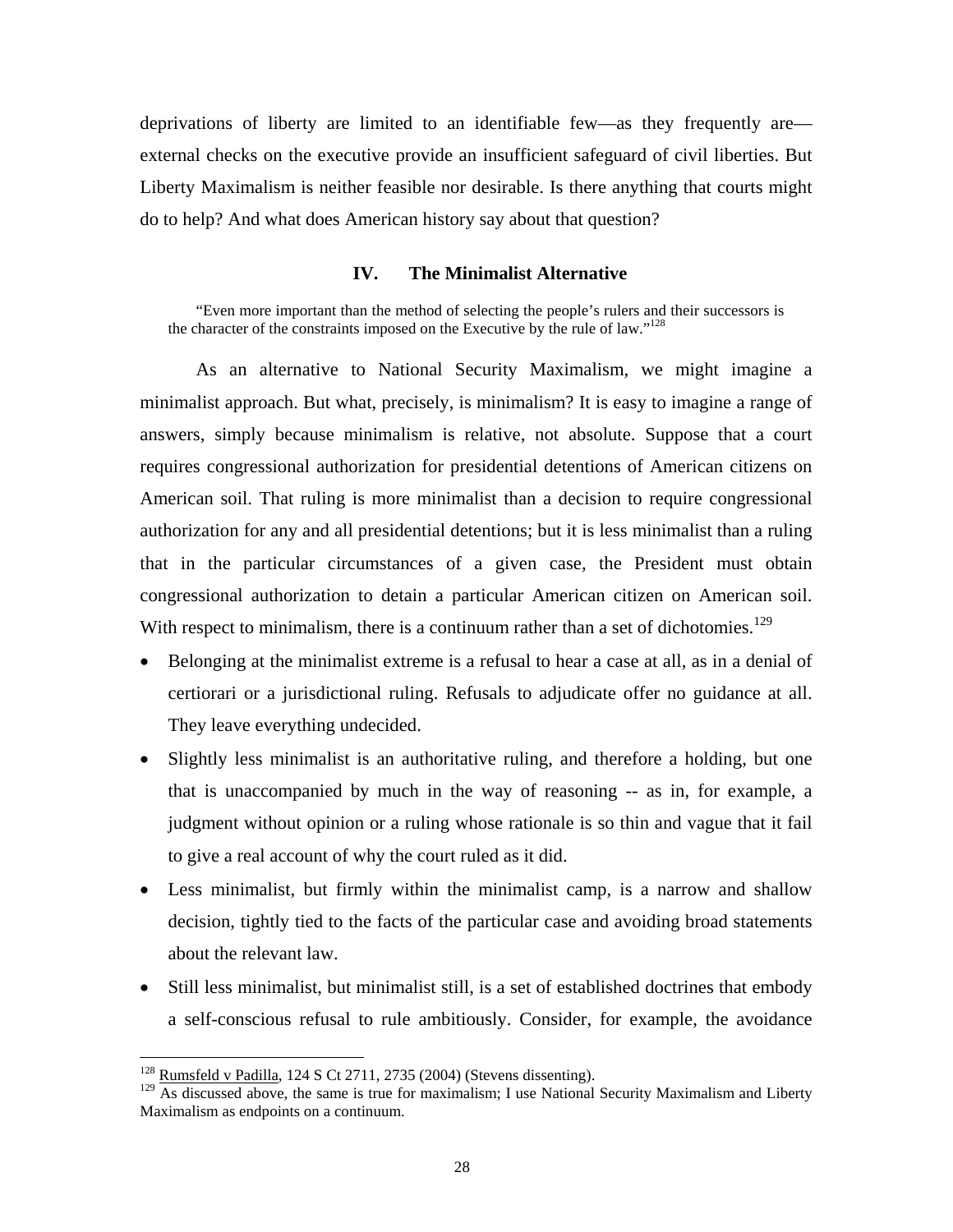deprivations of liberty are limited to an identifiable few—as they frequently are—external checks on the executive provide an insufficient safeguard of civil liberties. But Liberty Maximalism is neither feasible nor desirable. Is there anything that courts might do to help? And what does American history say about that question?

## IV. The Minimalist Alternative

> "Even more important than the method of selecting the people's rulers and their successors is the character of the constraints imposed on the Executive by the rule of law."[128]

As an alternative to National Security Maximalism, we might imagine a minimalist approach. But what, precisely, is minimalism? It is easy to imagine a range of answers, simply because minimalism is relative, not absolute. Suppose that a court requires congressional authorization for presidential detentions of American citizens on American soil. That ruling is more minimalist than a decision to require congressional authorization for any and all presidential detentions; but it is less minimalist than a ruling that in the particular circumstances of a given case, the President must obtain congressional authorization to detain a particular American citizen on American soil. With respect to minimalism, there is a continuum rather than a set of dichotomies.[129]

- Belonging at the minimalist extreme is a refusal to hear a case at all, as in a denial of certiorari or a jurisdictional ruling. Refusals to adjudicate offer no guidance at all. They leave everything undecided.
- Slightly less minimalist is an authoritative ruling, and therefore a holding, but one that is unaccompanied by much in the way of reasoning -- as in, for example, a judgment without opinion or a ruling whose rationale is so thin and vague that it fail to give a real account of why the court ruled as it did.
- Less minimalist, but firmly within the minimalist camp, is a narrow and shallow decision, tightly tied to the facts of the particular case and avoiding broad statements about the relevant law.
- Still less minimalist, but minimalist still, is a set of established doctrines that embody a self-conscious refusal to rule ambitiously. Consider, for example, the avoidance

---

[128] Rumsfeld v Padilla, 124 S Ct 2711, 2735 (2004) (Stevens dissenting).

[129] As discussed above, the same is true for maximalism; I use National Security Maximalism and Liberty Maximalism as endpoints on a continuum.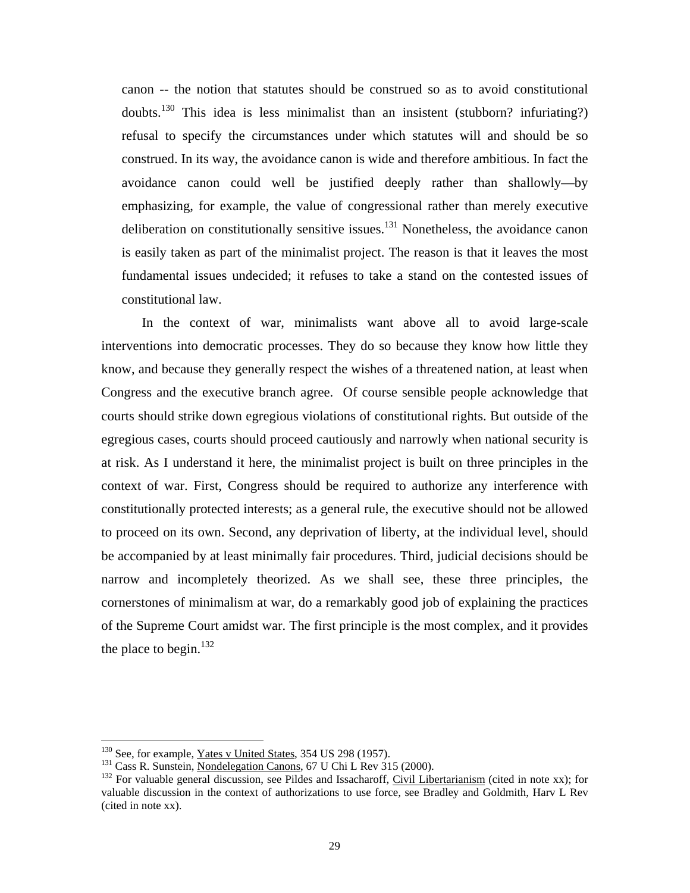canon -- the notion that statutes should be construed so as to avoid constitutional doubts.[130] This idea is less minimalist than an insistent (stubborn? infuriating?) refusal to specify the circumstances under which statutes will and should be so construed. In its way, the avoidance canon is wide and therefore ambitious. In fact the avoidance canon could well be justified deeply rather than shallowly—by emphasizing, for example, the value of congressional rather than merely executive deliberation on constitutionally sensitive issues.[131] Nonetheless, the avoidance canon is easily taken as part of the minimalist project. The reason is that it leaves the most fundamental issues undecided; it refuses to take a stand on the contested issues of constitutional law.

In the context of war, minimalists want above all to avoid large-scale interventions into democratic processes. They do so because they know how little they know, and because they generally respect the wishes of a threatened nation, at least when Congress and the executive branch agree. Of course sensible people acknowledge that courts should strike down egregious violations of constitutional rights. But outside of the egregious cases, courts should proceed cautiously and narrowly when national security is at risk. As I understand it here, the minimalist project is built on three principles in the context of war. First, Congress should be required to authorize any interference with constitutionally protected interests; as a general rule, the executive should not be allowed to proceed on its own. Second, any deprivation of liberty, at the individual level, should be accompanied by at least minimally fair procedures. Third, judicial decisions should be narrow and incompletely theorized. As we shall see, these three principles, the cornerstones of minimalism at war, do a remarkably good job of explaining the practices of the Supreme Court amidst war. The first principle is the most complex, and it provides the place to begin.[132]

---

[130] See, for example, Yates v United States, 354 US 298 (1957).

[131] Cass R. Sunstein, Nondelegation Canons, 67 U Chi L Rev 315 (2000).

[132] For valuable general discussion, see Pildes and Issacharoff, Civil Libertarianism (cited in note xx); for valuable discussion in the context of authorizations to use force, see Bradley and Goldmith, Harv L Rev (cited in note xx).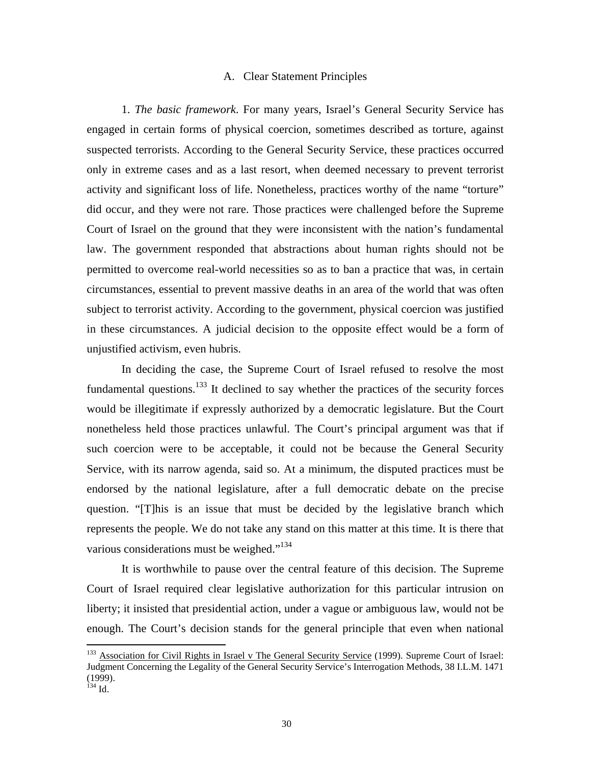## A. Clear Statement Principles

1. *The basic framework*. For many years, Israel's General Security Service has engaged in certain forms of physical coercion, sometimes described as torture, against suspected terrorists. According to the General Security Service, these practices occurred only in extreme cases and as a last resort, when deemed necessary to prevent terrorist activity and significant loss of life. Nonetheless, practices worthy of the name "torture" did occur, and they were not rare. Those practices were challenged before the Supreme Court of Israel on the ground that they were inconsistent with the nation's fundamental law. The government responded that abstractions about human rights should not be permitted to overcome real-world necessities so as to ban a practice that was, in certain circumstances, essential to prevent massive deaths in an area of the world that was often subject to terrorist activity. According to the government, physical coercion was justified in these circumstances. A judicial decision to the opposite effect would be a form of unjustified activism, even hubris.

In deciding the case, the Supreme Court of Israel refused to resolve the most fundamental questions.[133] It declined to say whether the practices of the security forces would be illegitimate if expressly authorized by a democratic legislature. But the Court nonetheless held those practices unlawful. The Court's principal argument was that if such coercion were to be acceptable, it could not be because the General Security Service, with its narrow agenda, said so. At a minimum, the disputed practices must be endorsed by the national legislature, after a full democratic debate on the precise question. "[T]his is an issue that must be decided by the legislative branch which represents the people. We do not take any stand on this matter at this time. It is there that various considerations must be weighed."[134]

It is worthwhile to pause over the central feature of this decision. The Supreme Court of Israel required clear legislative authorization for this particular intrusion on liberty; it insisted that presidential action, under a vague or ambiguous law, would not be enough. The Court's decision stands for the general principle that even when national

---

[133] Association for Civil Rights in Israel v The General Security Service (1999). Supreme Court of Israel: Judgment Concerning the Legality of the General Security Service's Interrogation Methods, 38 I.L.M. 1471 (1999).

[134] Id.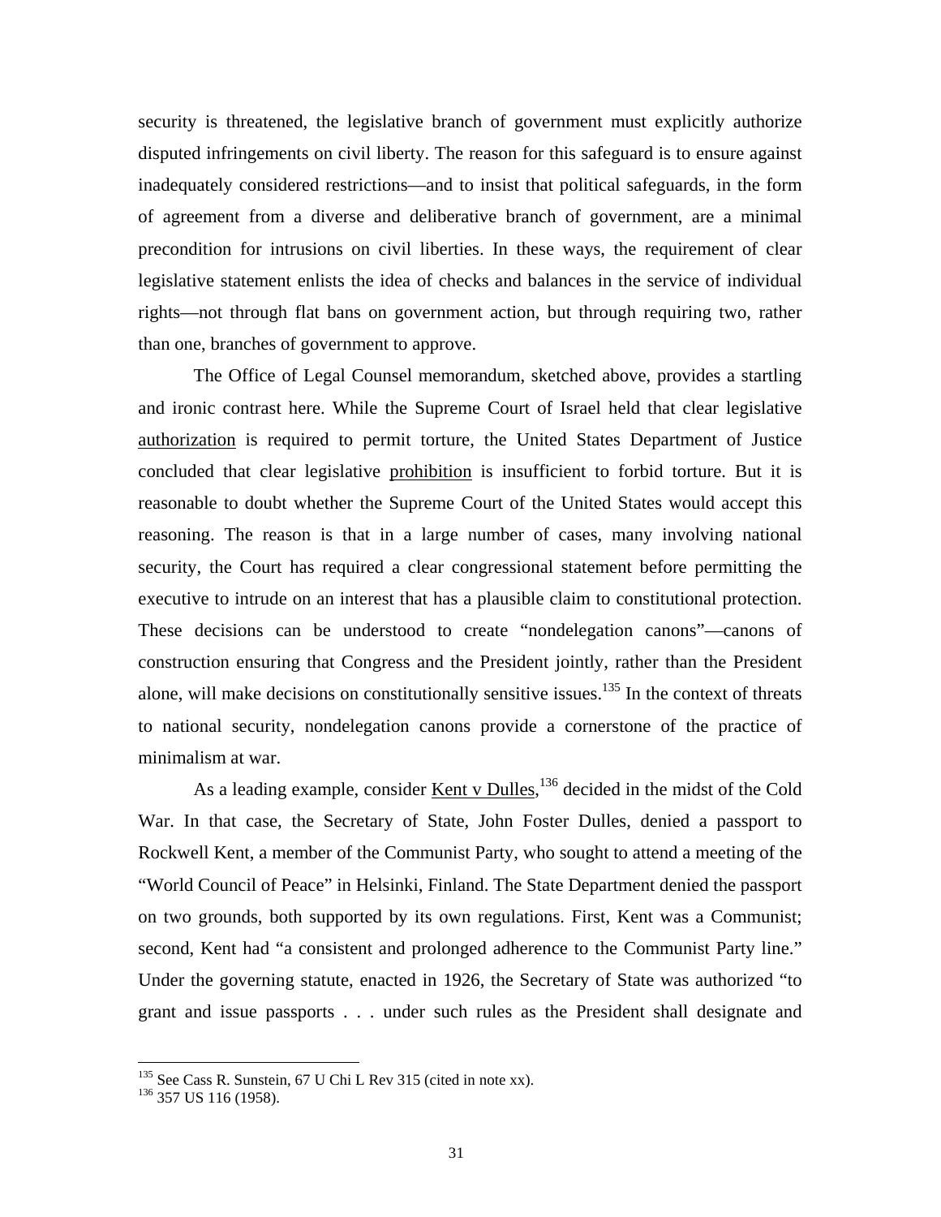security is threatened, the legislative branch of government must explicitly authorize disputed infringements on civil liberty. The reason for this safeguard is to ensure against inadequately considered restrictions—and to insist that political safeguards, in the form of agreement from a diverse and deliberative branch of government, are a minimal precondition for intrusions on civil liberties. In these ways, the requirement of clear legislative statement enlists the idea of checks and balances in the service of individual rights—not through flat bans on government action, but through requiring two, rather than one, branches of government to approve.

The Office of Legal Counsel memorandum, sketched above, provides a startling and ironic contrast here. While the Supreme Court of Israel held that clear legislative authorization is required to permit torture, the United States Department of Justice concluded that clear legislative prohibition is insufficient to forbid torture. But it is reasonable to doubt whether the Supreme Court of the United States would accept this reasoning. The reason is that in a large number of cases, many involving national security, the Court has required a clear congressional statement before permitting the executive to intrude on an interest that has a plausible claim to constitutional protection. These decisions can be understood to create "nondelegation canons"—canons of construction ensuring that Congress and the President jointly, rather than the President alone, will make decisions on constitutionally sensitive issues.[135] In the context of threats to national security, nondelegation canons provide a cornerstone of the practice of minimalism at war.

As a leading example, consider Kent v Dulles,[136] decided in the midst of the Cold War. In that case, the Secretary of State, John Foster Dulles, denied a passport to Rockwell Kent, a member of the Communist Party, who sought to attend a meeting of the "World Council of Peace" in Helsinki, Finland. The State Department denied the passport on two grounds, both supported by its own regulations. First, Kent was a Communist; second, Kent had "a consistent and prolonged adherence to the Communist Party line." Under the governing statute, enacted in 1926, the Secretary of State was authorized "to grant and issue passports . . . under such rules as the President shall designate and

[135] See Cass R. Sunstein, 67 U Chi L Rev 315 (cited in note xx).

[136] 357 US 116 (1958).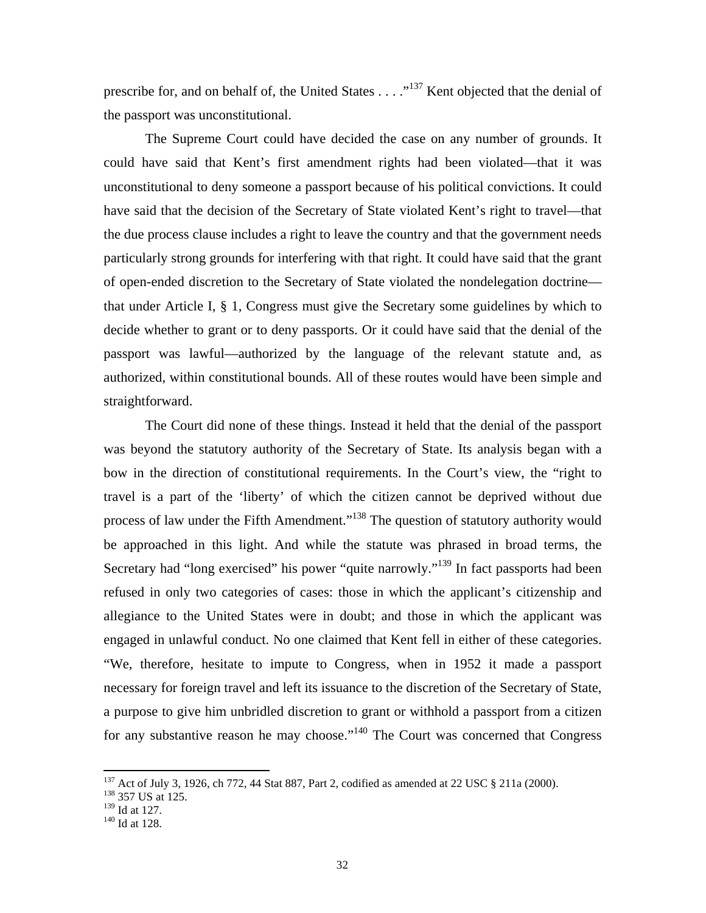prescribe for, and on behalf of, the United States . . . ."[137] Kent objected that the denial of the passport was unconstitutional.

The Supreme Court could have decided the case on any number of grounds. It could have said that Kent's first amendment rights had been violated—that it was unconstitutional to deny someone a passport because of his political convictions. It could have said that the decision of the Secretary of State violated Kent's right to travel—that the due process clause includes a right to leave the country and that the government needs particularly strong grounds for interfering with that right. It could have said that the grant of open-ended discretion to the Secretary of State violated the nondelegation doctrine—that under Article I, § 1, Congress must give the Secretary some guidelines by which to decide whether to grant or to deny passports. Or it could have said that the denial of the passport was lawful—authorized by the language of the relevant statute and, as authorized, within constitutional bounds. All of these routes would have been simple and straightforward.

The Court did none of these things. Instead it held that the denial of the passport was beyond the statutory authority of the Secretary of State. Its analysis began with a bow in the direction of constitutional requirements. In the Court's view, the "right to travel is a part of the 'liberty' of which the citizen cannot be deprived without due process of law under the Fifth Amendment."[138] The question of statutory authority would be approached in this light. And while the statute was phrased in broad terms, the Secretary had "long exercised" his power "quite narrowly."[139] In fact passports had been refused in only two categories of cases: those in which the applicant's citizenship and allegiance to the United States were in doubt; and those in which the applicant was engaged in unlawful conduct. No one claimed that Kent fell in either of these categories. "We, therefore, hesitate to impute to Congress, when in 1952 it made a passport necessary for foreign travel and left its issuance to the discretion of the Secretary of State, a purpose to give him unbridled discretion to grant or withhold a passport from a citizen for any substantive reason he may choose."[140] The Court was concerned that Congress

[137] Act of July 3, 1926, ch 772, 44 Stat 887, Part 2, codified as amended at 22 USC § 211a (2000).
[138] 357 US at 125.
[139] Id at 127.
[140] Id at 128.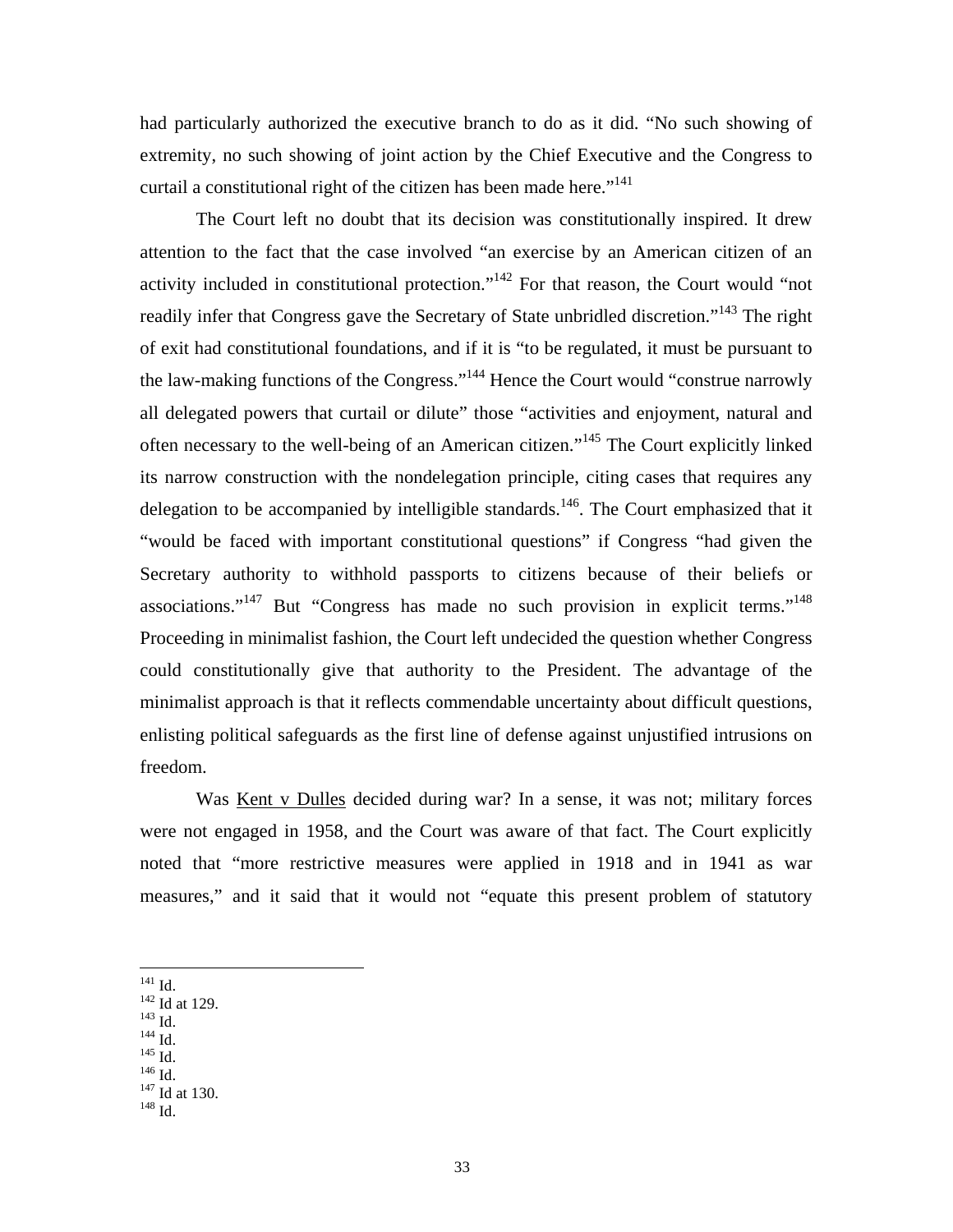had particularly authorized the executive branch to do as it did. "No such showing of extremity, no such showing of joint action by the Chief Executive and the Congress to curtail a constitutional right of the citizen has been made here."[141]

The Court left no doubt that its decision was constitutionally inspired. It drew attention to the fact that the case involved "an exercise by an American citizen of an activity included in constitutional protection."[142] For that reason, the Court would "not readily infer that Congress gave the Secretary of State unbridled discretion."[143] The right of exit had constitutional foundations, and if it is "to be regulated, it must be pursuant to the law-making functions of the Congress."[144] Hence the Court would "construe narrowly all delegated powers that curtail or dilute" those "activities and enjoyment, natural and often necessary to the well-being of an American citizen."[145] The Court explicitly linked its narrow construction with the nondelegation principle, citing cases that requires any delegation to be accompanied by intelligible standards.[146]. The Court emphasized that it "would be faced with important constitutional questions" if Congress "had given the Secretary authority to withhold passports to citizens because of their beliefs or associations."[147] But "Congress has made no such provision in explicit terms."[148] Proceeding in minimalist fashion, the Court left undecided the question whether Congress could constitutionally give that authority to the President. The advantage of the minimalist approach is that it reflects commendable uncertainty about difficult questions, enlisting political safeguards as the first line of defense against unjustified intrusions on freedom.

Was Kent v Dulles decided during war? In a sense, it was not; military forces were not engaged in 1958, and the Court was aware of that fact. The Court explicitly noted that "more restrictive measures were applied in 1918 and in 1941 as war measures," and it said that it would not "equate this present problem of statutory

---

[141] Id.
[142] Id at 129.
[143] Id.
[144] Id.
[145] Id.
[146] Id.
[147] Id at 130.
[148] Id.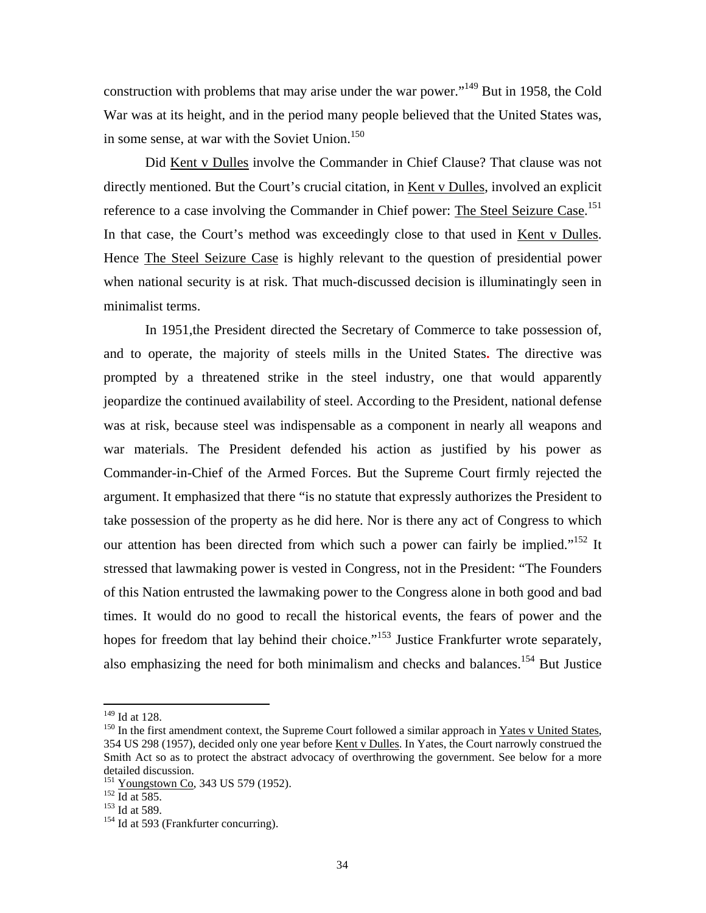construction with problems that may arise under the war power."[149] But in 1958, the Cold War was at its height, and in the period many people believed that the United States was, in some sense, at war with the Soviet Union.[150]

Did Kent v Dulles involve the Commander in Chief Clause? That clause was not directly mentioned. But the Court's crucial citation, in Kent v Dulles, involved an explicit reference to a case involving the Commander in Chief power: The Steel Seizure Case.[151] In that case, the Court's method was exceedingly close to that used in Kent v Dulles. Hence The Steel Seizure Case is highly relevant to the question of presidential power when national security is at risk. That much-discussed decision is illuminatingly seen in minimalist terms.

In 1951,the President directed the Secretary of Commerce to take possession of, and to operate, the majority of steels mills in the United States. The directive was prompted by a threatened strike in the steel industry, one that would apparently jeopardize the continued availability of steel. According to the President, national defense was at risk, because steel was indispensable as a component in nearly all weapons and war materials. The President defended his action as justified by his power as Commander-in-Chief of the Armed Forces. But the Supreme Court firmly rejected the argument. It emphasized that there "is no statute that expressly authorizes the President to take possession of the property as he did here. Nor is there any act of Congress to which our attention has been directed from which such a power can fairly be implied."[152] It stressed that lawmaking power is vested in Congress, not in the President: "The Founders of this Nation entrusted the lawmaking power to the Congress alone in both good and bad times. It would do no good to recall the historical events, the fears of power and the hopes for freedom that lay behind their choice."[153] Justice Frankfurter wrote separately, also emphasizing the need for both minimalism and checks and balances.[154] But Justice

---

[149] Id at 128.

[150] In the first amendment context, the Supreme Court followed a similar approach in Yates v United States, 354 US 298 (1957), decided only one year before Kent v Dulles. In Yates, the Court narrowly construed the Smith Act so as to protect the abstract advocacy of overthrowing the government. See below for a more detailed discussion.

[151] Youngstown Co, 343 US 579 (1952).

[152] Id at 585.

[153] Id at 589.

[154] Id at 593 (Frankfurter concurring).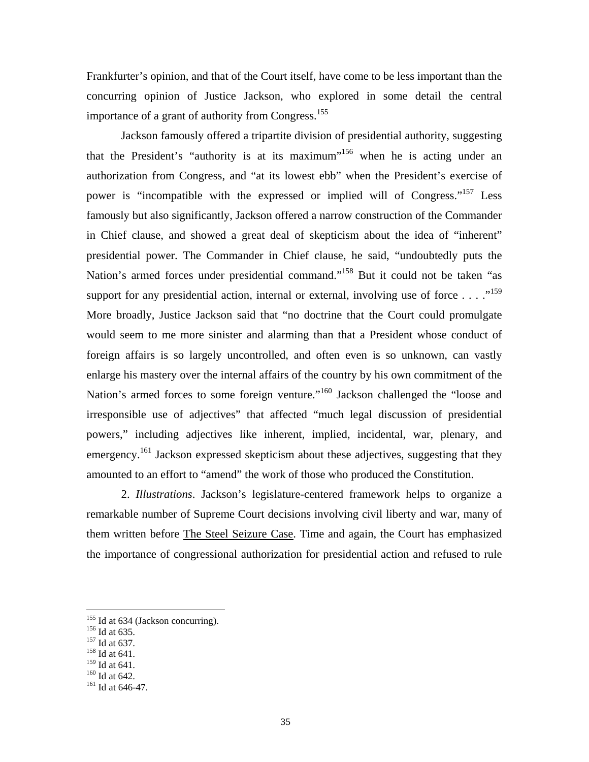Frankfurter's opinion, and that of the Court itself, have come to be less important than the concurring opinion of Justice Jackson, who explored in some detail the central importance of a grant of authority from Congress.[155]

Jackson famously offered a tripartite division of presidential authority, suggesting that the President's "authority is at its maximum"[156] when he is acting under an authorization from Congress, and "at its lowest ebb" when the President's exercise of power is "incompatible with the expressed or implied will of Congress."[157] Less famously but also significantly, Jackson offered a narrow construction of the Commander in Chief clause, and showed a great deal of skepticism about the idea of "inherent" presidential power. The Commander in Chief clause, he said, "undoubtedly puts the Nation's armed forces under presidential command."[158] But it could not be taken "as support for any presidential action, internal or external, involving use of force . . . ."[159] More broadly, Justice Jackson said that "no doctrine that the Court could promulgate would seem to me more sinister and alarming than that a President whose conduct of foreign affairs is so largely uncontrolled, and often even is so unknown, can vastly enlarge his mastery over the internal affairs of the country by his own commitment of the Nation's armed forces to some foreign venture."[160] Jackson challenged the "loose and irresponsible use of adjectives" that affected "much legal discussion of presidential powers," including adjectives like inherent, implied, incidental, war, plenary, and emergency.[161] Jackson expressed skepticism about these adjectives, suggesting that they amounted to an effort to "amend" the work of those who produced the Constitution.

2. *Illustrations*. Jackson's legislature-centered framework helps to organize a remarkable number of Supreme Court decisions involving civil liberty and war, many of them written before The Steel Seizure Case. Time and again, the Court has emphasized the importance of congressional authorization for presidential action and refused to rule

---

[155] Id at 634 (Jackson concurring).
[156] Id at 635.
[157] Id at 637.
[158] Id at 641.
[159] Id at 641.
[160] Id at 642.
[161] Id at 646-47.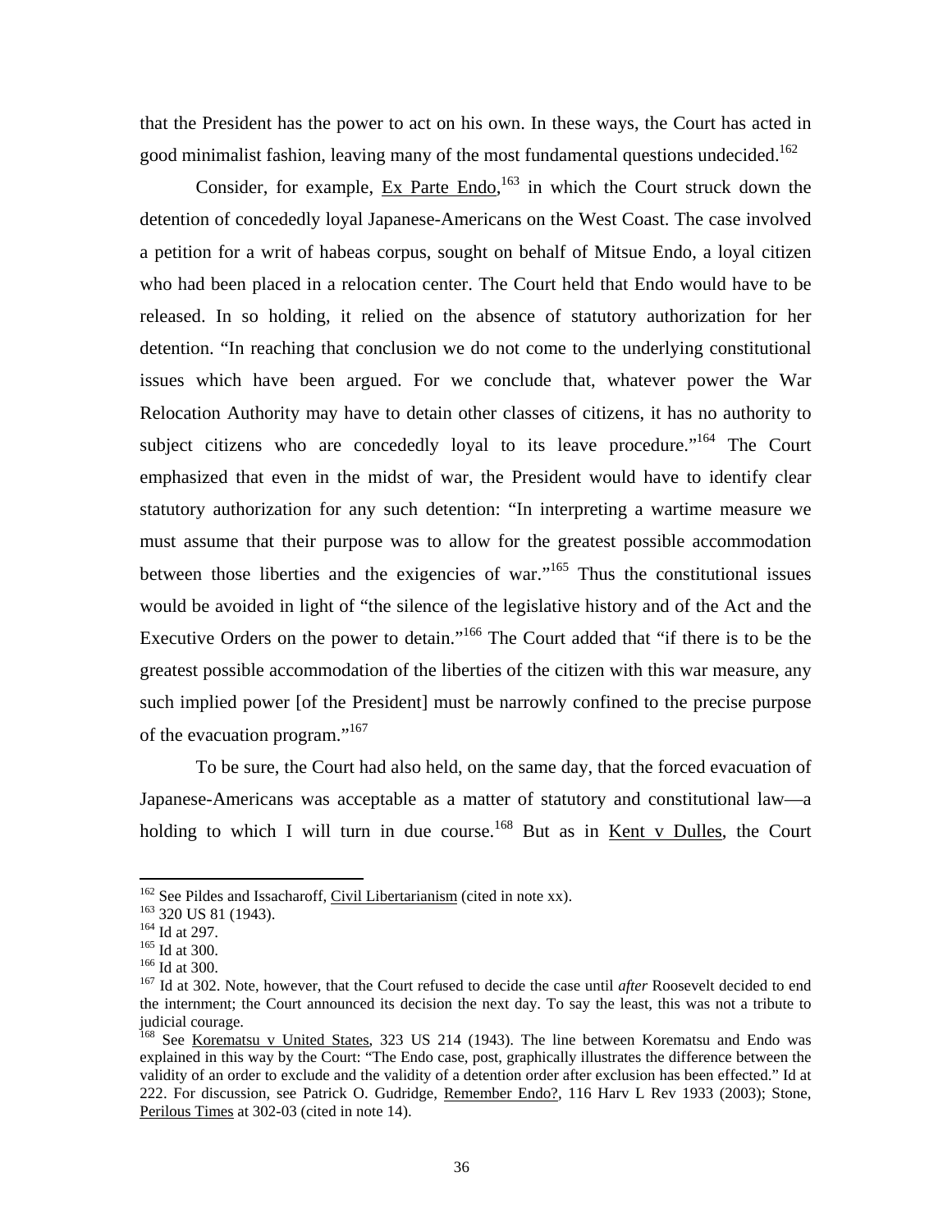that the President has the power to act on his own. In these ways, the Court has acted in good minimalist fashion, leaving many of the most fundamental questions undecided.[162]

Consider, for example, Ex Parte Endo,[163] in which the Court struck down the detention of concededly loyal Japanese-Americans on the West Coast. The case involved a petition for a writ of habeas corpus, sought on behalf of Mitsue Endo, a loyal citizen who had been placed in a relocation center. The Court held that Endo would have to be released. In so holding, it relied on the absence of statutory authorization for her detention. "In reaching that conclusion we do not come to the underlying constitutional issues which have been argued. For we conclude that, whatever power the War Relocation Authority may have to detain other classes of citizens, it has no authority to subject citizens who are concededly loyal to its leave procedure."[164] The Court emphasized that even in the midst of war, the President would have to identify clear statutory authorization for any such detention: "In interpreting a wartime measure we must assume that their purpose was to allow for the greatest possible accommodation between those liberties and the exigencies of war."[165] Thus the constitutional issues would be avoided in light of "the silence of the legislative history and of the Act and the Executive Orders on the power to detain."[166] The Court added that "if there is to be the greatest possible accommodation of the liberties of the citizen with this war measure, any such implied power [of the President] must be narrowly confined to the precise purpose of the evacuation program."[167]

To be sure, the Court had also held, on the same day, that the forced evacuation of Japanese-Americans was acceptable as a matter of statutory and constitutional law—a holding to which I will turn in due course.[168] But as in Kent v Dulles, the Court

---

[162] See Pildes and Issacharoff, Civil Libertarianism (cited in note xx).

[163] 320 US 81 (1943).

[164] Id at 297.

[165] Id at 300.

[166] Id at 300.

[167] Id at 302. Note, however, that the Court refused to decide the case until *after* Roosevelt decided to end the internment; the Court announced its decision the next day. To say the least, this was not a tribute to judicial courage.

[168] See Korematsu v United States, 323 US 214 (1943). The line between Korematsu and Endo was explained in this way by the Court: "The Endo case, post, graphically illustrates the difference between the validity of an order to exclude and the validity of a detention order after exclusion has been effected." Id at 222. For discussion, see Patrick O. Gudridge, Remember Endo?, 116 Harv L Rev 1933 (2003); Stone, Perilous Times at 302-03 (cited in note 14).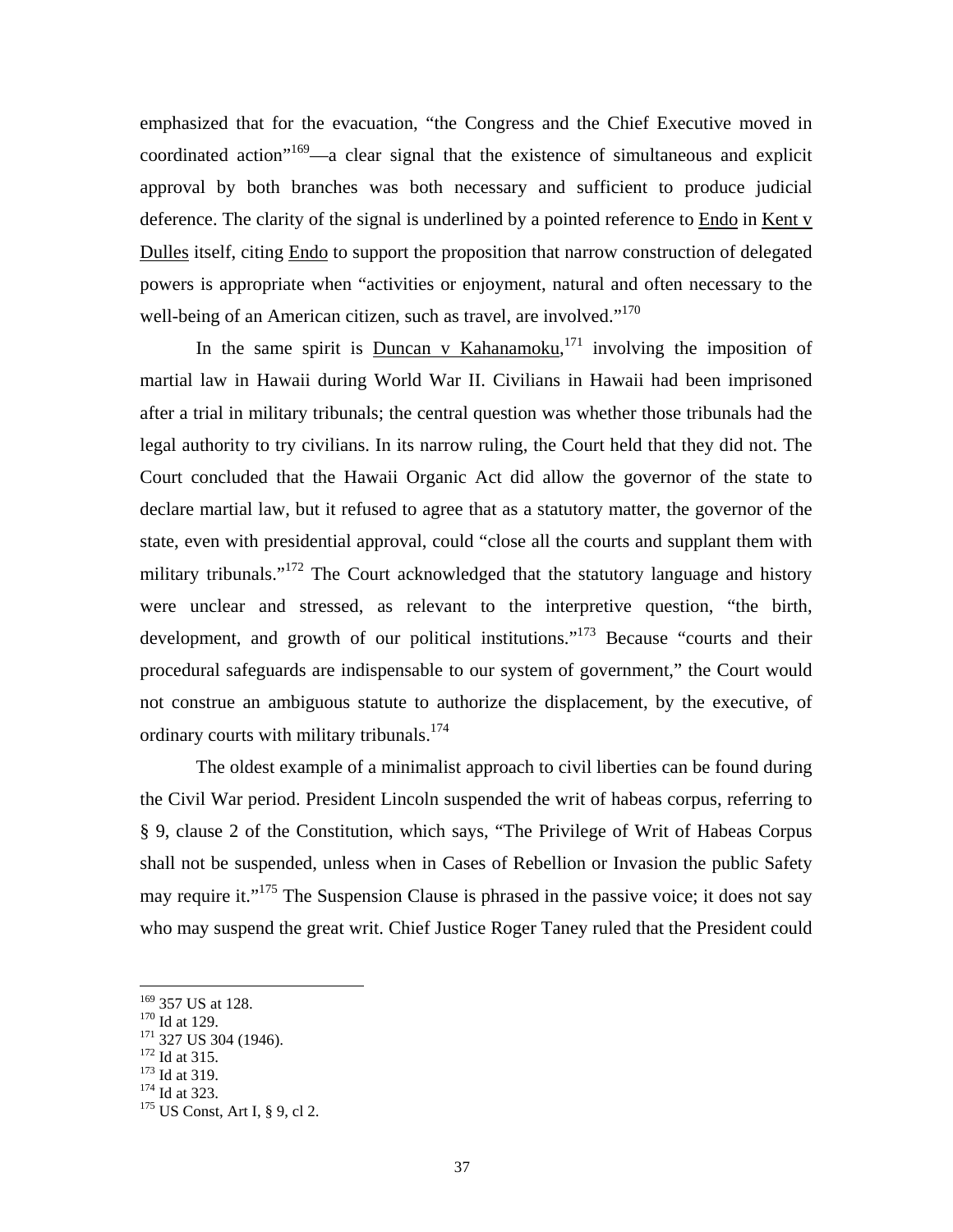emphasized that for the evacuation, "the Congress and the Chief Executive moved in coordinated action"[169]—a clear signal that the existence of simultaneous and explicit approval by both branches was both necessary and sufficient to produce judicial deference. The clarity of the signal is underlined by a pointed reference to Endo in Kent v Dulles itself, citing Endo to support the proposition that narrow construction of delegated powers is appropriate when "activities or enjoyment, natural and often necessary to the well-being of an American citizen, such as travel, are involved."[170]

In the same spirit is Duncan v Kahanamoku,[171] involving the imposition of martial law in Hawaii during World War II. Civilians in Hawaii had been imprisoned after a trial in military tribunals; the central question was whether those tribunals had the legal authority to try civilians. In its narrow ruling, the Court held that they did not. The Court concluded that the Hawaii Organic Act did allow the governor of the state to declare martial law, but it refused to agree that as a statutory matter, the governor of the state, even with presidential approval, could "close all the courts and supplant them with military tribunals."[172] The Court acknowledged that the statutory language and history were unclear and stressed, as relevant to the interpretive question, "the birth, development, and growth of our political institutions."[173] Because "courts and their procedural safeguards are indispensable to our system of government," the Court would not construe an ambiguous statute to authorize the displacement, by the executive, of ordinary courts with military tribunals.[174]

The oldest example of a minimalist approach to civil liberties can be found during the Civil War period. President Lincoln suspended the writ of habeas corpus, referring to § 9, clause 2 of the Constitution, which says, "The Privilege of Writ of Habeas Corpus shall not be suspended, unless when in Cases of Rebellion or Invasion the public Safety may require it."[175] The Suspension Clause is phrased in the passive voice; it does not say who may suspend the great writ. Chief Justice Roger Taney ruled that the President could

---

[169] 357 US at 128.
[170] Id at 129.
[171] 327 US 304 (1946).
[172] Id at 315.
[173] Id at 319.
[174] Id at 323.
[175] US Const, Art I, § 9, cl 2.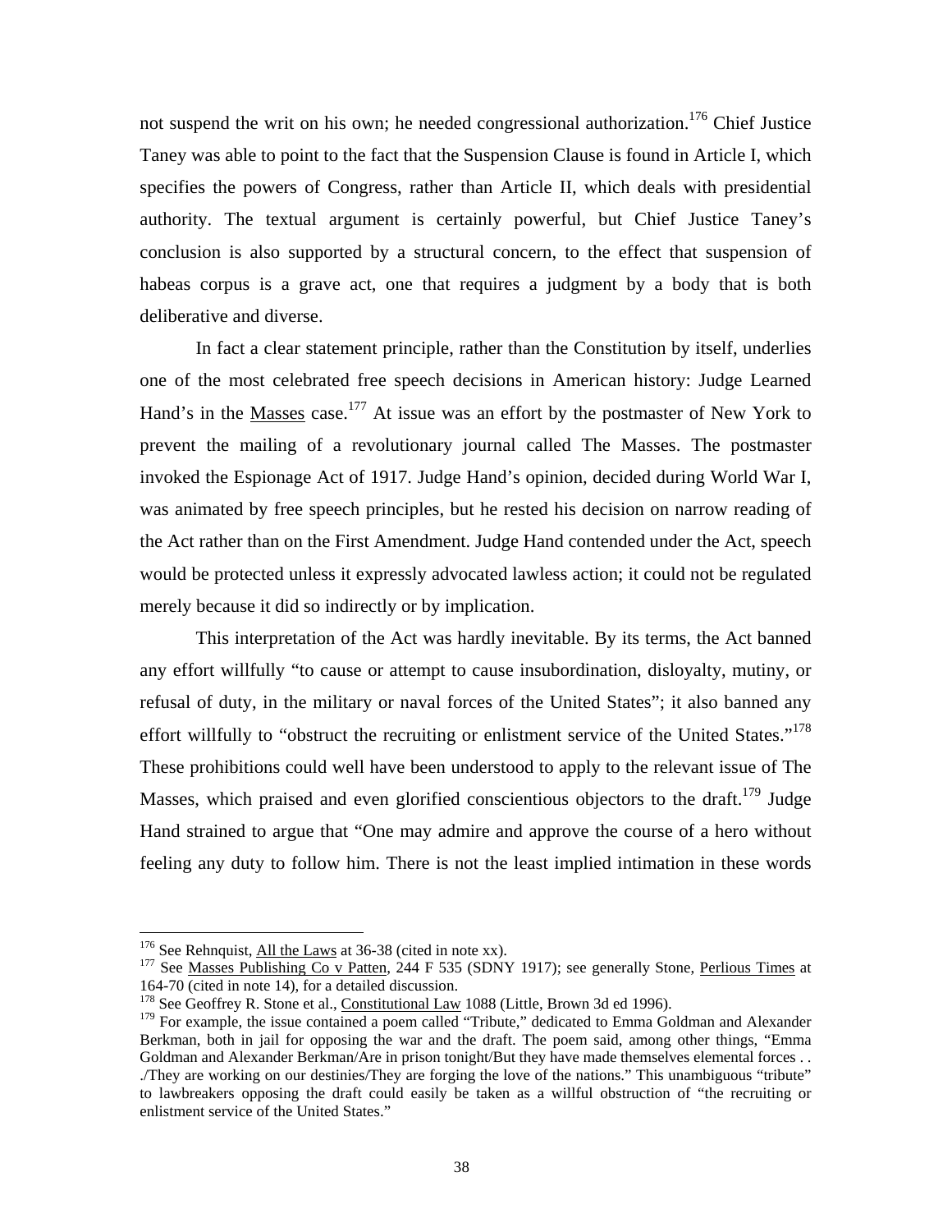not suspend the writ on his own; he needed congressional authorization.[176] Chief Justice Taney was able to point to the fact that the Suspension Clause is found in Article I, which specifies the powers of Congress, rather than Article II, which deals with presidential authority. The textual argument is certainly powerful, but Chief Justice Taney's conclusion is also supported by a structural concern, to the effect that suspension of habeas corpus is a grave act, one that requires a judgment by a body that is both deliberative and diverse.

In fact a clear statement principle, rather than the Constitution by itself, underlies one of the most celebrated free speech decisions in American history: Judge Learned Hand's in the Masses case.[177] At issue was an effort by the postmaster of New York to prevent the mailing of a revolutionary journal called The Masses. The postmaster invoked the Espionage Act of 1917. Judge Hand's opinion, decided during World War I, was animated by free speech principles, but he rested his decision on narrow reading of the Act rather than on the First Amendment. Judge Hand contended under the Act, speech would be protected unless it expressly advocated lawless action; it could not be regulated merely because it did so indirectly or by implication.

This interpretation of the Act was hardly inevitable. By its terms, the Act banned any effort willfully "to cause or attempt to cause insubordination, disloyalty, mutiny, or refusal of duty, in the military or naval forces of the United States"; it also banned any effort willfully to "obstruct the recruiting or enlistment service of the United States."[178] These prohibitions could well have been understood to apply to the relevant issue of The Masses, which praised and even glorified conscientious objectors to the draft.[179] Judge Hand strained to argue that "One may admire and approve the course of a hero without feeling any duty to follow him. There is not the least implied intimation in these words

---

[176] See Rehnquist, All the Laws at 36-38 (cited in note xx).

[177] See Masses Publishing Co v Patten, 244 F 535 (SDNY 1917); see generally Stone, Perlious Times at 164-70 (cited in note 14), for a detailed discussion.

[178] See Geoffrey R. Stone et al., Constitutional Law 1088 (Little, Brown 3d ed 1996).

[179] For example, the issue contained a poem called "Tribute," dedicated to Emma Goldman and Alexander Berkman, both in jail for opposing the war and the draft. The poem said, among other things, "Emma Goldman and Alexander Berkman/Are in prison tonight/But they have made themselves elemental forces . . ./They are working on our destinies/They are forging the love of the nations." This unambiguous "tribute" to lawbreakers opposing the draft could easily be taken as a willful obstruction of "the recruiting or enlistment service of the United States."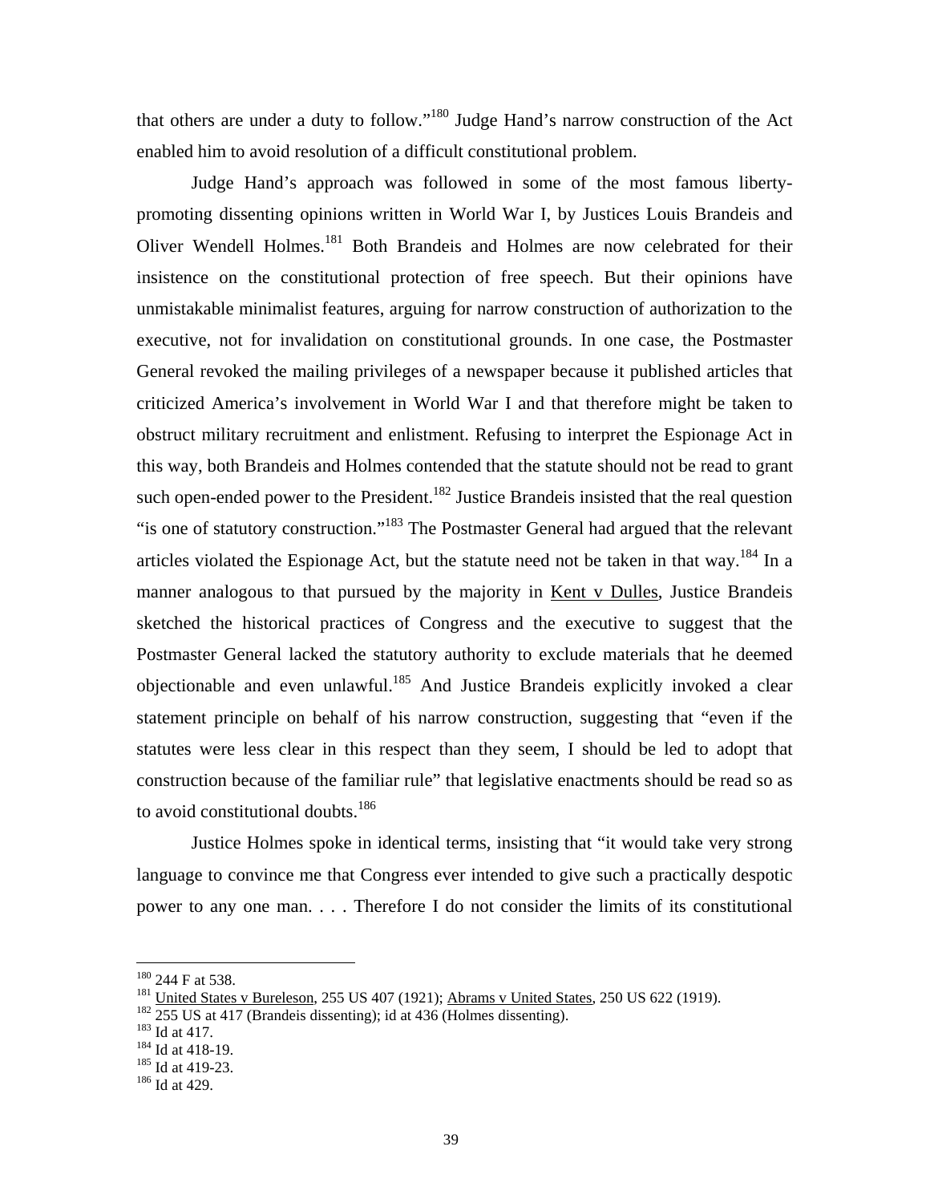that others are under a duty to follow."[180] Judge Hand's narrow construction of the Act enabled him to avoid resolution of a difficult constitutional problem.

Judge Hand's approach was followed in some of the most famous liberty-promoting dissenting opinions written in World War I, by Justices Louis Brandeis and Oliver Wendell Holmes.[181] Both Brandeis and Holmes are now celebrated for their insistence on the constitutional protection of free speech. But their opinions have unmistakable minimalist features, arguing for narrow construction of authorization to the executive, not for invalidation on constitutional grounds. In one case, the Postmaster General revoked the mailing privileges of a newspaper because it published articles that criticized America's involvement in World War I and that therefore might be taken to obstruct military recruitment and enlistment. Refusing to interpret the Espionage Act in this way, both Brandeis and Holmes contended that the statute should not be read to grant such open-ended power to the President.[182] Justice Brandeis insisted that the real question "is one of statutory construction."[183] The Postmaster General had argued that the relevant articles violated the Espionage Act, but the statute need not be taken in that way.[184] In a manner analogous to that pursued by the majority in <u>Kent v Dulles</u>, Justice Brandeis sketched the historical practices of Congress and the executive to suggest that the Postmaster General lacked the statutory authority to exclude materials that he deemed objectionable and even unlawful.[185] And Justice Brandeis explicitly invoked a clear statement principle on behalf of his narrow construction, suggesting that "even if the statutes were less clear in this respect than they seem, I should be led to adopt that construction because of the familiar rule" that legislative enactments should be read so as to avoid constitutional doubts.[186]

Justice Holmes spoke in identical terms, insisting that "it would take very strong language to convince me that Congress ever intended to give such a practically despotic power to any one man. . . . Therefore I do not consider the limits of its constitutional

---

[180] 244 F at 538.

[181] <u>United States v Bureleson</u>, 255 US 407 (1921); <u>Abrams v United States</u>, 250 US 622 (1919).

[182] 255 US at 417 (Brandeis dissenting); id at 436 (Holmes dissenting).

[183] Id at 417.

[184] Id at 418-19.

[185] Id at 419-23.

[186] Id at 429.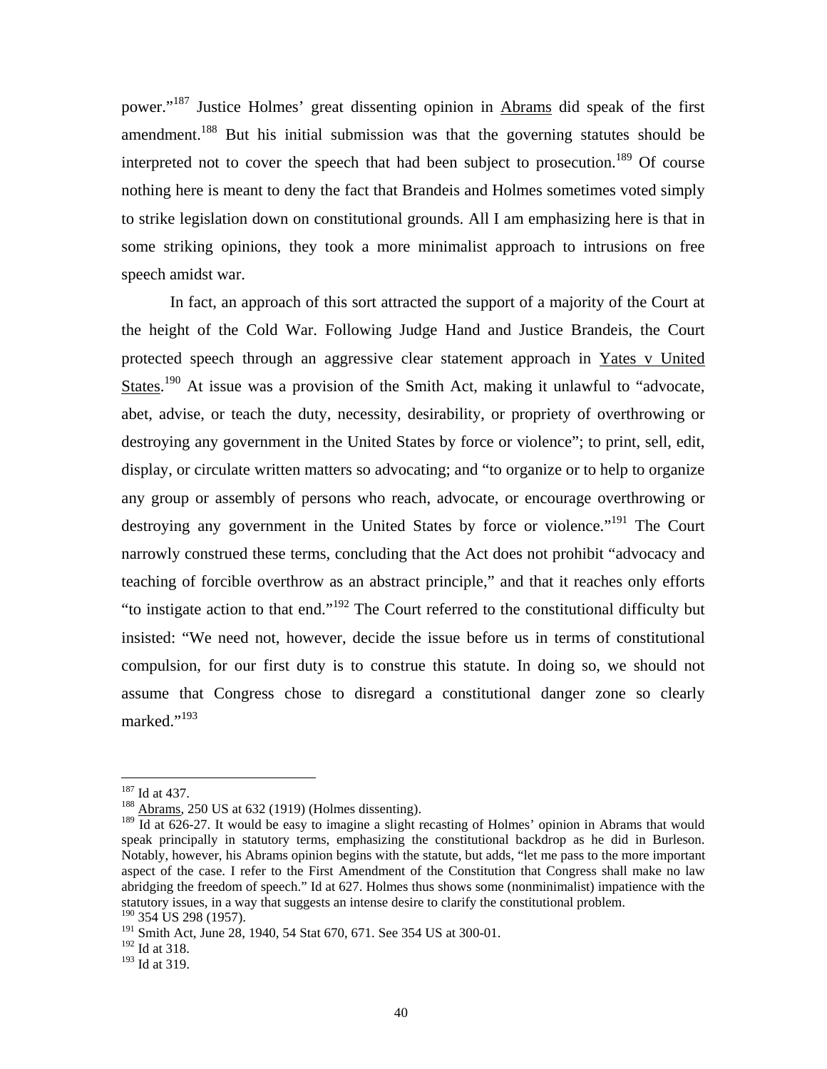power."[187] Justice Holmes' great dissenting opinion in Abrams did speak of the first amendment.[188] But his initial submission was that the governing statutes should be interpreted not to cover the speech that had been subject to prosecution.[189] Of course nothing here is meant to deny the fact that Brandeis and Holmes sometimes voted simply to strike legislation down on constitutional grounds. All I am emphasizing here is that in some striking opinions, they took a more minimalist approach to intrusions on free speech amidst war.

In fact, an approach of this sort attracted the support of a majority of the Court at the height of the Cold War. Following Judge Hand and Justice Brandeis, the Court protected speech through an aggressive clear statement approach in Yates v United States.[190] At issue was a provision of the Smith Act, making it unlawful to "advocate, abet, advise, or teach the duty, necessity, desirability, or propriety of overthrowing or destroying any government in the United States by force or violence"; to print, sell, edit, display, or circulate written matters so advocating; and "to organize or to help to organize any group or assembly of persons who reach, advocate, or encourage overthrowing or destroying any government in the United States by force or violence."[191] The Court narrowly construed these terms, concluding that the Act does not prohibit "advocacy and teaching of forcible overthrow as an abstract principle," and that it reaches only efforts "to instigate action to that end."[192] The Court referred to the constitutional difficulty but insisted: "We need not, however, decide the issue before us in terms of constitutional compulsion, for our first duty is to construe this statute. In doing so, we should not assume that Congress chose to disregard a constitutional danger zone so clearly marked."[193]

---

[187] Id at 437.

[188] Abrams, 250 US at 632 (1919) (Holmes dissenting).

[189] Id at 626-27. It would be easy to imagine a slight recasting of Holmes' opinion in Abrams that would speak principally in statutory terms, emphasizing the constitutional backdrop as he did in Burleson. Notably, however, his Abrams opinion begins with the statute, but adds, "let me pass to the more important aspect of the case. I refer to the First Amendment of the Constitution that Congress shall make no law abridging the freedom of speech." Id at 627. Holmes thus shows some (nonminimalist) impatience with the statutory issues, in a way that suggests an intense desire to clarify the constitutional problem.

[190] 354 US 298 (1957).

[191] Smith Act, June 28, 1940, 54 Stat 670, 671. See 354 US at 300-01.

[192] Id at 318.

[193] Id at 319.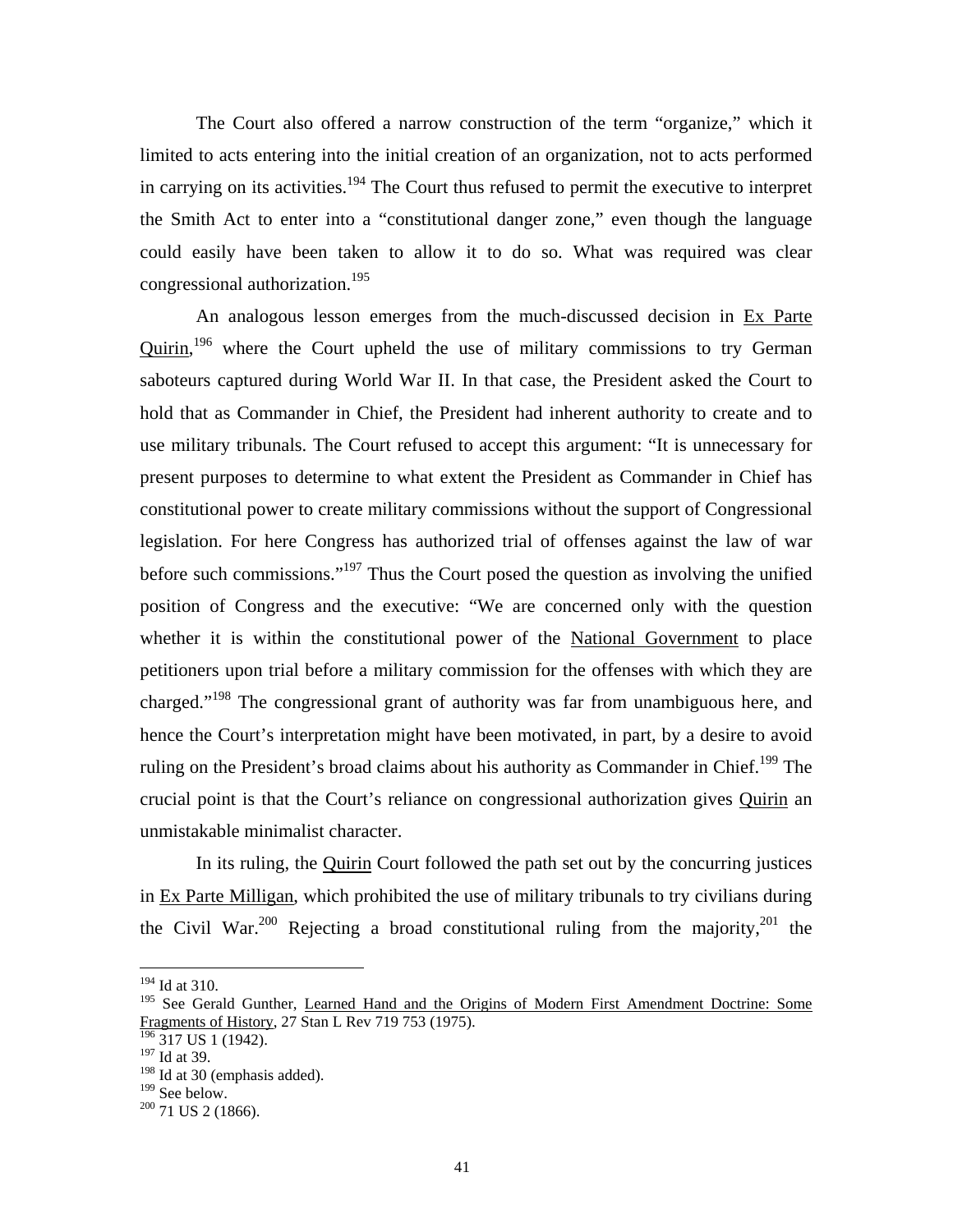The Court also offered a narrow construction of the term "organize," which it limited to acts entering into the initial creation of an organization, not to acts performed in carrying on its activities.[194] The Court thus refused to permit the executive to interpret the Smith Act to enter into a "constitutional danger zone," even though the language could easily have been taken to allow it to do so. What was required was clear congressional authorization.[195]

An analogous lesson emerges from the much-discussed decision in Ex Parte Quirin,[196] where the Court upheld the use of military commissions to try German saboteurs captured during World War II. In that case, the President asked the Court to hold that as Commander in Chief, the President had inherent authority to create and to use military tribunals. The Court refused to accept this argument: "It is unnecessary for present purposes to determine to what extent the President as Commander in Chief has constitutional power to create military commissions without the support of Congressional legislation. For here Congress has authorized trial of offenses against the law of war before such commissions."[197] Thus the Court posed the question as involving the unified position of Congress and the executive: "We are concerned only with the question whether it is within the constitutional power of the National Government to place petitioners upon trial before a military commission for the offenses with which they are charged."[198] The congressional grant of authority was far from unambiguous here, and hence the Court's interpretation might have been motivated, in part, by a desire to avoid ruling on the President's broad claims about his authority as Commander in Chief.[199] The crucial point is that the Court's reliance on congressional authorization gives Quirin an unmistakable minimalist character.

In its ruling, the Quirin Court followed the path set out by the concurring justices in Ex Parte Milligan, which prohibited the use of military tribunals to try civilians during the Civil War.[200] Rejecting a broad constitutional ruling from the majority,[201] the

---

[194] Id at 310.

[195] See Gerald Gunther, Learned Hand and the Origins of Modern First Amendment Doctrine: Some Fragments of History, 27 Stan L Rev 719 753 (1975).

[196] 317 US 1 (1942).

[197] Id at 39.

[198] Id at 30 (emphasis added).

[199] See below.

[200] 71 US 2 (1866).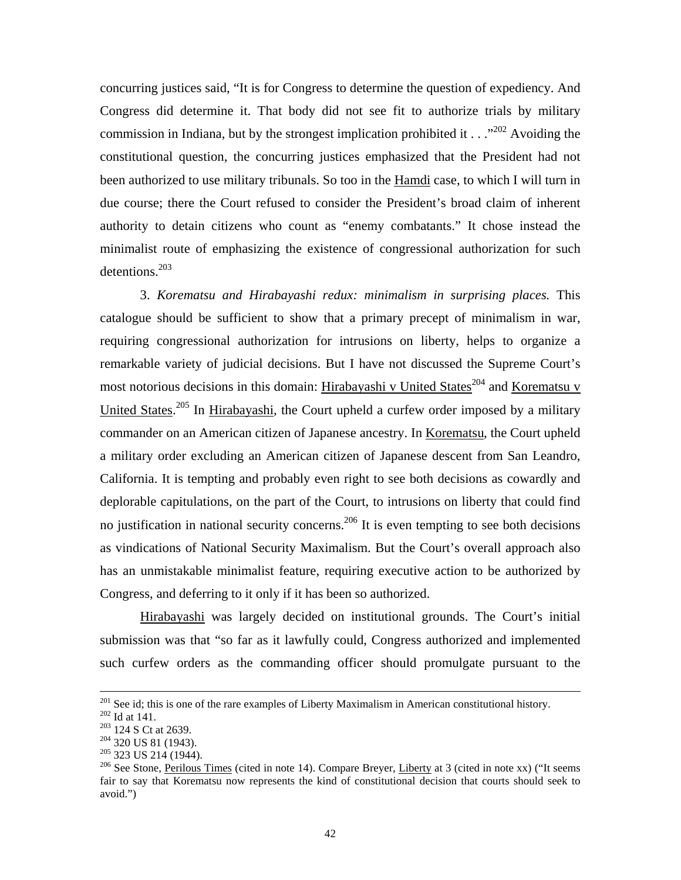concurring justices said, "It is for Congress to determine the question of expediency. And Congress did determine it. That body did not see fit to authorize trials by military commission in Indiana, but by the strongest implication prohibited it . . ."[202] Avoiding the constitutional question, the concurring justices emphasized that the President had not been authorized to use military tribunals. So too in the Hamdi case, to which I will turn in due course; there the Court refused to consider the President's broad claim of inherent authority to detain citizens who count as "enemy combatants." It chose instead the minimalist route of emphasizing the existence of congressional authorization for such detentions.[203]

3. *Korematsu and Hirabayashi redux: minimalism in surprising places.* This catalogue should be sufficient to show that a primary precept of minimalism in war, requiring congressional authorization for intrusions on liberty, helps to organize a remarkable variety of judicial decisions. But I have not discussed the Supreme Court's most notorious decisions in this domain: Hirabayashi v United States[204] and Korematsu v United States.[205] In Hirabayashi, the Court upheld a curfew order imposed by a military commander on an American citizen of Japanese ancestry. In Korematsu, the Court upheld a military order excluding an American citizen of Japanese descent from San Leandro, California. It is tempting and probably even right to see both decisions as cowardly and deplorable capitulations, on the part of the Court, to intrusions on liberty that could find no justification in national security concerns.[206] It is even tempting to see both decisions as vindications of National Security Maximalism. But the Court's overall approach also has an unmistakable minimalist feature, requiring executive action to be authorized by Congress, and deferring to it only if it has been so authorized.

Hirabayashi was largely decided on institutional grounds. The Court's initial submission was that "so far as it lawfully could, Congress authorized and implemented such curfew orders as the commanding officer should promulgate pursuant to the

---

[201] See id; this is one of the rare examples of Liberty Maximalism in American constitutional history.

[202] Id at 141.

[203] 124 S Ct at 2639.

[204] 320 US 81 (1943).

[205] 323 US 214 (1944).

[206] See Stone, Perilous Times (cited in note 14). Compare Breyer, Liberty at 3 (cited in note xx) ("It seems fair to say that Korematsu now represents the kind of constitutional decision that courts should seek to avoid.")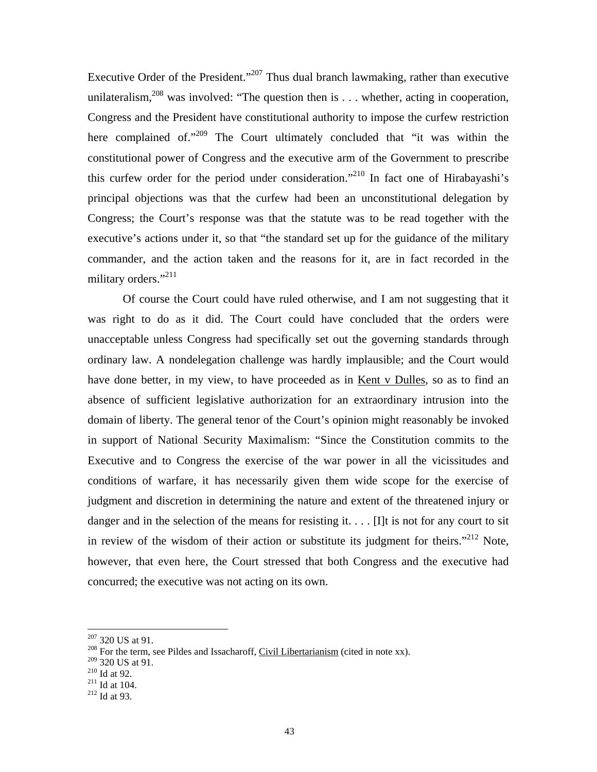Executive Order of the President."[207] Thus dual branch lawmaking, rather than executive unilateralism,[208] was involved: "The question then is . . . whether, acting in cooperation, Congress and the President have constitutional authority to impose the curfew restriction here complained of."[209] The Court ultimately concluded that "it was within the constitutional power of Congress and the executive arm of the Government to prescribe this curfew order for the period under consideration."[210] In fact one of Hirabayashi's principal objections was that the curfew had been an unconstitutional delegation by Congress; the Court's response was that the statute was to be read together with the executive's actions under it, so that "the standard set up for the guidance of the military commander, and the action taken and the reasons for it, are in fact recorded in the military orders."[211]

Of course the Court could have ruled otherwise, and I am not suggesting that it was right to do as it did. The Court could have concluded that the orders were unacceptable unless Congress had specifically set out the governing standards through ordinary law. A nondelegation challenge was hardly implausible; and the Court would have done better, in my view, to have proceeded as in Kent v Dulles, so as to find an absence of sufficient legislative authorization for an extraordinary intrusion into the domain of liberty. The general tenor of the Court's opinion might reasonably be invoked in support of National Security Maximalism: "Since the Constitution commits to the Executive and to Congress the exercise of the war power in all the vicissitudes and conditions of warfare, it has necessarily given them wide scope for the exercise of judgment and discretion in determining the nature and extent of the threatened injury or danger and in the selection of the means for resisting it. . . . [I]t is not for any court to sit in review of the wisdom of their action or substitute its judgment for theirs."[212] Note, however, that even here, the Court stressed that both Congress and the executive had concurred; the executive was not acting on its own.

---

[207] 320 US at 91.
[208] For the term, see Pildes and Issacharoff, Civil Libertarianism (cited in note xx).
[209] 320 US at 91.
[210] Id at 92.
[211] Id at 104.
[212] Id at 93.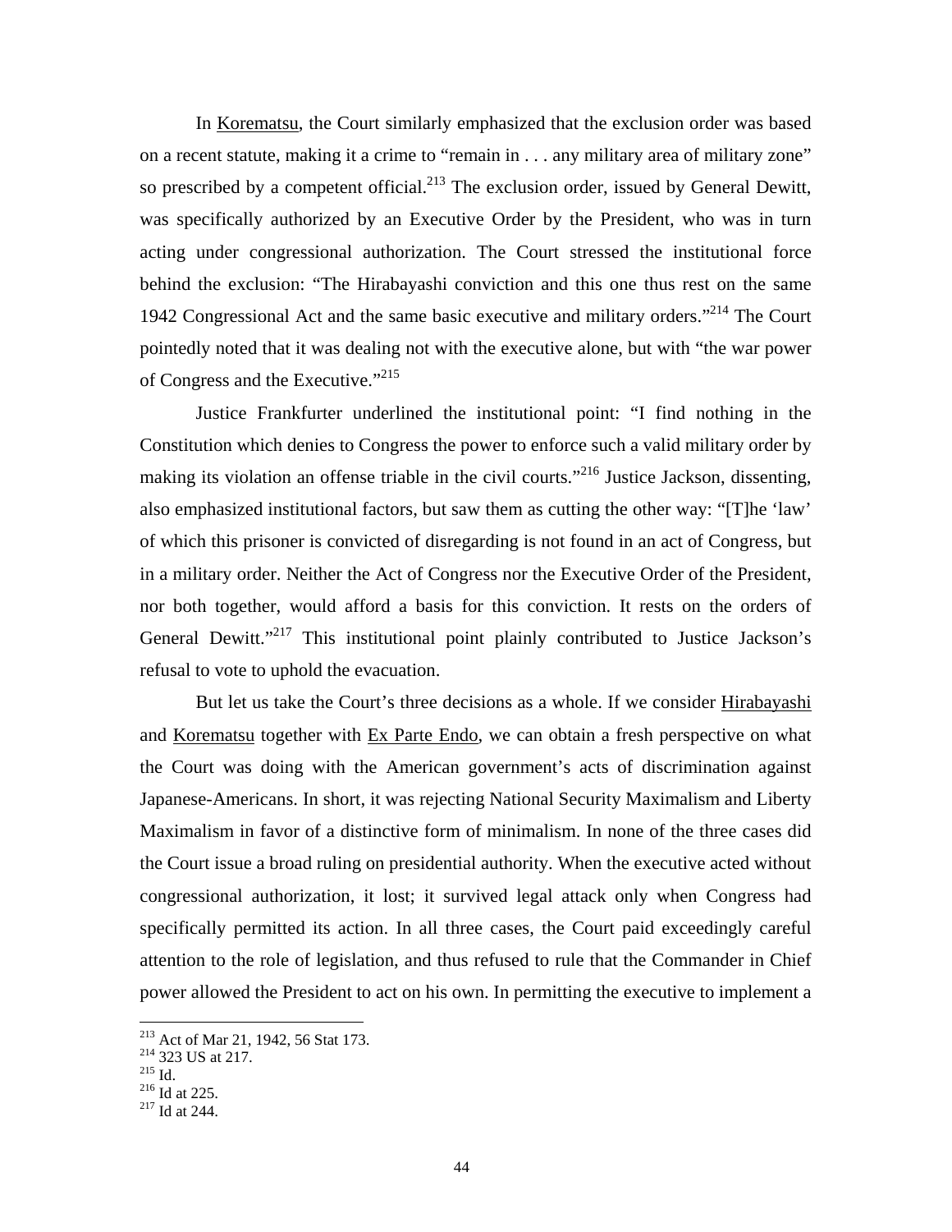In Korematsu, the Court similarly emphasized that the exclusion order was based on a recent statute, making it a crime to "remain in . . . any military area of military zone" so prescribed by a competent official.[213] The exclusion order, issued by General Dewitt, was specifically authorized by an Executive Order by the President, who was in turn acting under congressional authorization. The Court stressed the institutional force behind the exclusion: "The Hirabayashi conviction and this one thus rest on the same 1942 Congressional Act and the same basic executive and military orders."[214] The Court pointedly noted that it was dealing not with the executive alone, but with "the war power of Congress and the Executive."[215]

Justice Frankfurter underlined the institutional point: "I find nothing in the Constitution which denies to Congress the power to enforce such a valid military order by making its violation an offense triable in the civil courts."[216] Justice Jackson, dissenting, also emphasized institutional factors, but saw them as cutting the other way: "[T]he 'law' of which this prisoner is convicted of disregarding is not found in an act of Congress, but in a military order. Neither the Act of Congress nor the Executive Order of the President, nor both together, would afford a basis for this conviction. It rests on the orders of General Dewitt."[217] This institutional point plainly contributed to Justice Jackson's refusal to vote to uphold the evacuation.

But let us take the Court's three decisions as a whole. If we consider Hirabayashi and Korematsu together with Ex Parte Endo, we can obtain a fresh perspective on what the Court was doing with the American government's acts of discrimination against Japanese-Americans. In short, it was rejecting National Security Maximalism and Liberty Maximalism in favor of a distinctive form of minimalism. In none of the three cases did the Court issue a broad ruling on presidential authority. When the executive acted without congressional authorization, it lost; it survived legal attack only when Congress had specifically permitted its action. In all three cases, the Court paid exceedingly careful attention to the role of legislation, and thus refused to rule that the Commander in Chief power allowed the President to act on his own. In permitting the executive to implement a

---

[213] Act of Mar 21, 1942, 56 Stat 173.
[214] 323 US at 217.
[215] Id.
[216] Id at 225.
[217] Id at 244.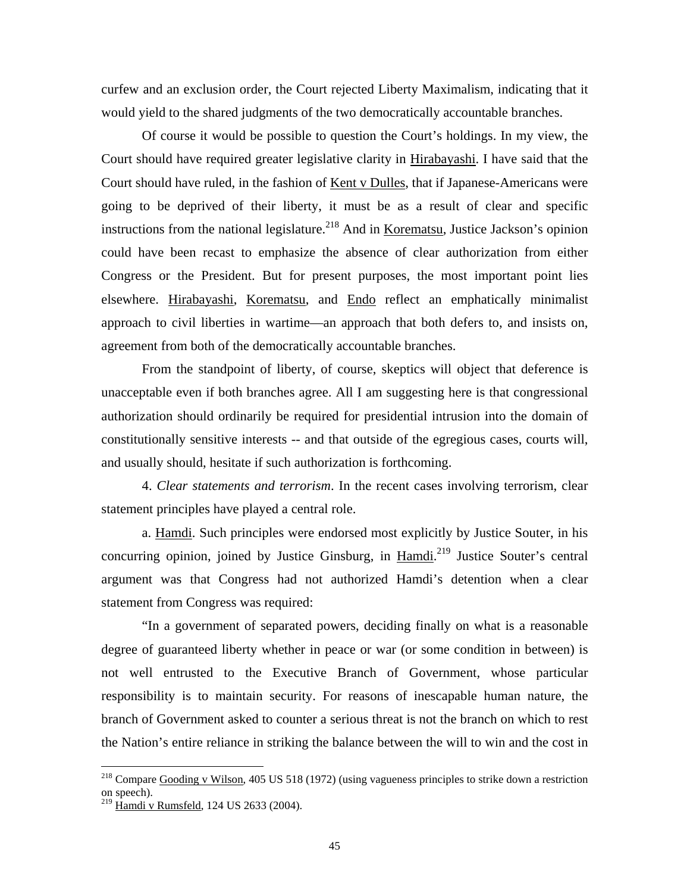curfew and an exclusion order, the Court rejected Liberty Maximalism, indicating that it would yield to the shared judgments of the two democratically accountable branches.

Of course it would be possible to question the Court's holdings. In my view, the Court should have required greater legislative clarity in Hirabayashi. I have said that the Court should have ruled, in the fashion of Kent v Dulles, that if Japanese-Americans were going to be deprived of their liberty, it must be as a result of clear and specific instructions from the national legislature.[218] And in Korematsu, Justice Jackson's opinion could have been recast to emphasize the absence of clear authorization from either Congress or the President. But for present purposes, the most important point lies elsewhere. Hirabayashi, Korematsu, and Endo reflect an emphatically minimalist approach to civil liberties in wartime—an approach that both defers to, and insists on, agreement from both of the democratically accountable branches.

From the standpoint of liberty, of course, skeptics will object that deference is unacceptable even if both branches agree. All I am suggesting here is that congressional authorization should ordinarily be required for presidential intrusion into the domain of constitutionally sensitive interests -- and that outside of the egregious cases, courts will, and usually should, hesitate if such authorization is forthcoming.

4. *Clear statements and terrorism*. In the recent cases involving terrorism, clear statement principles have played a central role.

a. Hamdi. Such principles were endorsed most explicitly by Justice Souter, in his concurring opinion, joined by Justice Ginsburg, in Hamdi.[219] Justice Souter's central argument was that Congress had not authorized Hamdi's detention when a clear statement from Congress was required:

"In a government of separated powers, deciding finally on what is a reasonable degree of guaranteed liberty whether in peace or war (or some condition in between) is not well entrusted to the Executive Branch of Government, whose particular responsibility is to maintain security. For reasons of inescapable human nature, the branch of Government asked to counter a serious threat is not the branch on which to rest the Nation's entire reliance in striking the balance between the will to win and the cost in

---

[218] Compare Gooding v Wilson, 405 US 518 (1972) (using vagueness principles to strike down a restriction on speech).

[219] Hamdi v Rumsfeld, 124 US 2633 (2004).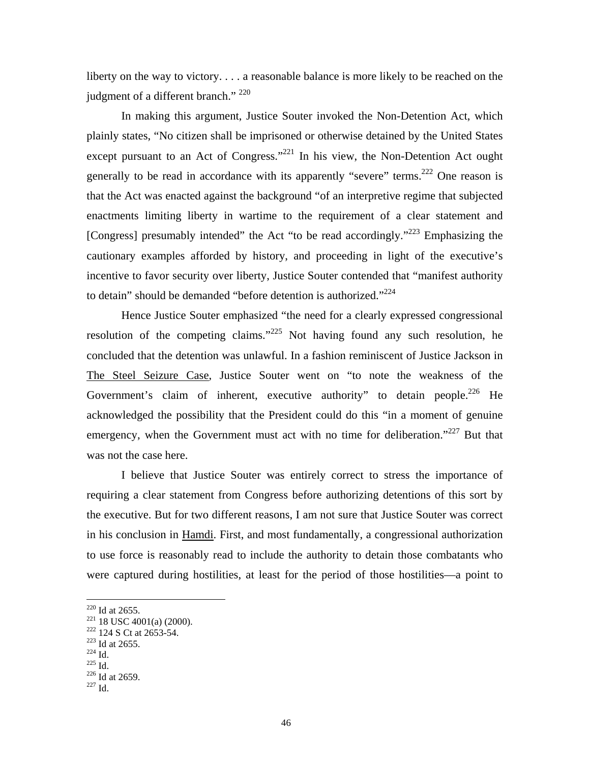liberty on the way to victory. . . . a reasonable balance is more likely to be reached on the judgment of a different branch." [220]

In making this argument, Justice Souter invoked the Non-Detention Act, which plainly states, "No citizen shall be imprisoned or otherwise detained by the United States except pursuant to an Act of Congress."[221] In his view, the Non-Detention Act ought generally to be read in accordance with its apparently "severe" terms.[222] One reason is that the Act was enacted against the background "of an interpretive regime that subjected enactments limiting liberty in wartime to the requirement of a clear statement and [Congress] presumably intended" the Act "to be read accordingly."[223] Emphasizing the cautionary examples afforded by history, and proceeding in light of the executive's incentive to favor security over liberty, Justice Souter contended that "manifest authority to detain" should be demanded "before detention is authorized."[224]

Hence Justice Souter emphasized "the need for a clearly expressed congressional resolution of the competing claims."[225] Not having found any such resolution, he concluded that the detention was unlawful. In a fashion reminiscent of Justice Jackson in The Steel Seizure Case, Justice Souter went on "to note the weakness of the Government's claim of inherent, executive authority" to detain people.[226] He acknowledged the possibility that the President could do this "in a moment of genuine emergency, when the Government must act with no time for deliberation."[227] But that was not the case here.

I believe that Justice Souter was entirely correct to stress the importance of requiring a clear statement from Congress before authorizing detentions of this sort by the executive. But for two different reasons, I am not sure that Justice Souter was correct in his conclusion in Hamdi. First, and most fundamentally, a congressional authorization to use force is reasonably read to include the authority to detain those combatants who were captured during hostilities, at least for the period of those hostilities—a point to

---

[220] Id at 2655.
[221] 18 USC 4001(a) (2000).
[222] 124 S Ct at 2653-54.
[223] Id at 2655.
[224] Id.
[225] Id.
[226] Id at 2659.
[227] Id.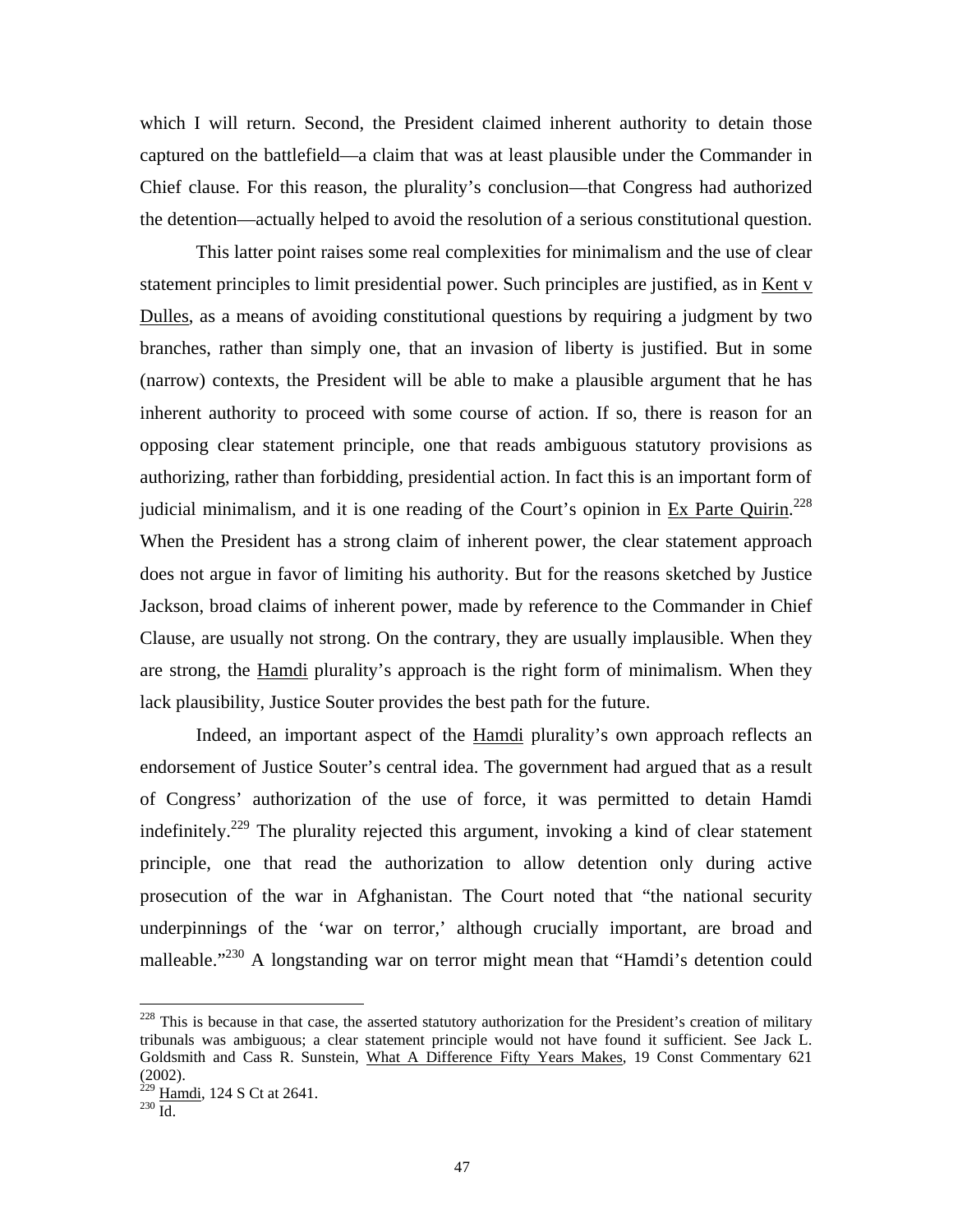which I will return. Second, the President claimed inherent authority to detain those captured on the battlefield—a claim that was at least plausible under the Commander in Chief clause. For this reason, the plurality's conclusion—that Congress had authorized the detention—actually helped to avoid the resolution of a serious constitutional question.

This latter point raises some real complexities for minimalism and the use of clear statement principles to limit presidential power. Such principles are justified, as in Kent v Dulles, as a means of avoiding constitutional questions by requiring a judgment by two branches, rather than simply one, that an invasion of liberty is justified. But in some (narrow) contexts, the President will be able to make a plausible argument that he has inherent authority to proceed with some course of action. If so, there is reason for an opposing clear statement principle, one that reads ambiguous statutory provisions as authorizing, rather than forbidding, presidential action. In fact this is an important form of judicial minimalism, and it is one reading of the Court's opinion in Ex Parte Quirin.[228] When the President has a strong claim of inherent power, the clear statement approach does not argue in favor of limiting his authority. But for the reasons sketched by Justice Jackson, broad claims of inherent power, made by reference to the Commander in Chief Clause, are usually not strong. On the contrary, they are usually implausible. When they are strong, the Hamdi plurality's approach is the right form of minimalism. When they lack plausibility, Justice Souter provides the best path for the future.

Indeed, an important aspect of the Hamdi plurality's own approach reflects an endorsement of Justice Souter's central idea. The government had argued that as a result of Congress' authorization of the use of force, it was permitted to detain Hamdi indefinitely.[229] The plurality rejected this argument, invoking a kind of clear statement principle, one that read the authorization to allow detention only during active prosecution of the war in Afghanistan. The Court noted that "the national security underpinnings of the 'war on terror,' although crucially important, are broad and malleable."[230] A longstanding war on terror might mean that "Hamdi's detention could

---

[228] This is because in that case, the asserted statutory authorization for the President's creation of military tribunals was ambiguous; a clear statement principle would not have found it sufficient. See Jack L. Goldsmith and Cass R. Sunstein, What A Difference Fifty Years Makes, 19 Const Commentary 621 (2002).

[229] Hamdi, 124 S Ct at 2641.

[230] Id.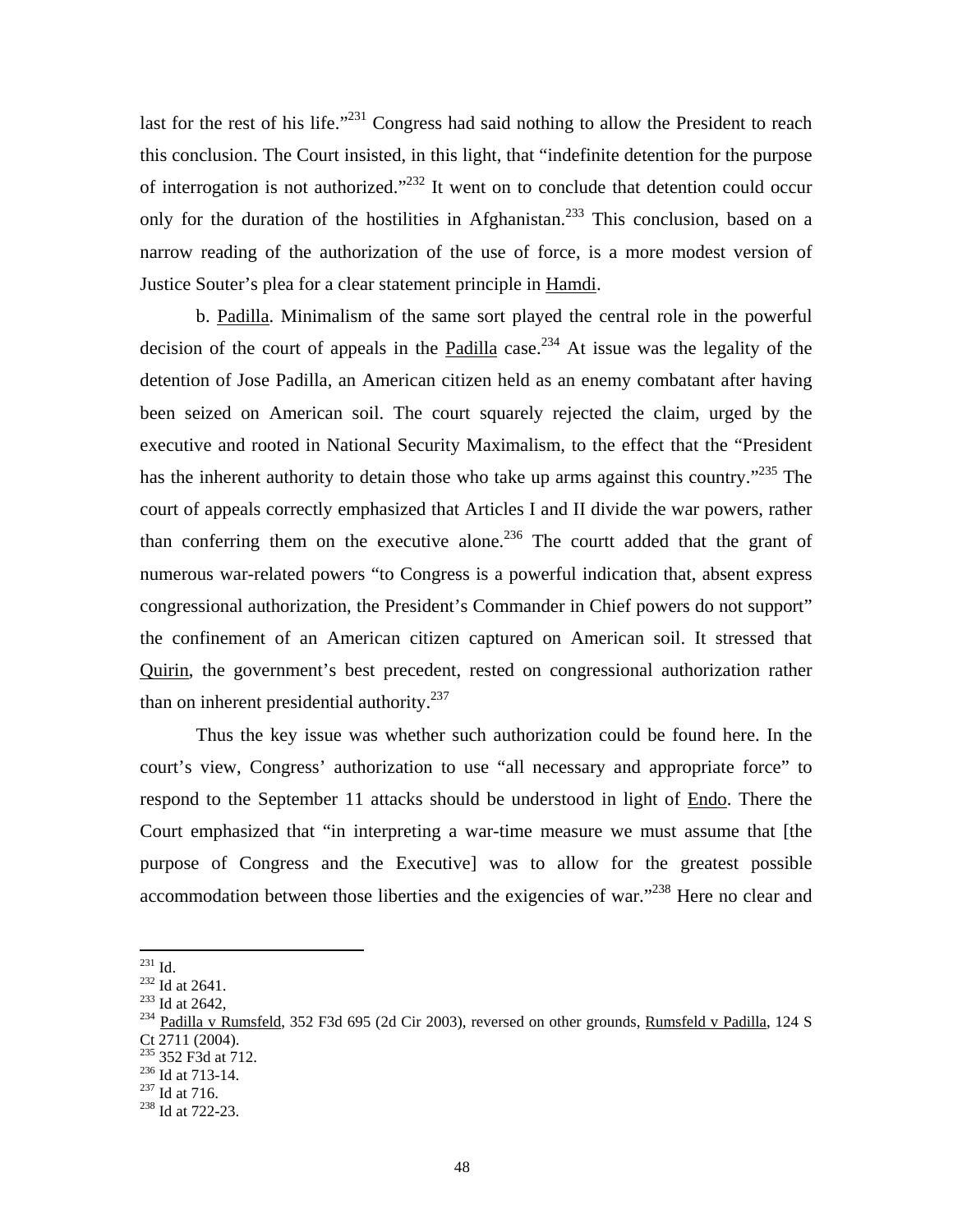last for the rest of his life."[231] Congress had said nothing to allow the President to reach this conclusion. The Court insisted, in this light, that "indefinite detention for the purpose of interrogation is not authorized."[232] It went on to conclude that detention could occur only for the duration of the hostilities in Afghanistan.[233] This conclusion, based on a narrow reading of the authorization of the use of force, is a more modest version of Justice Souter's plea for a clear statement principle in Hamdi.

b. Padilla. Minimalism of the same sort played the central role in the powerful decision of the court of appeals in the Padilla case.[234] At issue was the legality of the detention of Jose Padilla, an American citizen held as an enemy combatant after having been seized on American soil. The court squarely rejected the claim, urged by the executive and rooted in National Security Maximalism, to the effect that the "President has the inherent authority to detain those who take up arms against this country."[235] The court of appeals correctly emphasized that Articles I and II divide the war powers, rather than conferring them on the executive alone.[236] The courtt added that the grant of numerous war-related powers "to Congress is a powerful indication that, absent express congressional authorization, the President's Commander in Chief powers do not support" the confinement of an American citizen captured on American soil. It stressed that Quirin, the government's best precedent, rested on congressional authorization rather than on inherent presidential authority.[237]

Thus the key issue was whether such authorization could be found here. In the court's view, Congress' authorization to use "all necessary and appropriate force" to respond to the September 11 attacks should be understood in light of Endo. There the Court emphasized that "in interpreting a war-time measure we must assume that [the purpose of Congress and the Executive] was to allow for the greatest possible accommodation between those liberties and the exigencies of war."[238] Here no clear and

---

[231] Id.

[232] Id at 2641.

[233] Id at 2642,

[234] Padilla v Rumsfeld, 352 F3d 695 (2d Cir 2003), reversed on other grounds, Rumsfeld v Padilla, 124 S Ct 2711 (2004).

[235] 352 F3d at 712.

[236] Id at 713-14.

[237] Id at 716.

[238] Id at 722-23.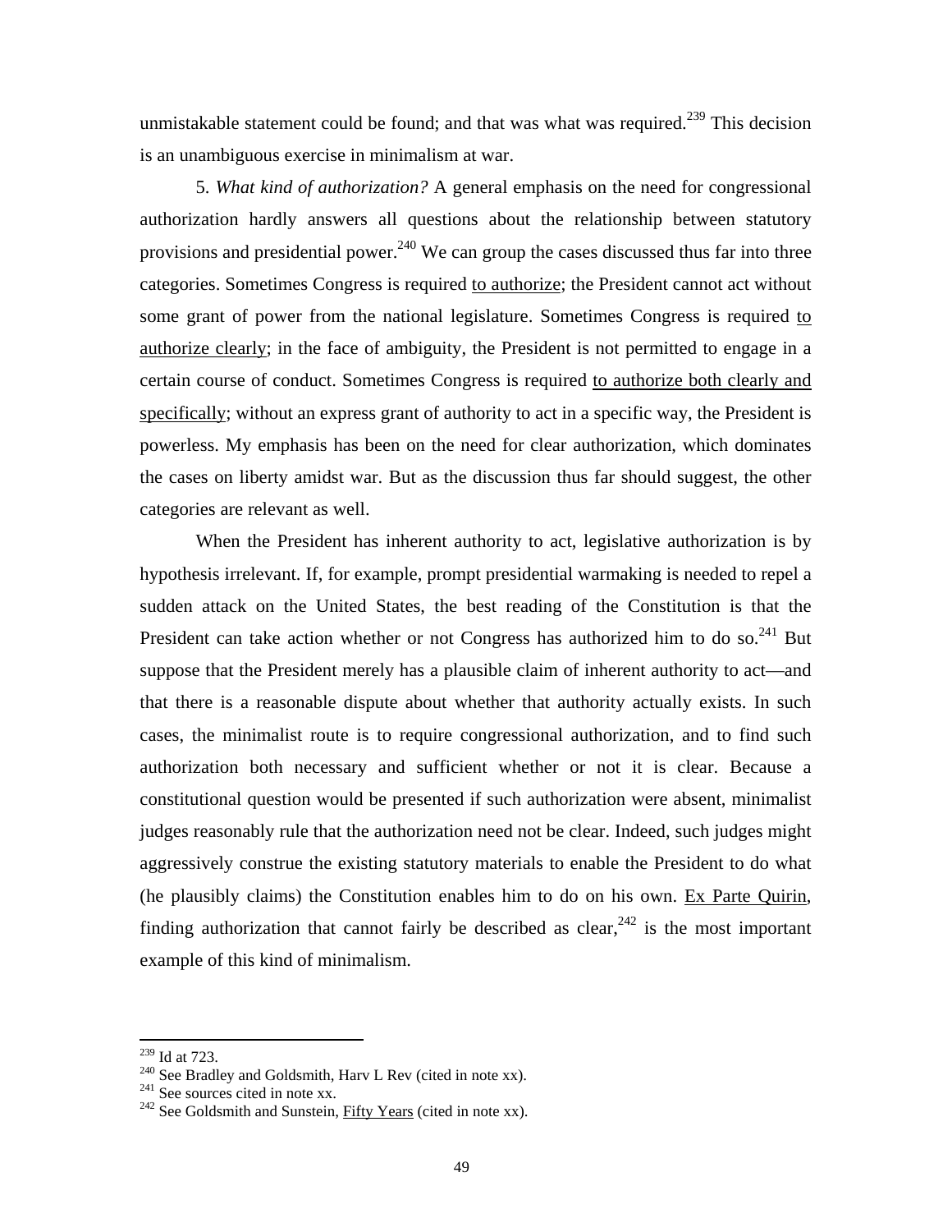unmistakable statement could be found; and that was what was required.[239] This decision is an unambiguous exercise in minimalism at war.

5. *What kind of authorization?* A general emphasis on the need for congressional authorization hardly answers all questions about the relationship between statutory provisions and presidential power.[240] We can group the cases discussed thus far into three categories. Sometimes Congress is required <u>to authorize</u>; the President cannot act without some grant of power from the national legislature. Sometimes Congress is required <u>to authorize clearly</u>; in the face of ambiguity, the President is not permitted to engage in a certain course of conduct. Sometimes Congress is required <u>to authorize both clearly and specifically</u>; without an express grant of authority to act in a specific way, the President is powerless. My emphasis has been on the need for clear authorization, which dominates the cases on liberty amidst war. But as the discussion thus far should suggest, the other categories are relevant as well.

When the President has inherent authority to act, legislative authorization is by hypothesis irrelevant. If, for example, prompt presidential warmaking is needed to repel a sudden attack on the United States, the best reading of the Constitution is that the President can take action whether or not Congress has authorized him to do so.[241] But suppose that the President merely has a plausible claim of inherent authority to act—and that there is a reasonable dispute about whether that authority actually exists. In such cases, the minimalist route is to require congressional authorization, and to find such authorization both necessary and sufficient whether or not it is clear. Because a constitutional question would be presented if such authorization were absent, minimalist judges reasonably rule that the authorization need not be clear. Indeed, such judges might aggressively construe the existing statutory materials to enable the President to do what (he plausibly claims) the Constitution enables him to do on his own. <u>Ex Parte Quirin</u>, finding authorization that cannot fairly be described as clear,[242] is the most important example of this kind of minimalism.

---

[239] Id at 723.

[240] See Bradley and Goldsmith, Harv L Rev (cited in note xx).

[241] See sources cited in note xx.

[242] See Goldsmith and Sunstein, <u>Fifty Years</u> (cited in note xx).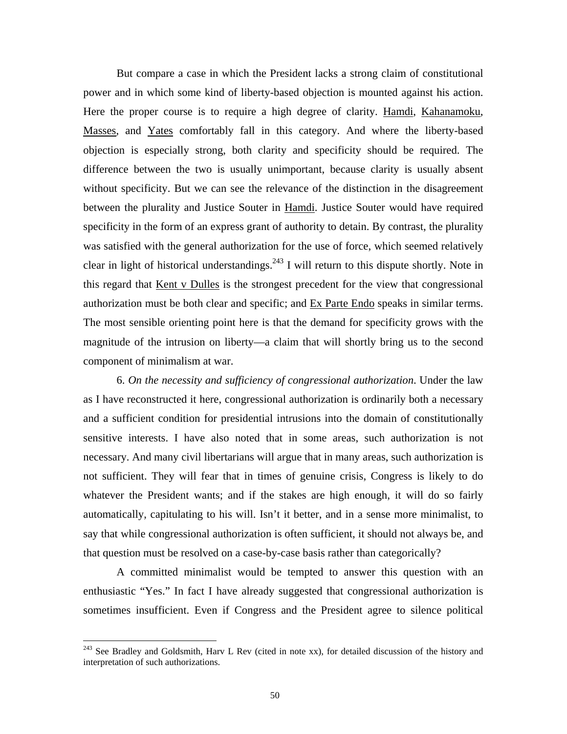But compare a case in which the President lacks a strong claim of constitutional power and in which some kind of liberty-based objection is mounted against his action. Here the proper course is to require a high degree of clarity. Hamdi, Kahanamoku, Masses, and Yates comfortably fall in this category. And where the liberty-based objection is especially strong, both clarity and specificity should be required. The difference between the two is usually unimportant, because clarity is usually absent without specificity. But we can see the relevance of the distinction in the disagreement between the plurality and Justice Souter in Hamdi. Justice Souter would have required specificity in the form of an express grant of authority to detain. By contrast, the plurality was satisfied with the general authorization for the use of force, which seemed relatively clear in light of historical understandings.[243] I will return to this dispute shortly. Note in this regard that Kent v Dulles is the strongest precedent for the view that congressional authorization must be both clear and specific; and Ex Parte Endo speaks in similar terms. The most sensible orienting point here is that the demand for specificity grows with the magnitude of the intrusion on liberty—a claim that will shortly bring us to the second component of minimalism at war.

6. *On the necessity and sufficiency of congressional authorization*. Under the law as I have reconstructed it here, congressional authorization is ordinarily both a necessary and a sufficient condition for presidential intrusions into the domain of constitutionally sensitive interests. I have also noted that in some areas, such authorization is not necessary. And many civil libertarians will argue that in many areas, such authorization is not sufficient. They will fear that in times of genuine crisis, Congress is likely to do whatever the President wants; and if the stakes are high enough, it will do so fairly automatically, capitulating to his will. Isn't it better, and in a sense more minimalist, to say that while congressional authorization is often sufficient, it should not always be, and that question must be resolved on a case-by-case basis rather than categorically?

A committed minimalist would be tempted to answer this question with an enthusiastic "Yes." In fact I have already suggested that congressional authorization is sometimes insufficient. Even if Congress and the President agree to silence political

---

[243] See Bradley and Goldsmith, Harv L Rev (cited in note xx), for detailed discussion of the history and interpretation of such authorizations.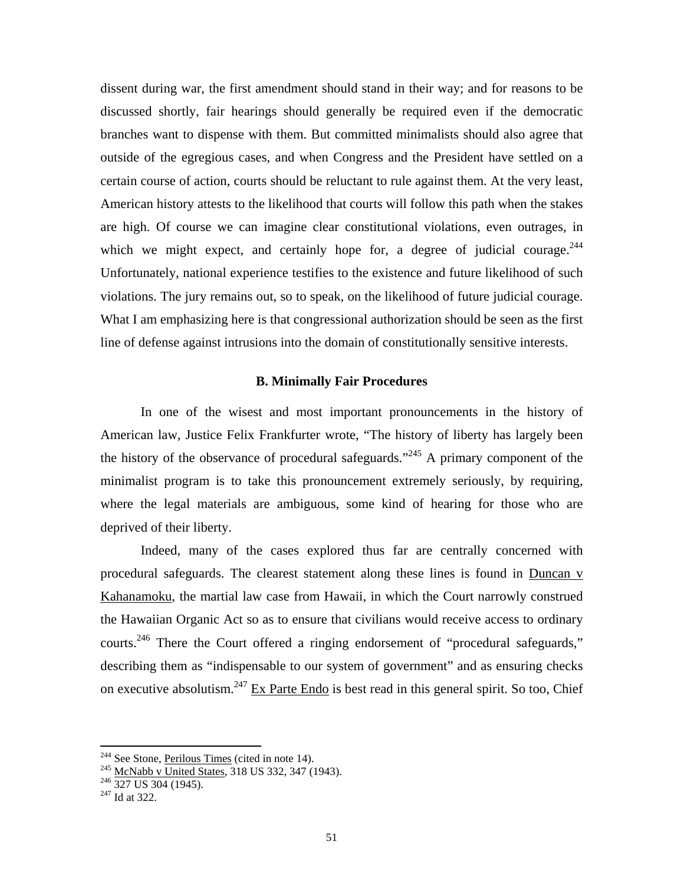dissent during war, the first amendment should stand in their way; and for reasons to be discussed shortly, fair hearings should generally be required even if the democratic branches want to dispense with them. But committed minimalists should also agree that outside of the egregious cases, and when Congress and the President have settled on a certain course of action, courts should be reluctant to rule against them. At the very least, American history attests to the likelihood that courts will follow this path when the stakes are high. Of course we can imagine clear constitutional violations, even outrages, in which we might expect, and certainly hope for, a degree of judicial courage.[244] Unfortunately, national experience testifies to the existence and future likelihood of such violations. The jury remains out, so to speak, on the likelihood of future judicial courage. What I am emphasizing here is that congressional authorization should be seen as the first line of defense against intrusions into the domain of constitutionally sensitive interests.

### B. Minimally Fair Procedures

In one of the wisest and most important pronouncements in the history of American law, Justice Felix Frankfurter wrote, "The history of liberty has largely been the history of the observance of procedural safeguards."[245] A primary component of the minimalist program is to take this pronouncement extremely seriously, by requiring, where the legal materials are ambiguous, some kind of hearing for those who are deprived of their liberty.

Indeed, many of the cases explored thus far are centrally concerned with procedural safeguards. The clearest statement along these lines is found in Duncan v Kahanamoku, the martial law case from Hawaii, in which the Court narrowly construed the Hawaiian Organic Act so as to ensure that civilians would receive access to ordinary courts.[246] There the Court offered a ringing endorsement of "procedural safeguards," describing them as "indispensable to our system of government" and as ensuring checks on executive absolutism.[247] Ex Parte Endo is best read in this general spirit. So too, Chief

---

[244] See Stone, Perilous Times (cited in note 14).
[245] McNabb v United States, 318 US 332, 347 (1943).
[246] 327 US 304 (1945).
[247] Id at 322.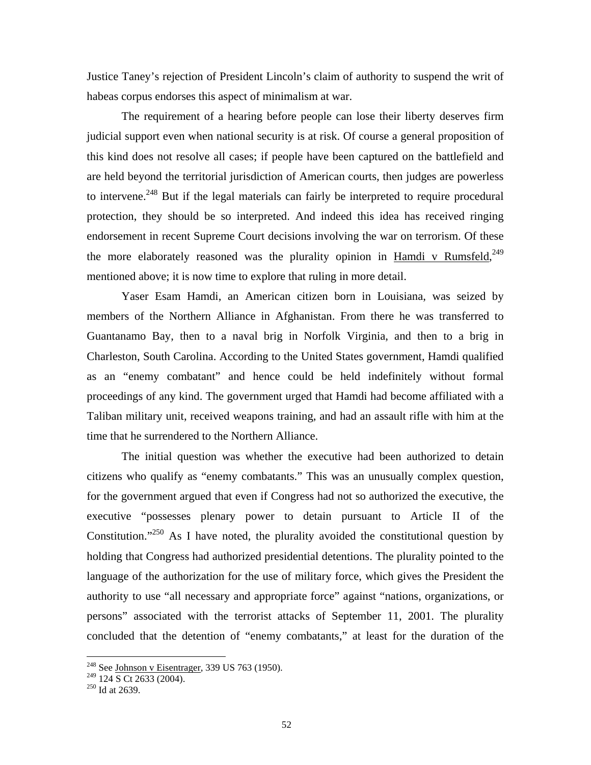Justice Taney's rejection of President Lincoln's claim of authority to suspend the writ of habeas corpus endorses this aspect of minimalism at war.

The requirement of a hearing before people can lose their liberty deserves firm judicial support even when national security is at risk. Of course a general proposition of this kind does not resolve all cases; if people have been captured on the battlefield and are held beyond the territorial jurisdiction of American courts, then judges are powerless to intervene.[248] But if the legal materials can fairly be interpreted to require procedural protection, they should be so interpreted. And indeed this idea has received ringing endorsement in recent Supreme Court decisions involving the war on terrorism. Of these the more elaborately reasoned was the plurality opinion in Hamdi v Rumsfeld,[249] mentioned above; it is now time to explore that ruling in more detail.

Yaser Esam Hamdi, an American citizen born in Louisiana, was seized by members of the Northern Alliance in Afghanistan. From there he was transferred to Guantanamo Bay, then to a naval brig in Norfolk Virginia, and then to a brig in Charleston, South Carolina. According to the United States government, Hamdi qualified as an "enemy combatant" and hence could be held indefinitely without formal proceedings of any kind. The government urged that Hamdi had become affiliated with a Taliban military unit, received weapons training, and had an assault rifle with him at the time that he surrendered to the Northern Alliance.

The initial question was whether the executive had been authorized to detain citizens who qualify as "enemy combatants." This was an unusually complex question, for the government argued that even if Congress had not so authorized the executive, the executive "possesses plenary power to detain pursuant to Article II of the Constitution."[250] As I have noted, the plurality avoided the constitutional question by holding that Congress had authorized presidential detentions. The plurality pointed to the language of the authorization for the use of military force, which gives the President the authority to use "all necessary and appropriate force" against "nations, organizations, or persons" associated with the terrorist attacks of September 11, 2001. The plurality concluded that the detention of "enemy combatants," at least for the duration of the

---

[248] See Johnson v Eisentrager, 339 US 763 (1950).

[249] 124 S Ct 2633 (2004).

[250] Id at 2639.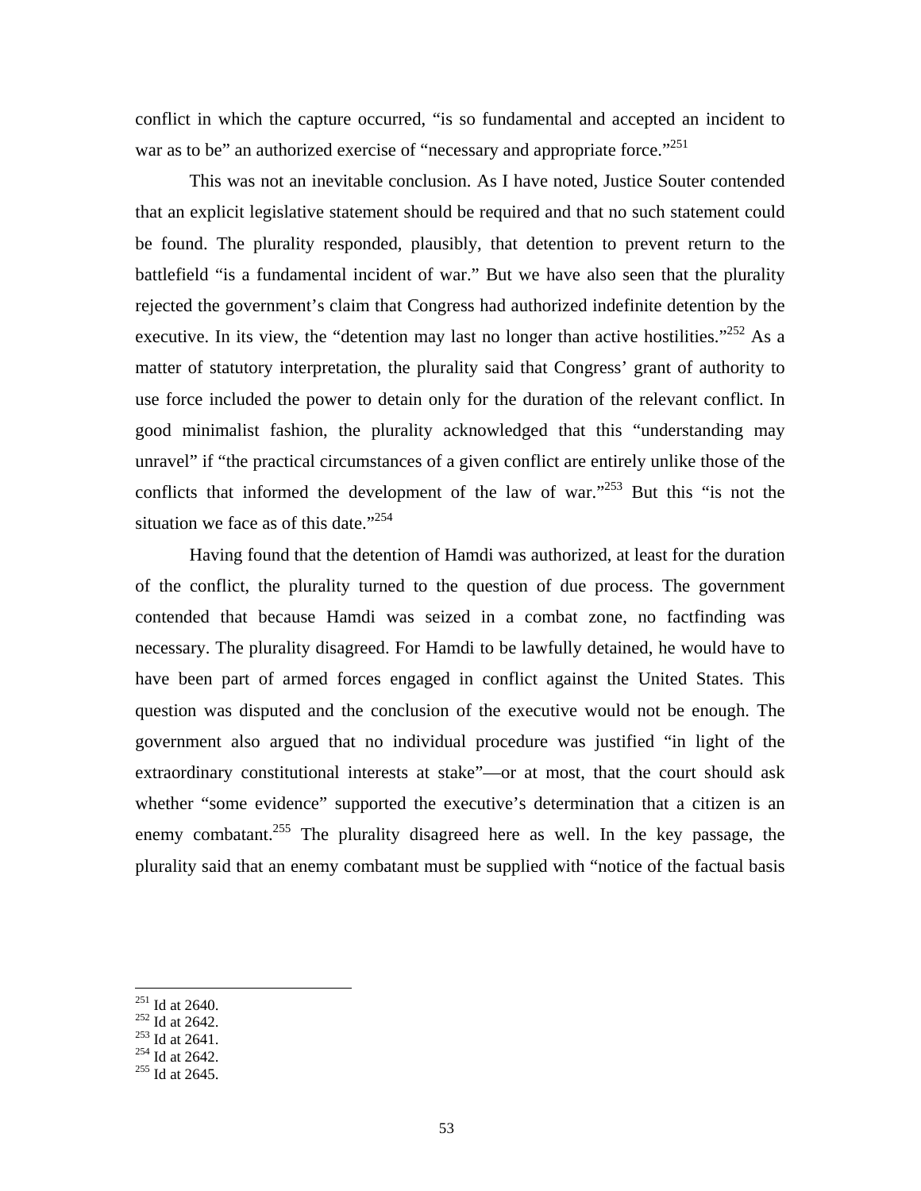conflict in which the capture occurred, "is so fundamental and accepted an incident to war as to be" an authorized exercise of "necessary and appropriate force."[251]

This was not an inevitable conclusion. As I have noted, Justice Souter contended that an explicit legislative statement should be required and that no such statement could be found. The plurality responded, plausibly, that detention to prevent return to the battlefield "is a fundamental incident of war." But we have also seen that the plurality rejected the government's claim that Congress had authorized indefinite detention by the executive. In its view, the "detention may last no longer than active hostilities."[252] As a matter of statutory interpretation, the plurality said that Congress' grant of authority to use force included the power to detain only for the duration of the relevant conflict. In good minimalist fashion, the plurality acknowledged that this "understanding may unravel" if "the practical circumstances of a given conflict are entirely unlike those of the conflicts that informed the development of the law of war."[253] But this "is not the situation we face as of this date."[254]

Having found that the detention of Hamdi was authorized, at least for the duration of the conflict, the plurality turned to the question of due process. The government contended that because Hamdi was seized in a combat zone, no factfinding was necessary. The plurality disagreed. For Hamdi to be lawfully detained, he would have to have been part of armed forces engaged in conflict against the United States. This question was disputed and the conclusion of the executive would not be enough. The government also argued that no individual procedure was justified "in light of the extraordinary constitutional interests at stake"—or at most, that the court should ask whether "some evidence" supported the executive's determination that a citizen is an enemy combatant.[255] The plurality disagreed here as well. In the key passage, the plurality said that an enemy combatant must be supplied with "notice of the factual basis

[251] Id at 2640.
[252] Id at 2642.
[253] Id at 2641.
[254] Id at 2642.
[255] Id at 2645.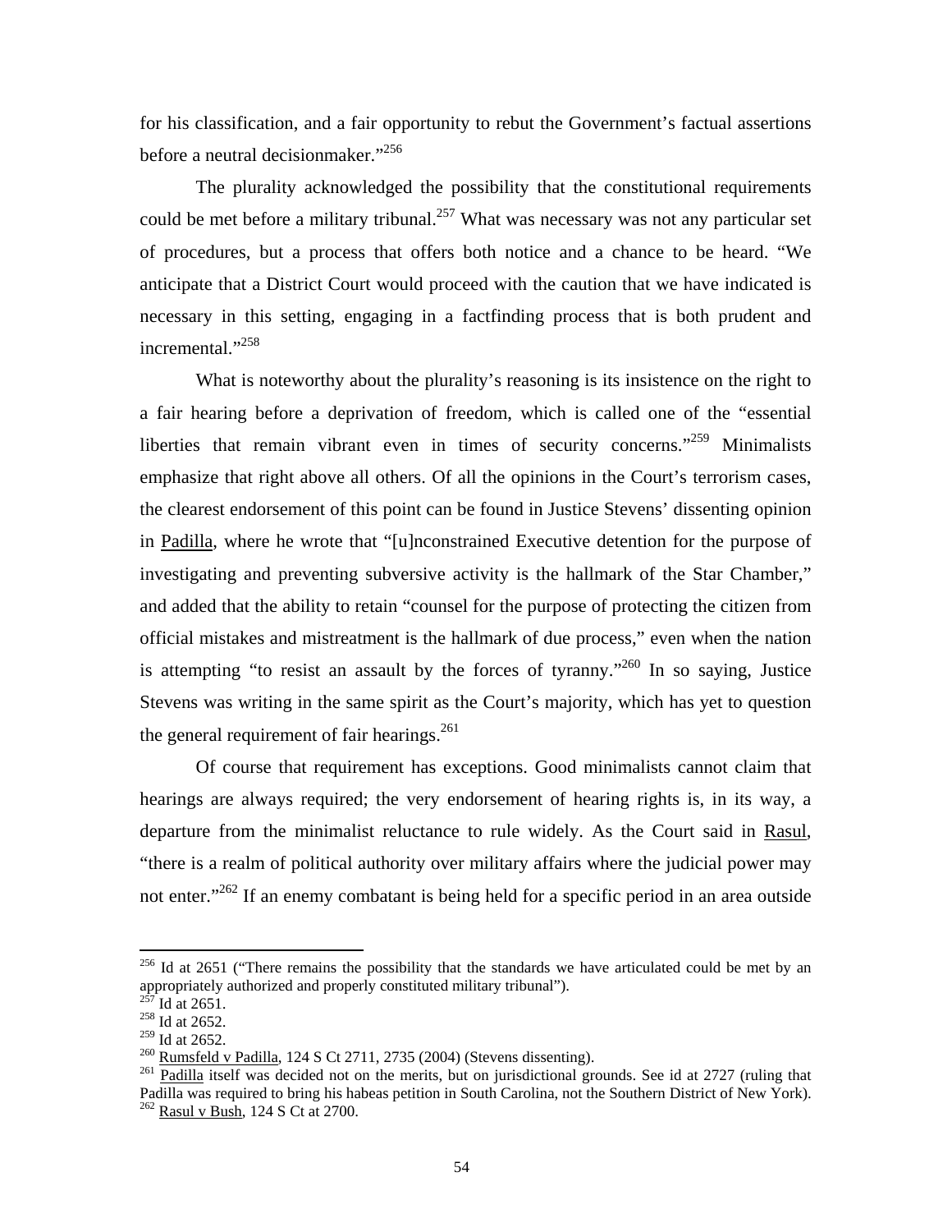for his classification, and a fair opportunity to rebut the Government's factual assertions before a neutral decisionmaker."[256]

The plurality acknowledged the possibility that the constitutional requirements could be met before a military tribunal.[257] What was necessary was not any particular set of procedures, but a process that offers both notice and a chance to be heard. "We anticipate that a District Court would proceed with the caution that we have indicated is necessary in this setting, engaging in a factfinding process that is both prudent and incremental."[258]

What is noteworthy about the plurality's reasoning is its insistence on the right to a fair hearing before a deprivation of freedom, which is called one of the "essential liberties that remain vibrant even in times of security concerns."[259] Minimalists emphasize that right above all others. Of all the opinions in the Court's terrorism cases, the clearest endorsement of this point can be found in Justice Stevens' dissenting opinion in Padilla, where he wrote that "[u]nconstrained Executive detention for the purpose of investigating and preventing subversive activity is the hallmark of the Star Chamber," and added that the ability to retain "counsel for the purpose of protecting the citizen from official mistakes and mistreatment is the hallmark of due process," even when the nation is attempting "to resist an assault by the forces of tyranny."[260] In so saying, Justice Stevens was writing in the same spirit as the Court's majority, which has yet to question the general requirement of fair hearings.[261]

Of course that requirement has exceptions. Good minimalists cannot claim that hearings are always required; the very endorsement of hearing rights is, in its way, a departure from the minimalist reluctance to rule widely. As the Court said in Rasul, "there is a realm of political authority over military affairs where the judicial power may not enter."[262] If an enemy combatant is being held for a specific period in an area outside

---

[256] Id at 2651 ("There remains the possibility that the standards we have articulated could be met by an appropriately authorized and properly constituted military tribunal").

[257] Id at 2651.

[258] Id at 2652.

[259] Id at 2652.

[260] Rumsfeld v Padilla, 124 S Ct 2711, 2735 (2004) (Stevens dissenting).

[261] Padilla itself was decided not on the merits, but on jurisdictional grounds. See id at 2727 (ruling that Padilla was required to bring his habeas petition in South Carolina, not the Southern District of New York).

[262] Rasul v Bush, 124 S Ct at 2700.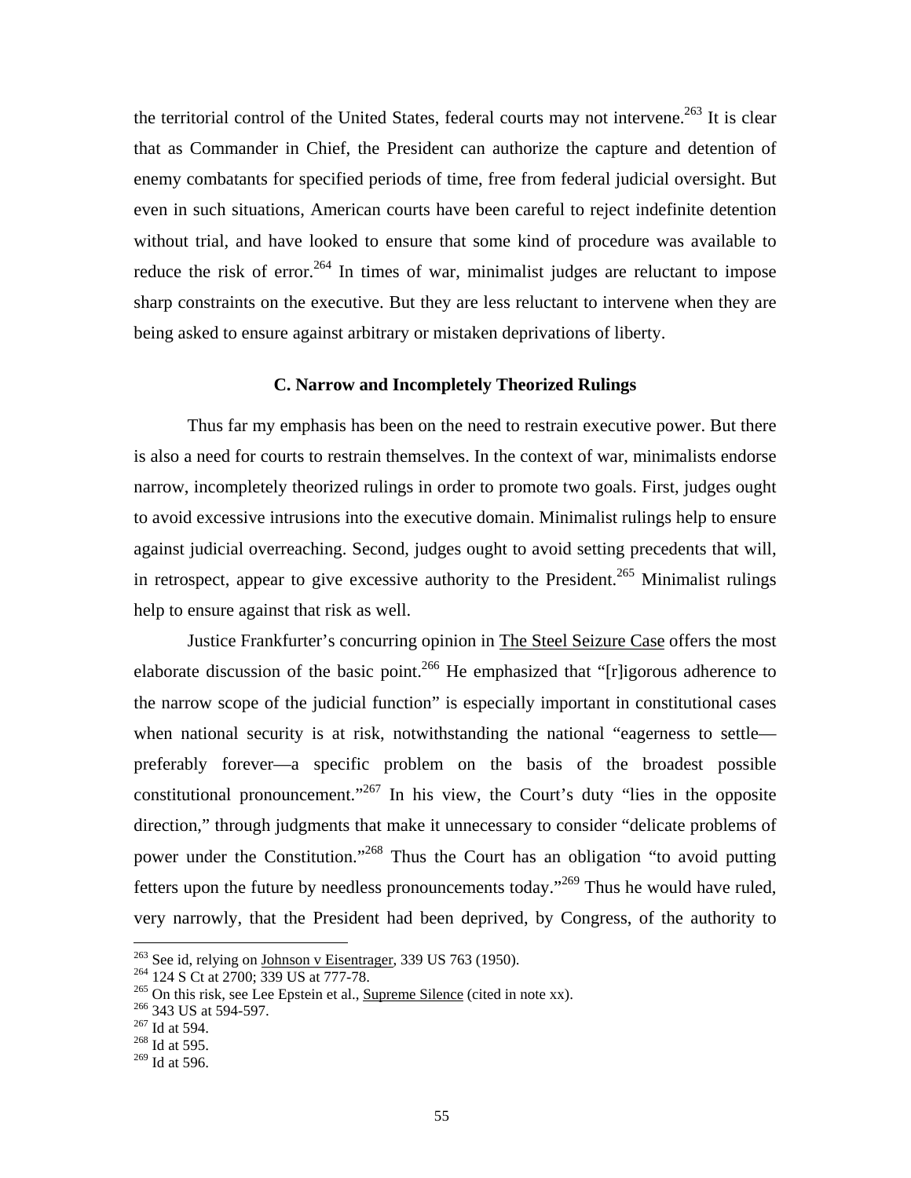the territorial control of the United States, federal courts may not intervene.[263] It is clear that as Commander in Chief, the President can authorize the capture and detention of enemy combatants for specified periods of time, free from federal judicial oversight. But even in such situations, American courts have been careful to reject indefinite detention without trial, and have looked to ensure that some kind of procedure was available to reduce the risk of error.[264] In times of war, minimalist judges are reluctant to impose sharp constraints on the executive. But they are less reluctant to intervene when they are being asked to ensure against arbitrary or mistaken deprivations of liberty.

### C. Narrow and Incompletely Theorized Rulings

Thus far my emphasis has been on the need to restrain executive power. But there is also a need for courts to restrain themselves. In the context of war, minimalists endorse narrow, incompletely theorized rulings in order to promote two goals. First, judges ought to avoid excessive intrusions into the executive domain. Minimalist rulings help to ensure against judicial overreaching. Second, judges ought to avoid setting precedents that will, in retrospect, appear to give excessive authority to the President.[265] Minimalist rulings help to ensure against that risk as well.

Justice Frankfurter's concurring opinion in The Steel Seizure Case offers the most elaborate discussion of the basic point.[266] He emphasized that "[r]igorous adherence to the narrow scope of the judicial function" is especially important in constitutional cases when national security is at risk, notwithstanding the national "eagerness to settle—preferably forever—a specific problem on the basis of the broadest possible constitutional pronouncement."[267] In his view, the Court's duty "lies in the opposite direction," through judgments that make it unnecessary to consider "delicate problems of power under the Constitution."[268] Thus the Court has an obligation "to avoid putting fetters upon the future by needless pronouncements today."[269] Thus he would have ruled, very narrowly, that the President had been deprived, by Congress, of the authority to

---

[263] See id, relying on Johnson v Eisentrager, 339 US 763 (1950).
[264] 124 S Ct at 2700; 339 US at 777-78.
[265] On this risk, see Lee Epstein et al., Supreme Silence (cited in note xx).
[266] 343 US at 594-597.
[267] Id at 594.
[268] Id at 595.
[269] Id at 596.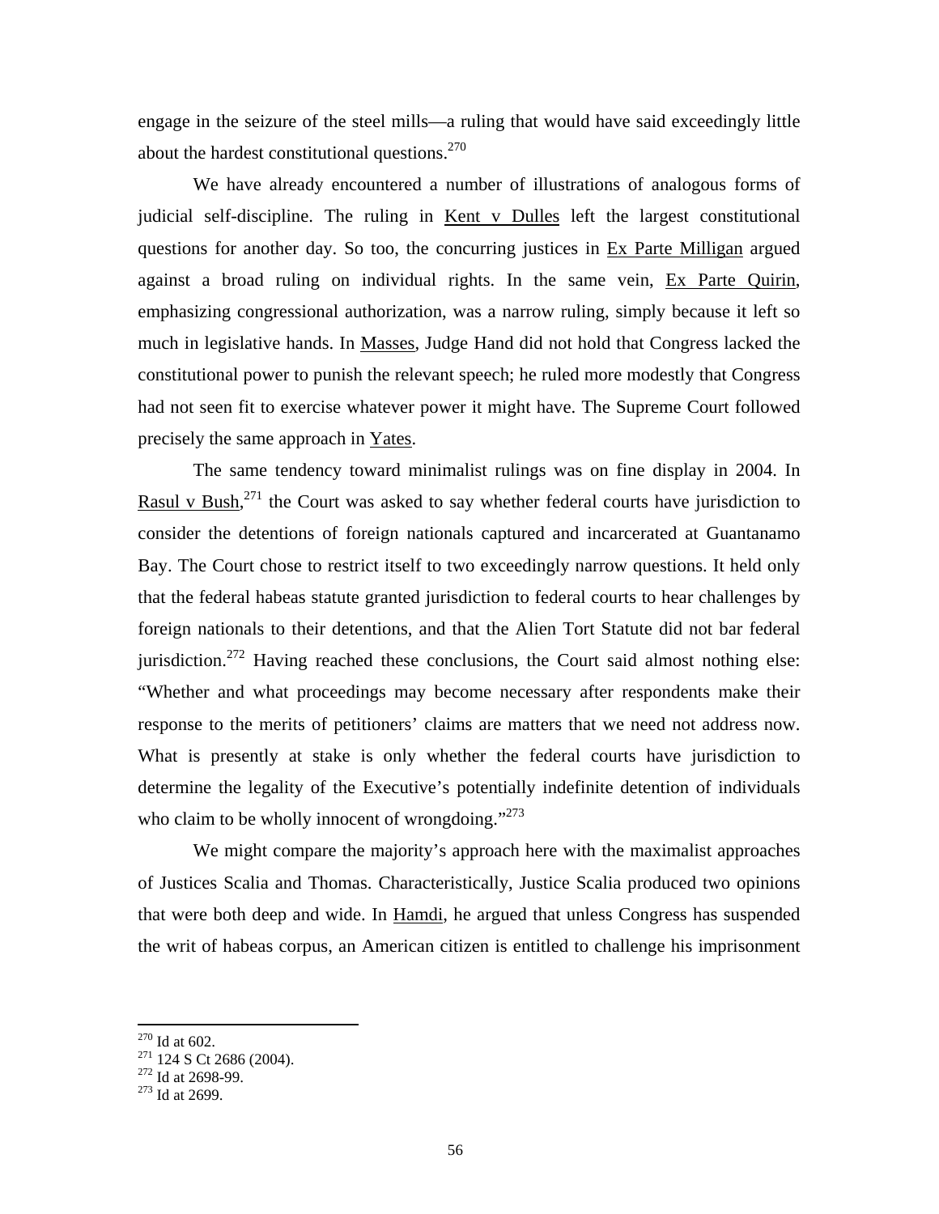engage in the seizure of the steel mills—a ruling that would have said exceedingly little about the hardest constitutional questions.[270]

We have already encountered a number of illustrations of analogous forms of judicial self-discipline. The ruling in Kent v Dulles left the largest constitutional questions for another day. So too, the concurring justices in Ex Parte Milligan argued against a broad ruling on individual rights. In the same vein, Ex Parte Quirin, emphasizing congressional authorization, was a narrow ruling, simply because it left so much in legislative hands. In Masses, Judge Hand did not hold that Congress lacked the constitutional power to punish the relevant speech; he ruled more modestly that Congress had not seen fit to exercise whatever power it might have. The Supreme Court followed precisely the same approach in Yates.

The same tendency toward minimalist rulings was on fine display in 2004. In Rasul v Bush,[271] the Court was asked to say whether federal courts have jurisdiction to consider the detentions of foreign nationals captured and incarcerated at Guantanamo Bay. The Court chose to restrict itself to two exceedingly narrow questions. It held only that the federal habeas statute granted jurisdiction to federal courts to hear challenges by foreign nationals to their detentions, and that the Alien Tort Statute did not bar federal jurisdiction.[272] Having reached these conclusions, the Court said almost nothing else: "Whether and what proceedings may become necessary after respondents make their response to the merits of petitioners' claims are matters that we need not address now. What is presently at stake is only whether the federal courts have jurisdiction to determine the legality of the Executive's potentially indefinite detention of individuals who claim to be wholly innocent of wrongdoing."[273]

We might compare the majority's approach here with the maximalist approaches of Justices Scalia and Thomas. Characteristically, Justice Scalia produced two opinions that were both deep and wide. In Hamdi, he argued that unless Congress has suspended the writ of habeas corpus, an American citizen is entitled to challenge his imprisonment

---

[270] Id at 602.
[271] 124 S Ct 2686 (2004).
[272] Id at 2698-99.
[273] Id at 2699.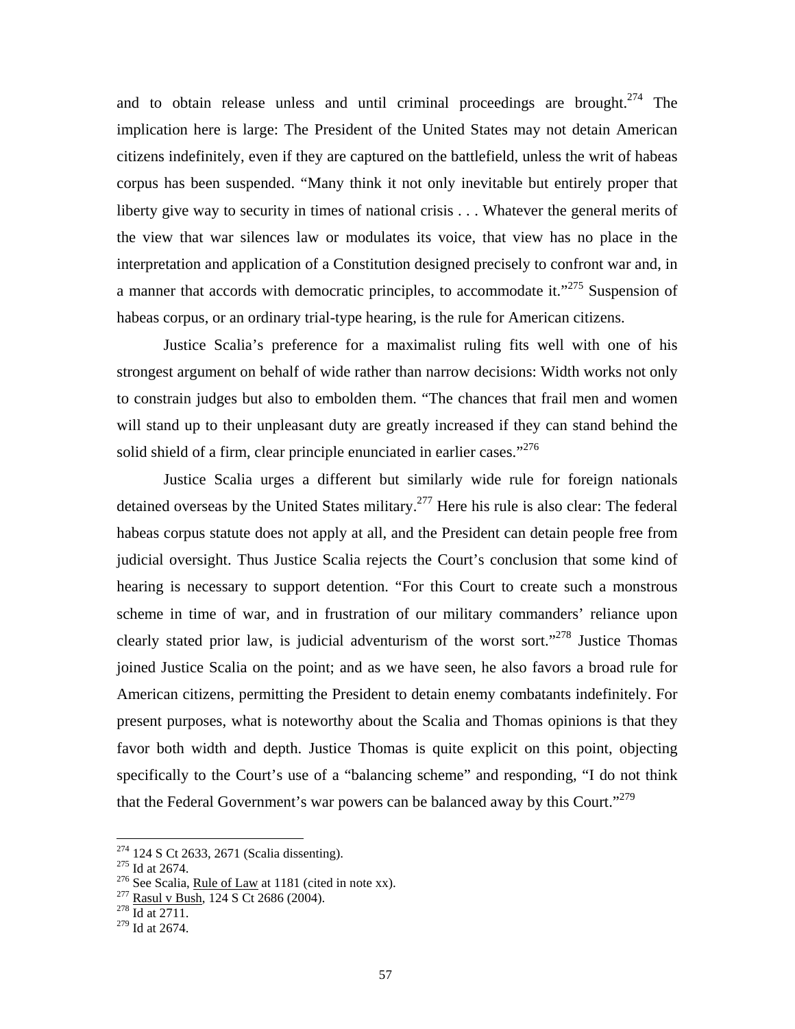and to obtain release unless and until criminal proceedings are brought.[274] The implication here is large: The President of the United States may not detain American citizens indefinitely, even if they are captured on the battlefield, unless the writ of habeas corpus has been suspended. "Many think it not only inevitable but entirely proper that liberty give way to security in times of national crisis . . . Whatever the general merits of the view that war silences law or modulates its voice, that view has no place in the interpretation and application of a Constitution designed precisely to confront war and, in a manner that accords with democratic principles, to accommodate it."[275] Suspension of habeas corpus, or an ordinary trial-type hearing, is the rule for American citizens.

Justice Scalia's preference for a maximalist ruling fits well with one of his strongest argument on behalf of wide rather than narrow decisions: Width works not only to constrain judges but also to embolden them. "The chances that frail men and women will stand up to their unpleasant duty are greatly increased if they can stand behind the solid shield of a firm, clear principle enunciated in earlier cases."[276]

Justice Scalia urges a different but similarly wide rule for foreign nationals detained overseas by the United States military.[277] Here his rule is also clear: The federal habeas corpus statute does not apply at all, and the President can detain people free from judicial oversight. Thus Justice Scalia rejects the Court's conclusion that some kind of hearing is necessary to support detention. "For this Court to create such a monstrous scheme in time of war, and in frustration of our military commanders' reliance upon clearly stated prior law, is judicial adventurism of the worst sort."[278] Justice Thomas joined Justice Scalia on the point; and as we have seen, he also favors a broad rule for American citizens, permitting the President to detain enemy combatants indefinitely. For present purposes, what is noteworthy about the Scalia and Thomas opinions is that they favor both width and depth. Justice Thomas is quite explicit on this point, objecting specifically to the Court's use of a "balancing scheme" and responding, "I do not think that the Federal Government's war powers can be balanced away by this Court."[279]

---

[274] 124 S Ct 2633, 2671 (Scalia dissenting).

[275] Id at 2674.

[276] See Scalia, Rule of Law at 1181 (cited in note xx).

[277] Rasul v Bush, 124 S Ct 2686 (2004).

[278] Id at 2711.

[279] Id at 2674.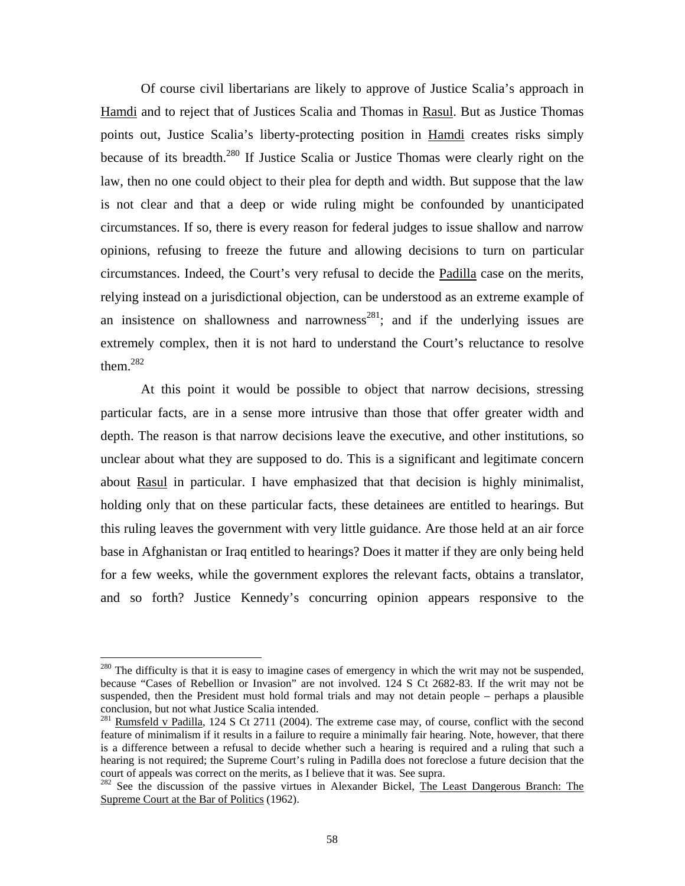Of course civil libertarians are likely to approve of Justice Scalia's approach in Hamdi and to reject that of Justices Scalia and Thomas in Rasul. But as Justice Thomas points out, Justice Scalia's liberty-protecting position in Hamdi creates risks simply because of its breadth.[280] If Justice Scalia or Justice Thomas were clearly right on the law, then no one could object to their plea for depth and width. But suppose that the law is not clear and that a deep or wide ruling might be confounded by unanticipated circumstances. If so, there is every reason for federal judges to issue shallow and narrow opinions, refusing to freeze the future and allowing decisions to turn on particular circumstances. Indeed, the Court's very refusal to decide the Padilla case on the merits, relying instead on a jurisdictional objection, can be understood as an extreme example of an insistence on shallowness and narrowness[281]; and if the underlying issues are extremely complex, then it is not hard to understand the Court's reluctance to resolve them.[282]

At this point it would be possible to object that narrow decisions, stressing particular facts, are in a sense more intrusive than those that offer greater width and depth. The reason is that narrow decisions leave the executive, and other institutions, so unclear about what they are supposed to do. This is a significant and legitimate concern about Rasul in particular. I have emphasized that that decision is highly minimalist, holding only that on these particular facts, these detainees are entitled to hearings. But this ruling leaves the government with very little guidance. Are those held at an air force base in Afghanistan or Iraq entitled to hearings? Does it matter if they are only being held for a few weeks, while the government explores the relevant facts, obtains a translator, and so forth? Justice Kennedy's concurring opinion appears responsive to the

---

[280] The difficulty is that it is easy to imagine cases of emergency in which the writ may not be suspended, because "Cases of Rebellion or Invasion" are not involved. 124 S Ct 2682-83. If the writ may not be suspended, then the President must hold formal trials and may not detain people – perhaps a plausible conclusion, but not what Justice Scalia intended.

[281] Rumsfeld v Padilla, 124 S Ct 2711 (2004). The extreme case may, of course, conflict with the second feature of minimalism if it results in a failure to require a minimally fair hearing. Note, however, that there is a difference between a refusal to decide whether such a hearing is required and a ruling that such a hearing is not required; the Supreme Court's ruling in Padilla does not foreclose a future decision that the court of appeals was correct on the merits, as I believe that it was. See supra.

[282] See the discussion of the passive virtues in Alexander Bickel, The Least Dangerous Branch: The Supreme Court at the Bar of Politics (1962).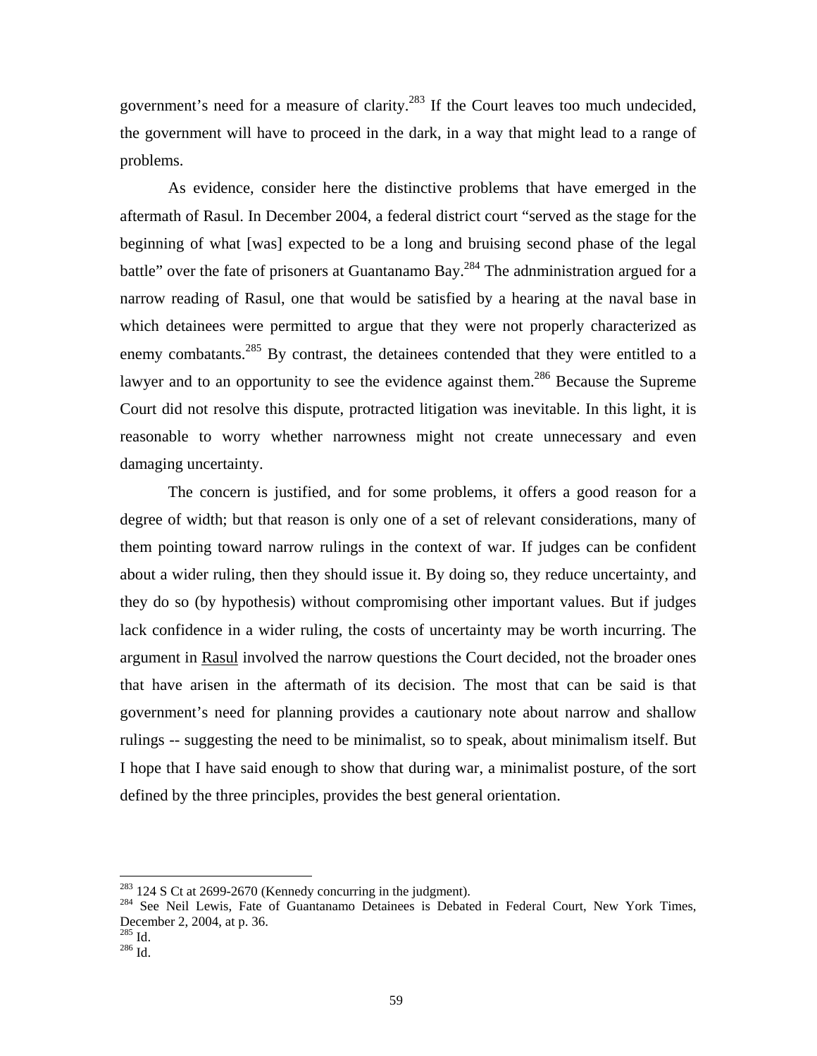government's need for a measure of clarity.[283] If the Court leaves too much undecided, the government will have to proceed in the dark, in a way that might lead to a range of problems.

As evidence, consider here the distinctive problems that have emerged in the aftermath of Rasul. In December 2004, a federal district court "served as the stage for the beginning of what [was] expected to be a long and bruising second phase of the legal battle" over the fate of prisoners at Guantanamo Bay.[284] The adnministration argued for a narrow reading of Rasul, one that would be satisfied by a hearing at the naval base in which detainees were permitted to argue that they were not properly characterized as enemy combatants.[285] By contrast, the detainees contended that they were entitled to a lawyer and to an opportunity to see the evidence against them.[286] Because the Supreme Court did not resolve this dispute, protracted litigation was inevitable. In this light, it is reasonable to worry whether narrowness might not create unnecessary and even damaging uncertainty.

The concern is justified, and for some problems, it offers a good reason for a degree of width; but that reason is only one of a set of relevant considerations, many of them pointing toward narrow rulings in the context of war. If judges can be confident about a wider ruling, then they should issue it. By doing so, they reduce uncertainty, and they do so (by hypothesis) without compromising other important values. But if judges lack confidence in a wider ruling, the costs of uncertainty may be worth incurring. The argument in Rasul involved the narrow questions the Court decided, not the broader ones that have arisen in the aftermath of its decision. The most that can be said is that government's need for planning provides a cautionary note about narrow and shallow rulings -- suggesting the need to be minimalist, so to speak, about minimalism itself. But I hope that I have said enough to show that during war, a minimalist posture, of the sort defined by the three principles, provides the best general orientation.

---

[283] 124 S Ct at 2699-2670 (Kennedy concurring in the judgment).

[284] See Neil Lewis, Fate of Guantanamo Detainees is Debated in Federal Court, New York Times, December 2, 2004, at p. 36.

[285] Id.

[286] Id.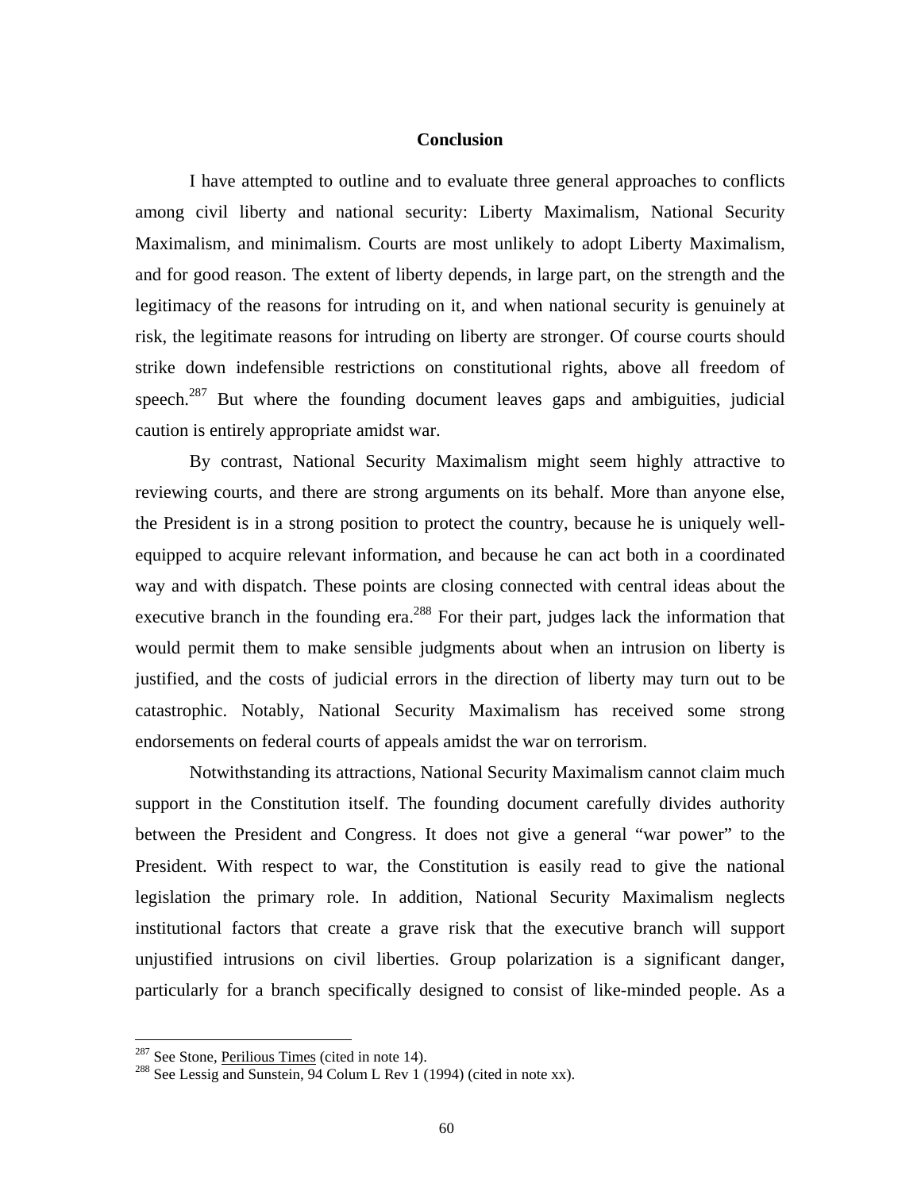## Conclusion

I have attempted to outline and to evaluate three general approaches to conflicts among civil liberty and national security: Liberty Maximalism, National Security Maximalism, and minimalism. Courts are most unlikely to adopt Liberty Maximalism, and for good reason. The extent of liberty depends, in large part, on the strength and the legitimacy of the reasons for intruding on it, and when national security is genuinely at risk, the legitimate reasons for intruding on liberty are stronger. Of course courts should strike down indefensible restrictions on constitutional rights, above all freedom of speech.[287] But where the founding document leaves gaps and ambiguities, judicial caution is entirely appropriate amidst war.

By contrast, National Security Maximalism might seem highly attractive to reviewing courts, and there are strong arguments on its behalf. More than anyone else, the President is in a strong position to protect the country, because he is uniquely well-equipped to acquire relevant information, and because he can act both in a coordinated way and with dispatch. These points are closing connected with central ideas about the executive branch in the founding era.[288] For their part, judges lack the information that would permit them to make sensible judgments about when an intrusion on liberty is justified, and the costs of judicial errors in the direction of liberty may turn out to be catastrophic. Notably, National Security Maximalism has received some strong endorsements on federal courts of appeals amidst the war on terrorism.

Notwithstanding its attractions, National Security Maximalism cannot claim much support in the Constitution itself. The founding document carefully divides authority between the President and Congress. It does not give a general "war power" to the President. With respect to war, the Constitution is easily read to give the national legislation the primary role. In addition, National Security Maximalism neglects institutional factors that create a grave risk that the executive branch will support unjustified intrusions on civil liberties. Group polarization is a significant danger, particularly for a branch specifically designed to consist of like-minded people. As a

---

[287] See Stone, Perilious Times (cited in note 14).

[288] See Lessig and Sunstein, 94 Colum L Rev 1 (1994) (cited in note xx).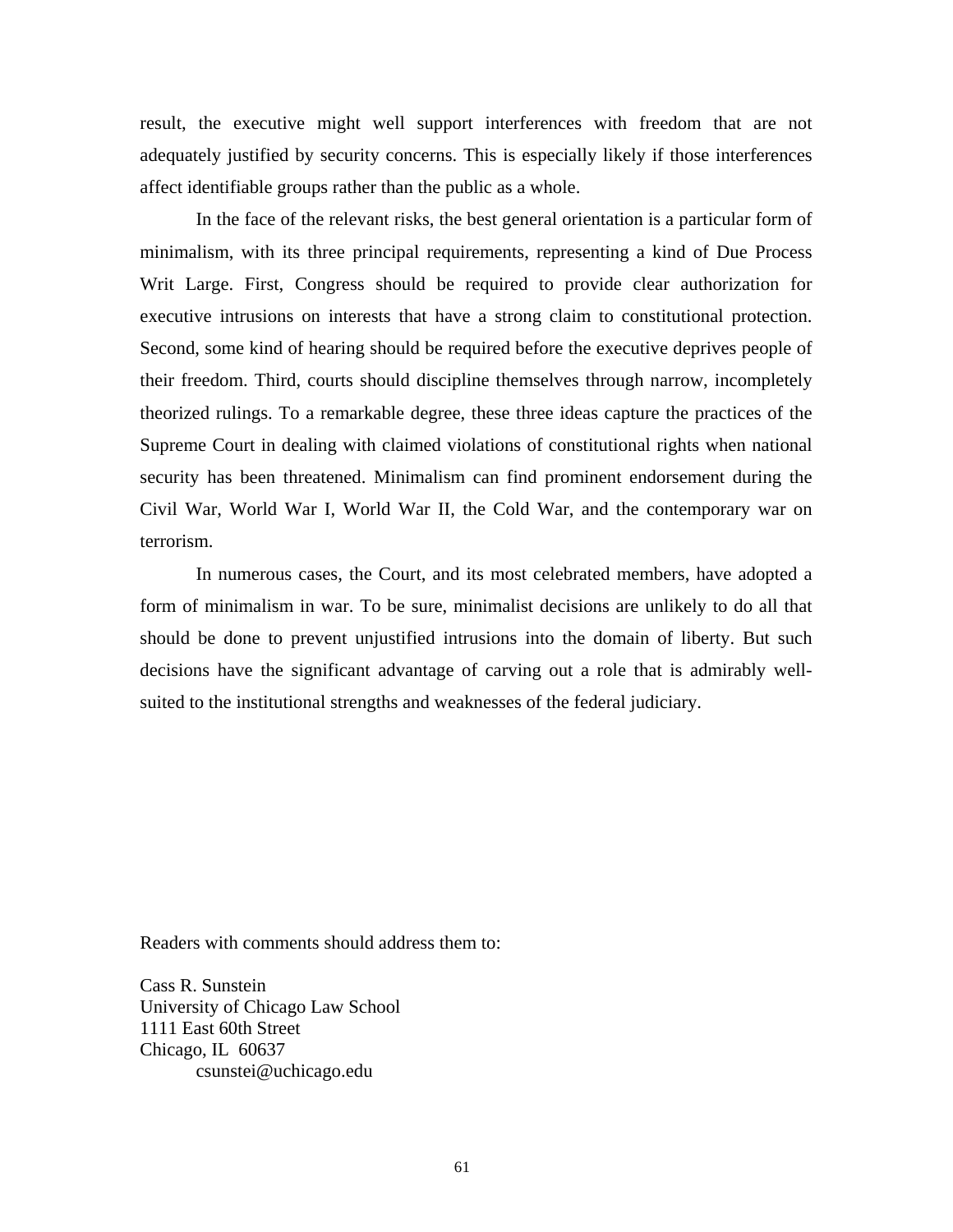result, the executive might well support interferences with freedom that are not adequately justified by security concerns. This is especially likely if those interferences affect identifiable groups rather than the public as a whole.

In the face of the relevant risks, the best general orientation is a particular form of minimalism, with its three principal requirements, representing a kind of Due Process Writ Large. First, Congress should be required to provide clear authorization for executive intrusions on interests that have a strong claim to constitutional protection. Second, some kind of hearing should be required before the executive deprives people of their freedom. Third, courts should discipline themselves through narrow, incompletely theorized rulings. To a remarkable degree, these three ideas capture the practices of the Supreme Court in dealing with claimed violations of constitutional rights when national security has been threatened. Minimalism can find prominent endorsement during the Civil War, World War I, World War II, the Cold War, and the contemporary war on terrorism.

In numerous cases, the Court, and its most celebrated members, have adopted a form of minimalism in war. To be sure, minimalist decisions are unlikely to do all that should be done to prevent unjustified intrusions into the domain of liberty. But such decisions have the significant advantage of carving out a role that is admirably well-suited to the institutional strengths and weaknesses of the federal judiciary.

Readers with comments should address them to:

Cass R. Sunstein
University of Chicago Law School
1111 East 60th Street
Chicago, IL 60637
csunstei@uchicago.edu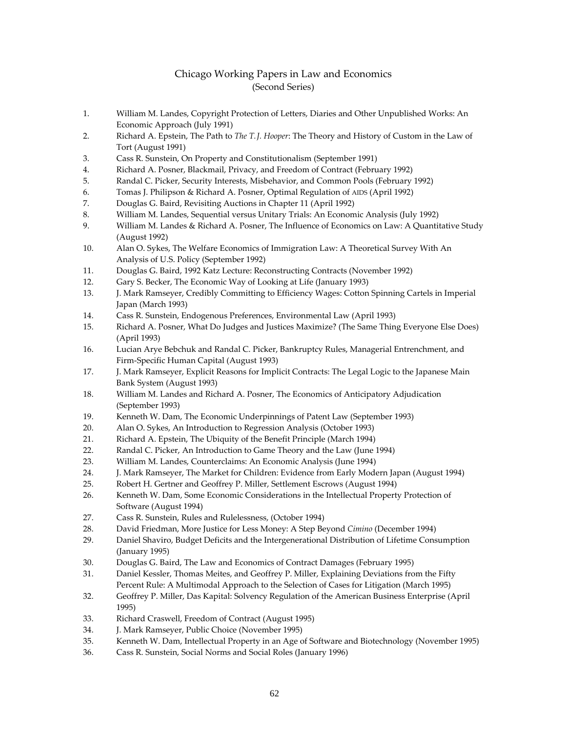# Chicago Working Papers in Law and Economics
## (Second Series)

1. William M. Landes, Copyright Protection of Letters, Diaries and Other Unpublished Works: An Economic Approach (July 1991)
2. Richard A. Epstein, The Path to *The T. J. Hooper*: The Theory and History of Custom in the Law of Tort (August 1991)
3. Cass R. Sunstein, On Property and Constitutionalism (September 1991)
4. Richard A. Posner, Blackmail, Privacy, and Freedom of Contract (February 1992)
5. Randal C. Picker, Security Interests, Misbehavior, and Common Pools (February 1992)
6. Tomas J. Philipson & Richard A. Posner, Optimal Regulation of AIDS (April 1992)
7. Douglas G. Baird, Revisiting Auctions in Chapter 11 (April 1992)
8. William M. Landes, Sequential versus Unitary Trials: An Economic Analysis (July 1992)
9. William M. Landes & Richard A. Posner, The Influence of Economics on Law: A Quantitative Study (August 1992)
10. Alan O. Sykes, The Welfare Economics of Immigration Law: A Theoretical Survey With An Analysis of U.S. Policy (September 1992)
11. Douglas G. Baird, 1992 Katz Lecture: Reconstructing Contracts (November 1992)
12. Gary S. Becker, The Economic Way of Looking at Life (January 1993)
13. J. Mark Ramseyer, Credibly Committing to Efficiency Wages: Cotton Spinning Cartels in Imperial Japan (March 1993)
14. Cass R. Sunstein, Endogenous Preferences, Environmental Law (April 1993)
15. Richard A. Posner, What Do Judges and Justices Maximize? (The Same Thing Everyone Else Does) (April 1993)
16. Lucian Arye Bebchuk and Randal C. Picker, Bankruptcy Rules, Managerial Entrenchment, and Firm-Specific Human Capital (August 1993)
17. J. Mark Ramseyer, Explicit Reasons for Implicit Contracts: The Legal Logic to the Japanese Main Bank System (August 1993)
18. William M. Landes and Richard A. Posner, The Economics of Anticipatory Adjudication (September 1993)
19. Kenneth W. Dam, The Economic Underpinnings of Patent Law (September 1993)
20. Alan O. Sykes, An Introduction to Regression Analysis (October 1993)
21. Richard A. Epstein, The Ubiquity of the Benefit Principle (March 1994)
22. Randal C. Picker, An Introduction to Game Theory and the Law (June 1994)
23. William M. Landes, Counterclaims: An Economic Analysis (June 1994)
24. J. Mark Ramseyer, The Market for Children: Evidence from Early Modern Japan (August 1994)
25. Robert H. Gertner and Geoffrey P. Miller, Settlement Escrows (August 1994)
26. Kenneth W. Dam, Some Economic Considerations in the Intellectual Property Protection of Software (August 1994)
27. Cass R. Sunstein, Rules and Rulelessness, (October 1994)
28. David Friedman, More Justice for Less Money: A Step Beyond *Cimino* (December 1994)
29. Daniel Shaviro, Budget Deficits and the Intergenerational Distribution of Lifetime Consumption (January 1995)
30. Douglas G. Baird, The Law and Economics of Contract Damages (February 1995)
31. Daniel Kessler, Thomas Meites, and Geoffrey P. Miller, Explaining Deviations from the Fifty Percent Rule: A Multimodal Approach to the Selection of Cases for Litigation (March 1995)
32. Geoffrey P. Miller, Das Kapital: Solvency Regulation of the American Business Enterprise (April 1995)
33. Richard Craswell, Freedom of Contract (August 1995)
34. J. Mark Ramseyer, Public Choice (November 1995)
35. Kenneth W. Dam, Intellectual Property in an Age of Software and Biotechnology (November 1995)
36. Cass R. Sunstein, Social Norms and Social Roles (January 1996)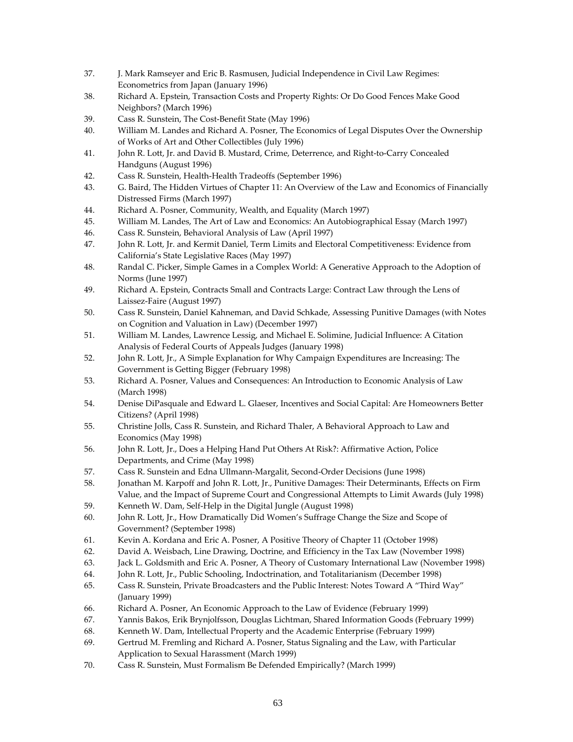37. J. Mark Ramseyer and Eric B. Rasmusen, Judicial Independence in Civil Law Regimes: Econometrics from Japan (January 1996)
38. Richard A. Epstein, Transaction Costs and Property Rights: Or Do Good Fences Make Good Neighbors? (March 1996)
39. Cass R. Sunstein, The Cost-Benefit State (May 1996)
40. William M. Landes and Richard A. Posner, The Economics of Legal Disputes Over the Ownership of Works of Art and Other Collectibles (July 1996)
41. John R. Lott, Jr. and David B. Mustard, Crime, Deterrence, and Right-to-Carry Concealed Handguns (August 1996)
42. Cass R. Sunstein, Health-Health Tradeoffs (September 1996)
43. G. Baird, The Hidden Virtues of Chapter 11: An Overview of the Law and Economics of Financially Distressed Firms (March 1997)
44. Richard A. Posner, Community, Wealth, and Equality (March 1997)
45. William M. Landes, The Art of Law and Economics: An Autobiographical Essay (March 1997)
46. Cass R. Sunstein, Behavioral Analysis of Law (April 1997)
47. John R. Lott, Jr. and Kermit Daniel, Term Limits and Electoral Competitiveness: Evidence from California's State Legislative Races (May 1997)
48. Randal C. Picker, Simple Games in a Complex World: A Generative Approach to the Adoption of Norms (June 1997)
49. Richard A. Epstein, Contracts Small and Contracts Large: Contract Law through the Lens of Laissez-Faire (August 1997)
50. Cass R. Sunstein, Daniel Kahneman, and David Schkade, Assessing Punitive Damages (with Notes on Cognition and Valuation in Law) (December 1997)
51. William M. Landes, Lawrence Lessig, and Michael E. Solimine, Judicial Influence: A Citation Analysis of Federal Courts of Appeals Judges (January 1998)
52. John R. Lott, Jr., A Simple Explanation for Why Campaign Expenditures are Increasing: The Government is Getting Bigger (February 1998)
53. Richard A. Posner, Values and Consequences: An Introduction to Economic Analysis of Law (March 1998)
54. Denise DiPasquale and Edward L. Glaeser, Incentives and Social Capital: Are Homeowners Better Citizens? (April 1998)
55. Christine Jolls, Cass R. Sunstein, and Richard Thaler, A Behavioral Approach to Law and Economics (May 1998)
56. John R. Lott, Jr., Does a Helping Hand Put Others At Risk?: Affirmative Action, Police Departments, and Crime (May 1998)
57. Cass R. Sunstein and Edna Ullmann-Margalit, Second-Order Decisions (June 1998)
58. Jonathan M. Karpoff and John R. Lott, Jr., Punitive Damages: Their Determinants, Effects on Firm Value, and the Impact of Supreme Court and Congressional Attempts to Limit Awards (July 1998)
59. Kenneth W. Dam, Self-Help in the Digital Jungle (August 1998)
60. John R. Lott, Jr., How Dramatically Did Women's Suffrage Change the Size and Scope of Government? (September 1998)
61. Kevin A. Kordana and Eric A. Posner, A Positive Theory of Chapter 11 (October 1998)
62. David A. Weisbach, Line Drawing, Doctrine, and Efficiency in the Tax Law (November 1998)
63. Jack L. Goldsmith and Eric A. Posner, A Theory of Customary International Law (November 1998)
64. John R. Lott, Jr., Public Schooling, Indoctrination, and Totalitarianism (December 1998)
65. Cass R. Sunstein, Private Broadcasters and the Public Interest: Notes Toward A "Third Way" (January 1999)
66. Richard A. Posner, An Economic Approach to the Law of Evidence (February 1999)
67. Yannis Bakos, Erik Brynjolfsson, Douglas Lichtman, Shared Information Goods (February 1999)
68. Kenneth W. Dam, Intellectual Property and the Academic Enterprise (February 1999)
69. Gertrud M. Fremling and Richard A. Posner, Status Signaling and the Law, with Particular Application to Sexual Harassment (March 1999)
70. Cass R. Sunstein, Must Formalism Be Defended Empirically? (March 1999)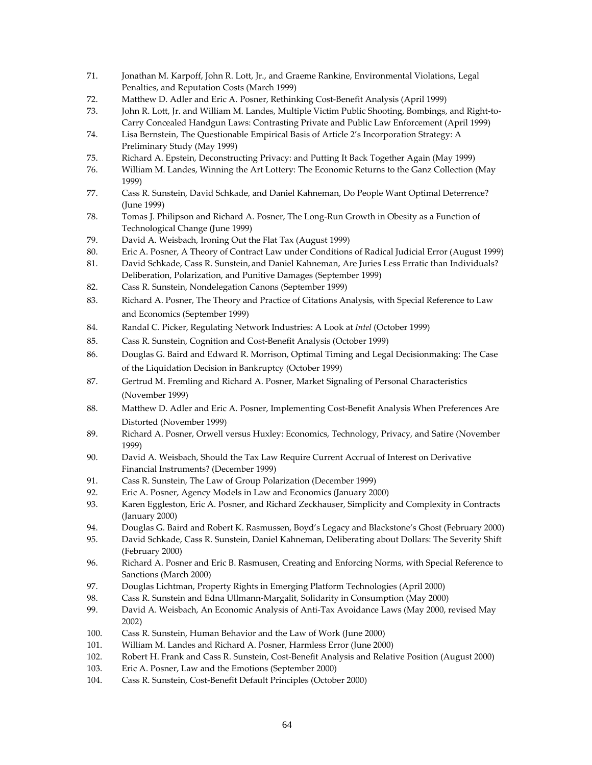71. Jonathan M. Karpoff, John R. Lott, Jr., and Graeme Rankine, Environmental Violations, Legal Penalties, and Reputation Costs (March 1999)
72. Matthew D. Adler and Eric A. Posner, Rethinking Cost-Benefit Analysis (April 1999)
73. John R. Lott, Jr. and William M. Landes, Multiple Victim Public Shooting, Bombings, and Right-to-Carry Concealed Handgun Laws: Contrasting Private and Public Law Enforcement (April 1999)
74. Lisa Bernstein, The Questionable Empirical Basis of Article 2's Incorporation Strategy: A Preliminary Study (May 1999)
75. Richard A. Epstein, Deconstructing Privacy: and Putting It Back Together Again (May 1999)
76. William M. Landes, Winning the Art Lottery: The Economic Returns to the Ganz Collection (May 1999)
77. Cass R. Sunstein, David Schkade, and Daniel Kahneman, Do People Want Optimal Deterrence? (June 1999)
78. Tomas J. Philipson and Richard A. Posner, The Long-Run Growth in Obesity as a Function of Technological Change (June 1999)
79. David A. Weisbach, Ironing Out the Flat Tax (August 1999)
80. Eric A. Posner, A Theory of Contract Law under Conditions of Radical Judicial Error (August 1999)
81. David Schkade, Cass R. Sunstein, and Daniel Kahneman, Are Juries Less Erratic than Individuals? Deliberation, Polarization, and Punitive Damages (September 1999)
82. Cass R. Sunstein, Nondelegation Canons (September 1999)
83. Richard A. Posner, The Theory and Practice of Citations Analysis, with Special Reference to Law and Economics (September 1999)
84. Randal C. Picker, Regulating Network Industries: A Look at *Intel* (October 1999)
85. Cass R. Sunstein, Cognition and Cost-Benefit Analysis (October 1999)
86. Douglas G. Baird and Edward R. Morrison, Optimal Timing and Legal Decisionmaking: The Case of the Liquidation Decision in Bankruptcy (October 1999)
87. Gertrud M. Fremling and Richard A. Posner, Market Signaling of Personal Characteristics (November 1999)
88. Matthew D. Adler and Eric A. Posner, Implementing Cost-Benefit Analysis When Preferences Are Distorted (November 1999)
89. Richard A. Posner, Orwell versus Huxley: Economics, Technology, Privacy, and Satire (November 1999)
90. David A. Weisbach, Should the Tax Law Require Current Accrual of Interest on Derivative Financial Instruments? (December 1999)
91. Cass R. Sunstein, The Law of Group Polarization (December 1999)
92. Eric A. Posner, Agency Models in Law and Economics (January 2000)
93. Karen Eggleston, Eric A. Posner, and Richard Zeckhauser, Simplicity and Complexity in Contracts (January 2000)
94. Douglas G. Baird and Robert K. Rasmussen, Boyd's Legacy and Blackstone's Ghost (February 2000)
95. David Schkade, Cass R. Sunstein, Daniel Kahneman, Deliberating about Dollars: The Severity Shift (February 2000)
96. Richard A. Posner and Eric B. Rasmusen, Creating and Enforcing Norms, with Special Reference to Sanctions (March 2000)
97. Douglas Lichtman, Property Rights in Emerging Platform Technologies (April 2000)
98. Cass R. Sunstein and Edna Ullmann-Margalit, Solidarity in Consumption (May 2000)
99. David A. Weisbach, An Economic Analysis of Anti-Tax Avoidance Laws (May 2000, revised May 2002)
100. Cass R. Sunstein, Human Behavior and the Law of Work (June 2000)
101. William M. Landes and Richard A. Posner, Harmless Error (June 2000)
102. Robert H. Frank and Cass R. Sunstein, Cost-Benefit Analysis and Relative Position (August 2000)
103. Eric A. Posner, Law and the Emotions (September 2000)
104. Cass R. Sunstein, Cost-Benefit Default Principles (October 2000)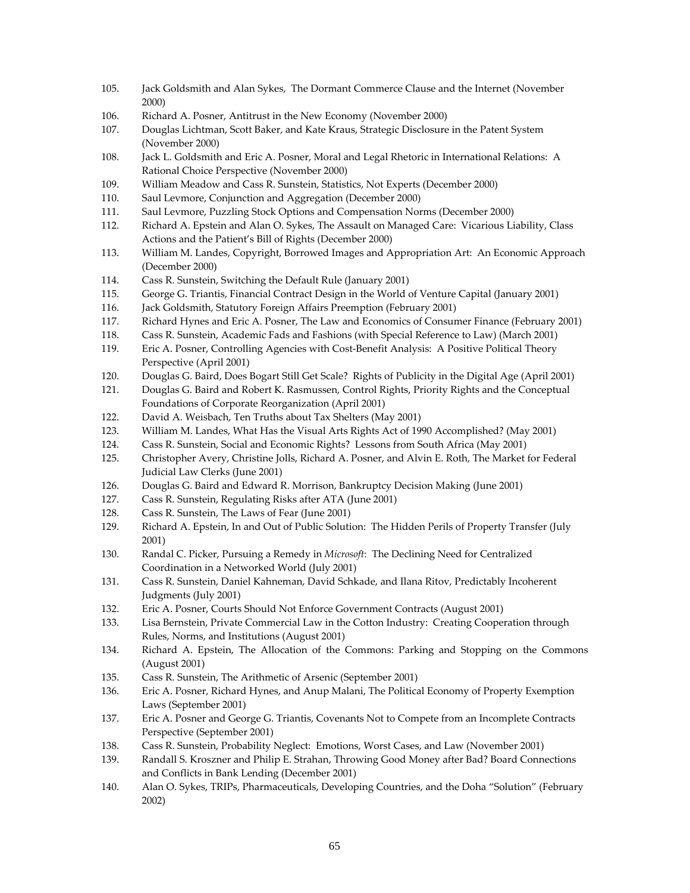105. Jack Goldsmith and Alan Sykes, The Dormant Commerce Clause and the Internet (November 2000)
106. Richard A. Posner, Antitrust in the New Economy (November 2000)
107. Douglas Lichtman, Scott Baker, and Kate Kraus, Strategic Disclosure in the Patent System (November 2000)
108. Jack L. Goldsmith and Eric A. Posner, Moral and Legal Rhetoric in International Relations: A Rational Choice Perspective (November 2000)
109. William Meadow and Cass R. Sunstein, Statistics, Not Experts (December 2000)
110. Saul Levmore, Conjunction and Aggregation (December 2000)
111. Saul Levmore, Puzzling Stock Options and Compensation Norms (December 2000)
112. Richard A. Epstein and Alan O. Sykes, The Assault on Managed Care: Vicarious Liability, Class Actions and the Patient's Bill of Rights (December 2000)
113. William M. Landes, Copyright, Borrowed Images and Appropriation Art: An Economic Approach (December 2000)
114. Cass R. Sunstein, Switching the Default Rule (January 2001)
115. George G. Triantis, Financial Contract Design in the World of Venture Capital (January 2001)
116. Jack Goldsmith, Statutory Foreign Affairs Preemption (February 2001)
117. Richard Hynes and Eric A. Posner, The Law and Economics of Consumer Finance (February 2001)
118. Cass R. Sunstein, Academic Fads and Fashions (with Special Reference to Law) (March 2001)
119. Eric A. Posner, Controlling Agencies with Cost-Benefit Analysis: A Positive Political Theory Perspective (April 2001)
120. Douglas G. Baird, Does Bogart Still Get Scale? Rights of Publicity in the Digital Age (April 2001)
121. Douglas G. Baird and Robert K. Rasmussen, Control Rights, Priority Rights and the Conceptual Foundations of Corporate Reorganization (April 2001)
122. David A. Weisbach, Ten Truths about Tax Shelters (May 2001)
123. William M. Landes, What Has the Visual Arts Rights Act of 1990 Accomplished? (May 2001)
124. Cass R. Sunstein, Social and Economic Rights? Lessons from South Africa (May 2001)
125. Christopher Avery, Christine Jolls, Richard A. Posner, and Alvin E. Roth, The Market for Federal Judicial Law Clerks (June 2001)
126. Douglas G. Baird and Edward R. Morrison, Bankruptcy Decision Making (June 2001)
127. Cass R. Sunstein, Regulating Risks after ATA (June 2001)
128. Cass R. Sunstein, The Laws of Fear (June 2001)
129. Richard A. Epstein, In and Out of Public Solution: The Hidden Perils of Property Transfer (July 2001)
130. Randal C. Picker, Pursuing a Remedy in *Microsoft*: The Declining Need for Centralized Coordination in a Networked World (July 2001)
131. Cass R. Sunstein, Daniel Kahneman, David Schkade, and Ilana Ritov, Predictably Incoherent Judgments (July 2001)
132. Eric A. Posner, Courts Should Not Enforce Government Contracts (August 2001)
133. Lisa Bernstein, Private Commercial Law in the Cotton Industry: Creating Cooperation through Rules, Norms, and Institutions (August 2001)
134. Richard A. Epstein, The Allocation of the Commons: Parking and Stopping on the Commons (August 2001)
135. Cass R. Sunstein, The Arithmetic of Arsenic (September 2001)
136. Eric A. Posner, Richard Hynes, and Anup Malani, The Political Economy of Property Exemption Laws (September 2001)
137. Eric A. Posner and George G. Triantis, Covenants Not to Compete from an Incomplete Contracts Perspective (September 2001)
138. Cass R. Sunstein, Probability Neglect: Emotions, Worst Cases, and Law (November 2001)
139. Randall S. Kroszner and Philip E. Strahan, Throwing Good Money after Bad? Board Connections and Conflicts in Bank Lending (December 2001)
140. Alan O. Sykes, TRIPs, Pharmaceuticals, Developing Countries, and the Doha "Solution" (February 2002)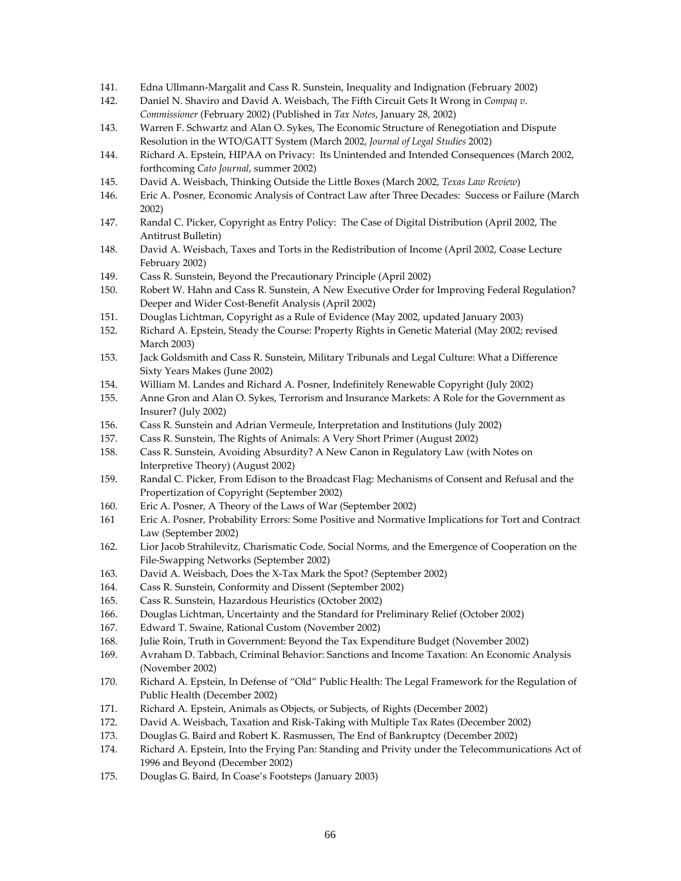141. Edna Ullmann-Margalit and Cass R. Sunstein, Inequality and Indignation (February 2002)
142. Daniel N. Shaviro and David A. Weisbach, The Fifth Circuit Gets It Wrong in *Compaq v. Commissioner* (February 2002) (Published in *Tax Notes*, January 28, 2002)
143. Warren F. Schwartz and Alan O. Sykes, The Economic Structure of Renegotiation and Dispute Resolution in the WTO/GATT System (March 2002, *Journal of Legal Studies* 2002)
144. Richard A. Epstein, HIPAA on Privacy: Its Unintended and Intended Consequences (March 2002, forthcoming *Cato Journal*, summer 2002)
145. David A. Weisbach, Thinking Outside the Little Boxes (March 2002, *Texas Law Review*)
146. Eric A. Posner, Economic Analysis of Contract Law after Three Decades: Success or Failure (March 2002)
147. Randal C. Picker, Copyright as Entry Policy: The Case of Digital Distribution (April 2002, The Antitrust Bulletin)
148. David A. Weisbach, Taxes and Torts in the Redistribution of Income (April 2002, Coase Lecture February 2002)
149. Cass R. Sunstein, Beyond the Precautionary Principle (April 2002)
150. Robert W. Hahn and Cass R. Sunstein, A New Executive Order for Improving Federal Regulation? Deeper and Wider Cost-Benefit Analysis (April 2002)
151. Douglas Lichtman, Copyright as a Rule of Evidence (May 2002, updated January 2003)
152. Richard A. Epstein, Steady the Course: Property Rights in Genetic Material (May 2002; revised March 2003)
153. Jack Goldsmith and Cass R. Sunstein, Military Tribunals and Legal Culture: What a Difference Sixty Years Makes (June 2002)
154. William M. Landes and Richard A. Posner, Indefinitely Renewable Copyright (July 2002)
155. Anne Gron and Alan O. Sykes, Terrorism and Insurance Markets: A Role for the Government as Insurer? (July 2002)
156. Cass R. Sunstein and Adrian Vermeule, Interpretation and Institutions (July 2002)
157. Cass R. Sunstein, The Rights of Animals: A Very Short Primer (August 2002)
158. Cass R. Sunstein, Avoiding Absurdity? A New Canon in Regulatory Law (with Notes on Interpretive Theory) (August 2002)
159. Randal C. Picker, From Edison to the Broadcast Flag: Mechanisms of Consent and Refusal and the Propertization of Copyright (September 2002)
160. Eric A. Posner, A Theory of the Laws of War (September 2002)
161 Eric A. Posner, Probability Errors: Some Positive and Normative Implications for Tort and Contract Law (September 2002)
162. Lior Jacob Strahilevitz, Charismatic Code, Social Norms, and the Emergence of Cooperation on the File-Swapping Networks (September 2002)
163. David A. Weisbach, Does the X-Tax Mark the Spot? (September 2002)
164. Cass R. Sunstein, Conformity and Dissent (September 2002)
165. Cass R. Sunstein, Hazardous Heuristics (October 2002)
166. Douglas Lichtman, Uncertainty and the Standard for Preliminary Relief (October 2002)
167. Edward T. Swaine, Rational Custom (November 2002)
168. Julie Roin, Truth in Government: Beyond the Tax Expenditure Budget (November 2002)
169. Avraham D. Tabbach, Criminal Behavior: Sanctions and Income Taxation: An Economic Analysis (November 2002)
170. Richard A. Epstein, In Defense of "Old" Public Health: The Legal Framework for the Regulation of Public Health (December 2002)
171. Richard A. Epstein, Animals as Objects, or Subjects, of Rights (December 2002)
172. David A. Weisbach, Taxation and Risk-Taking with Multiple Tax Rates (December 2002)
173. Douglas G. Baird and Robert K. Rasmussen, The End of Bankruptcy (December 2002)
174. Richard A. Epstein, Into the Frying Pan: Standing and Privity under the Telecommunications Act of 1996 and Beyond (December 2002)
175. Douglas G. Baird, In Coase's Footsteps (January 2003)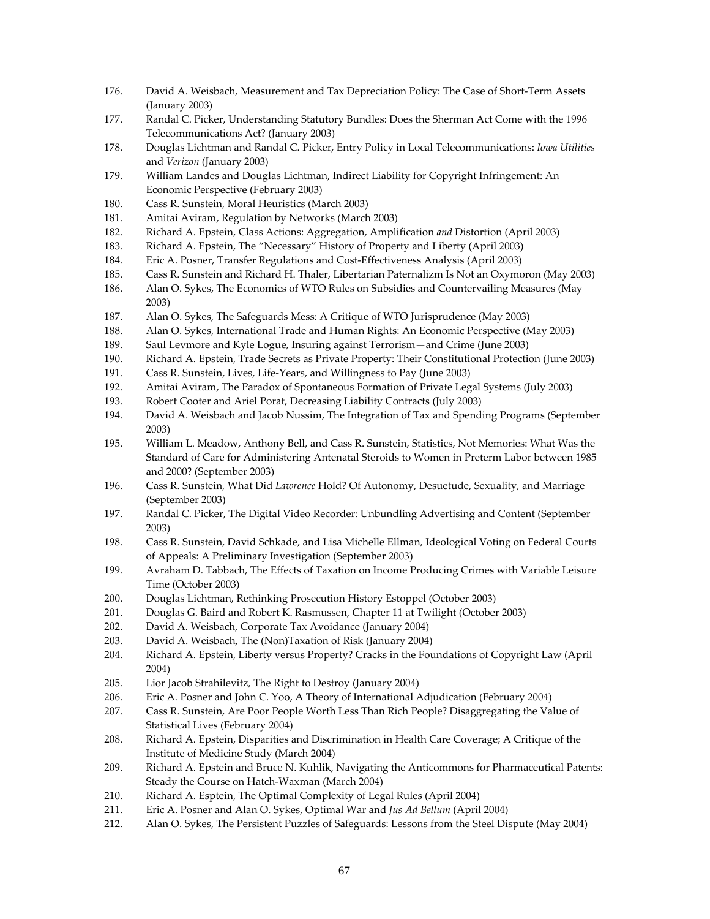176. David A. Weisbach, Measurement and Tax Depreciation Policy: The Case of Short-Term Assets (January 2003)
177. Randal C. Picker, Understanding Statutory Bundles: Does the Sherman Act Come with the 1996 Telecommunications Act? (January 2003)
178. Douglas Lichtman and Randal C. Picker, Entry Policy in Local Telecommunications: *Iowa Utilities* and *Verizon* (January 2003)
179. William Landes and Douglas Lichtman, Indirect Liability for Copyright Infringement: An Economic Perspective (February 2003)
180. Cass R. Sunstein, Moral Heuristics (March 2003)
181. Amitai Aviram, Regulation by Networks (March 2003)
182. Richard A. Epstein, Class Actions: Aggregation, Amplification *and* Distortion (April 2003)
183. Richard A. Epstein, The "Necessary" History of Property and Liberty (April 2003)
184. Eric A. Posner, Transfer Regulations and Cost-Effectiveness Analysis (April 2003)
185. Cass R. Sunstein and Richard H. Thaler, Libertarian Paternalizm Is Not an Oxymoron (May 2003)
186. Alan O. Sykes, The Economics of WTO Rules on Subsidies and Countervailing Measures (May 2003)
187. Alan O. Sykes, The Safeguards Mess: A Critique of WTO Jurisprudence (May 2003)
188. Alan O. Sykes, International Trade and Human Rights: An Economic Perspective (May 2003)
189. Saul Levmore and Kyle Logue, Insuring against Terrorism—and Crime (June 2003)
190. Richard A. Epstein, Trade Secrets as Private Property: Their Constitutional Protection (June 2003)
191. Cass R. Sunstein, Lives, Life-Years, and Willingness to Pay (June 2003)
192. Amitai Aviram, The Paradox of Spontaneous Formation of Private Legal Systems (July 2003)
193. Robert Cooter and Ariel Porat, Decreasing Liability Contracts (July 2003)
194. David A. Weisbach and Jacob Nussim, The Integration of Tax and Spending Programs (September 2003)
195. William L. Meadow, Anthony Bell, and Cass R. Sunstein, Statistics, Not Memories: What Was the Standard of Care for Administering Antenatal Steroids to Women in Preterm Labor between 1985 and 2000? (September 2003)
196. Cass R. Sunstein, What Did *Lawrence* Hold? Of Autonomy, Desuetude, Sexuality, and Marriage (September 2003)
197. Randal C. Picker, The Digital Video Recorder: Unbundling Advertising and Content (September 2003)
198. Cass R. Sunstein, David Schkade, and Lisa Michelle Ellman, Ideological Voting on Federal Courts of Appeals: A Preliminary Investigation (September 2003)
199. Avraham D. Tabbach, The Effects of Taxation on Income Producing Crimes with Variable Leisure Time (October 2003)
200. Douglas Lichtman, Rethinking Prosecution History Estoppel (October 2003)
201. Douglas G. Baird and Robert K. Rasmussen, Chapter 11 at Twilight (October 2003)
202. David A. Weisbach, Corporate Tax Avoidance (January 2004)
203. David A. Weisbach, The (Non)Taxation of Risk (January 2004)
204. Richard A. Epstein, Liberty versus Property? Cracks in the Foundations of Copyright Law (April 2004)
205. Lior Jacob Strahilevitz, The Right to Destroy (January 2004)
206. Eric A. Posner and John C. Yoo, A Theory of International Adjudication (February 2004)
207. Cass R. Sunstein, Are Poor People Worth Less Than Rich People? Disaggregating the Value of Statistical Lives (February 2004)
208. Richard A. Epstein, Disparities and Discrimination in Health Care Coverage; A Critique of the Institute of Medicine Study (March 2004)
209. Richard A. Epstein and Bruce N. Kuhlik, Navigating the Anticommons for Pharmaceutical Patents: Steady the Course on Hatch-Waxman (March 2004)
210. Richard A. Esptein, The Optimal Complexity of Legal Rules (April 2004)
211. Eric A. Posner and Alan O. Sykes, Optimal War and *Jus Ad Bellum* (April 2004)
212. Alan O. Sykes, The Persistent Puzzles of Safeguards: Lessons from the Steel Dispute (May 2004)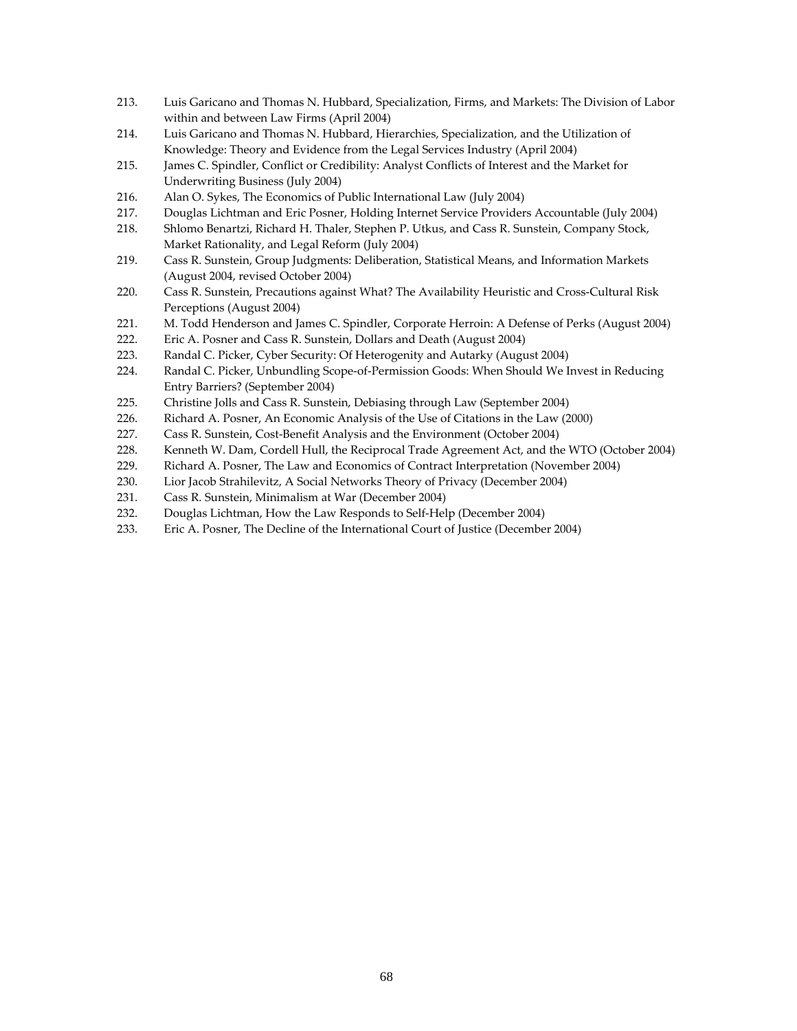213. Luis Garicano and Thomas N. Hubbard, Specialization, Firms, and Markets: The Division of Labor within and between Law Firms (April 2004)
214. Luis Garicano and Thomas N. Hubbard, Hierarchies, Specialization, and the Utilization of Knowledge: Theory and Evidence from the Legal Services Industry (April 2004)
215. James C. Spindler, Conflict or Credibility: Analyst Conflicts of Interest and the Market for Underwriting Business (July 2004)
216. Alan O. Sykes, The Economics of Public International Law (July 2004)
217. Douglas Lichtman and Eric Posner, Holding Internet Service Providers Accountable (July 2004)
218. Shlomo Benartzi, Richard H. Thaler, Stephen P. Utkus, and Cass R. Sunstein, Company Stock, Market Rationality, and Legal Reform (July 2004)
219. Cass R. Sunstein, Group Judgments: Deliberation, Statistical Means, and Information Markets (August 2004, revised October 2004)
220. Cass R. Sunstein, Precautions against What? The Availability Heuristic and Cross-Cultural Risk Perceptions (August 2004)
221. M. Todd Henderson and James C. Spindler, Corporate Herroin: A Defense of Perks (August 2004)
222. Eric A. Posner and Cass R. Sunstein, Dollars and Death (August 2004)
223. Randal C. Picker, Cyber Security: Of Heterogenity and Autarky (August 2004)
224. Randal C. Picker, Unbundling Scope-of-Permission Goods: When Should We Invest in Reducing Entry Barriers? (September 2004)
225. Christine Jolls and Cass R. Sunstein, Debiasing through Law (September 2004)
226. Richard A. Posner, An Economic Analysis of the Use of Citations in the Law (2000)
227. Cass R. Sunstein, Cost-Benefit Analysis and the Environment (October 2004)
228. Kenneth W. Dam, Cordell Hull, the Reciprocal Trade Agreement Act, and the WTO (October 2004)
229. Richard A. Posner, The Law and Economics of Contract Interpretation (November 2004)
230. Lior Jacob Strahilevitz, A Social Networks Theory of Privacy (December 2004)
231. Cass R. Sunstein, Minimalism at War (December 2004)
232. Douglas Lichtman, How the Law Responds to Self-Help (December 2004)
233. Eric A. Posner, The Decline of the International Court of Justice (December 2004)